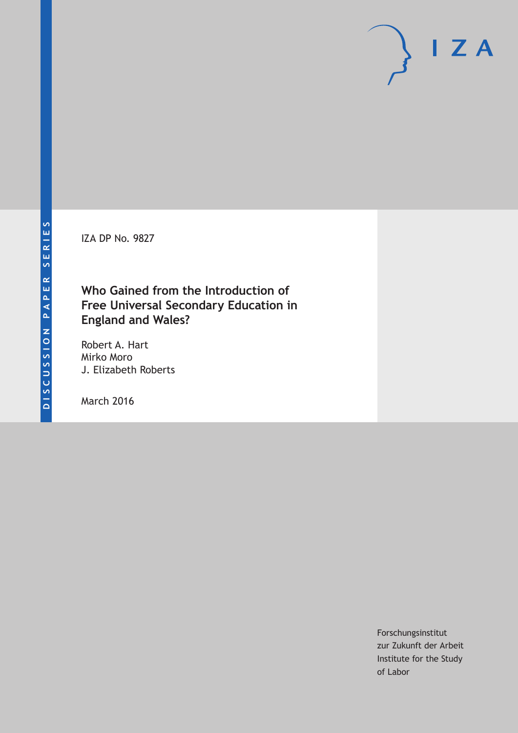DISCUSSION PAPER SERIES

IZA

IZA DP No. 9827

# Who Gained from the Introduction of Free Universal Secondary Education in England and Wales?

Robert A. Hart
Mirko Moro
J. Elizabeth Roberts

March 2016

Forschungsinstitut
zur Zukunft der Arbeit
Institute for the Study
of Labor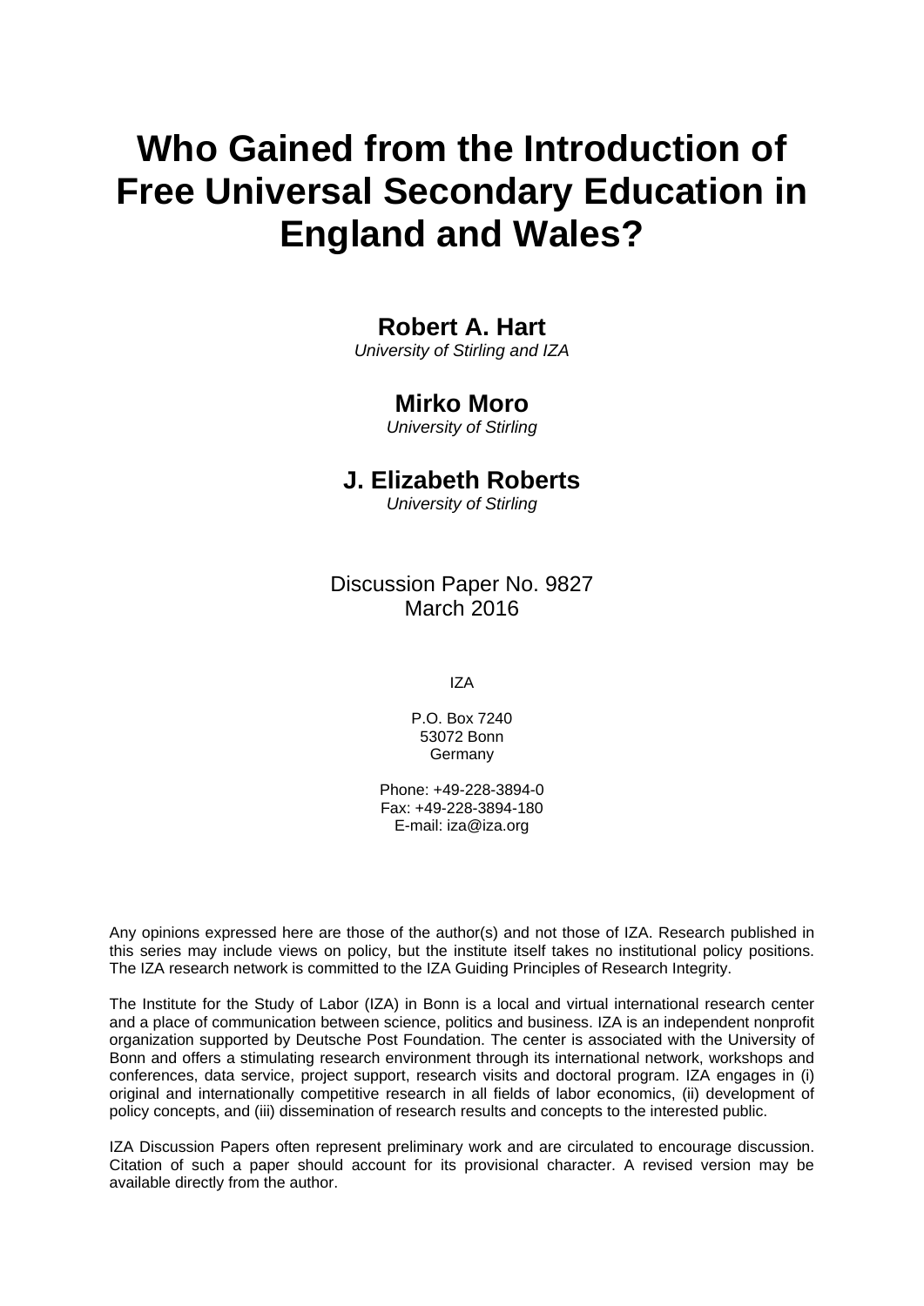# Who Gained from the Introduction of Free Universal Secondary Education in England and Wales?

**Robert A. Hart**
*University of Stirling and IZA*

**Mirko Moro**
*University of Stirling*

**J. Elizabeth Roberts**
*University of Stirling*

Discussion Paper No. 9827
March 2016

IZA

P.O. Box 7240
53072 Bonn
Germany

Phone: +49-228-3894-0
Fax: +49-228-3894-180
E-mail: iza@iza.org

Any opinions expressed here are those of the author(s) and not those of IZA. Research published in this series may include views on policy, but the institute itself takes no institutional policy positions. The IZA research network is committed to the IZA Guiding Principles of Research Integrity.

The Institute for the Study of Labor (IZA) in Bonn is a local and virtual international research center and a place of communication between science, politics and business. IZA is an independent nonprofit organization supported by Deutsche Post Foundation. The center is associated with the University of Bonn and offers a stimulating research environment through its international network, workshops and conferences, data service, project support, research visits and doctoral program. IZA engages in (i) original and internationally competitive research in all fields of labor economics, (ii) development of policy concepts, and (iii) dissemination of research results and concepts to the interested public.

IZA Discussion Papers often represent preliminary work and are circulated to encourage discussion. Citation of such a paper should account for its provisional character. A revised version may be available directly from the author.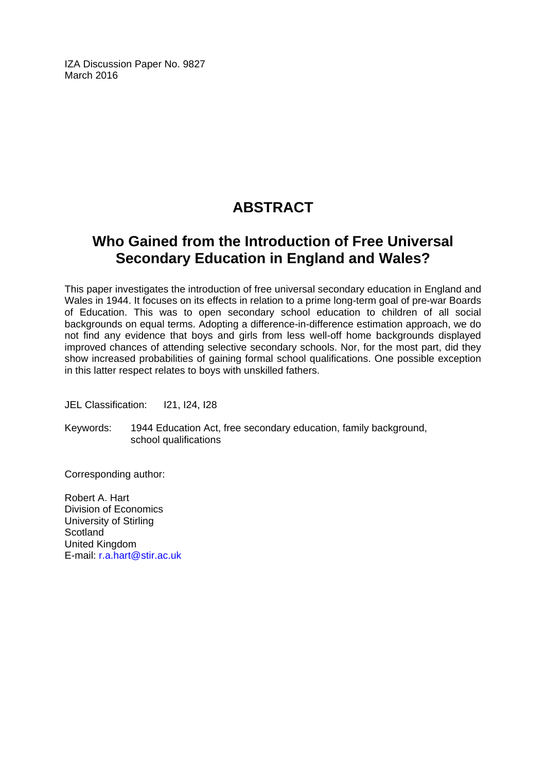IZA Discussion Paper No. 9827
March 2016

# ABSTRACT

## Who Gained from the Introduction of Free Universal Secondary Education in England and Wales?

This paper investigates the introduction of free universal secondary education in England and Wales in 1944. It focuses on its effects in relation to a prime long-term goal of pre-war Boards of Education. This was to open secondary school education to children of all social backgrounds on equal terms. Adopting a difference-in-difference estimation approach, we do not find any evidence that boys and girls from less well-off home backgrounds displayed improved chances of attending selective secondary schools. Nor, for the most part, did they show increased probabilities of gaining formal school qualifications. One possible exception in this latter respect relates to boys with unskilled fathers.

JEL Classification: I21, I24, I28

Keywords: 1944 Education Act, free secondary education, family background, school qualifications

Corresponding author:

Robert A. Hart
Division of Economics
University of Stirling
Scotland
United Kingdom
E-mail: r.a.hart@stir.ac.uk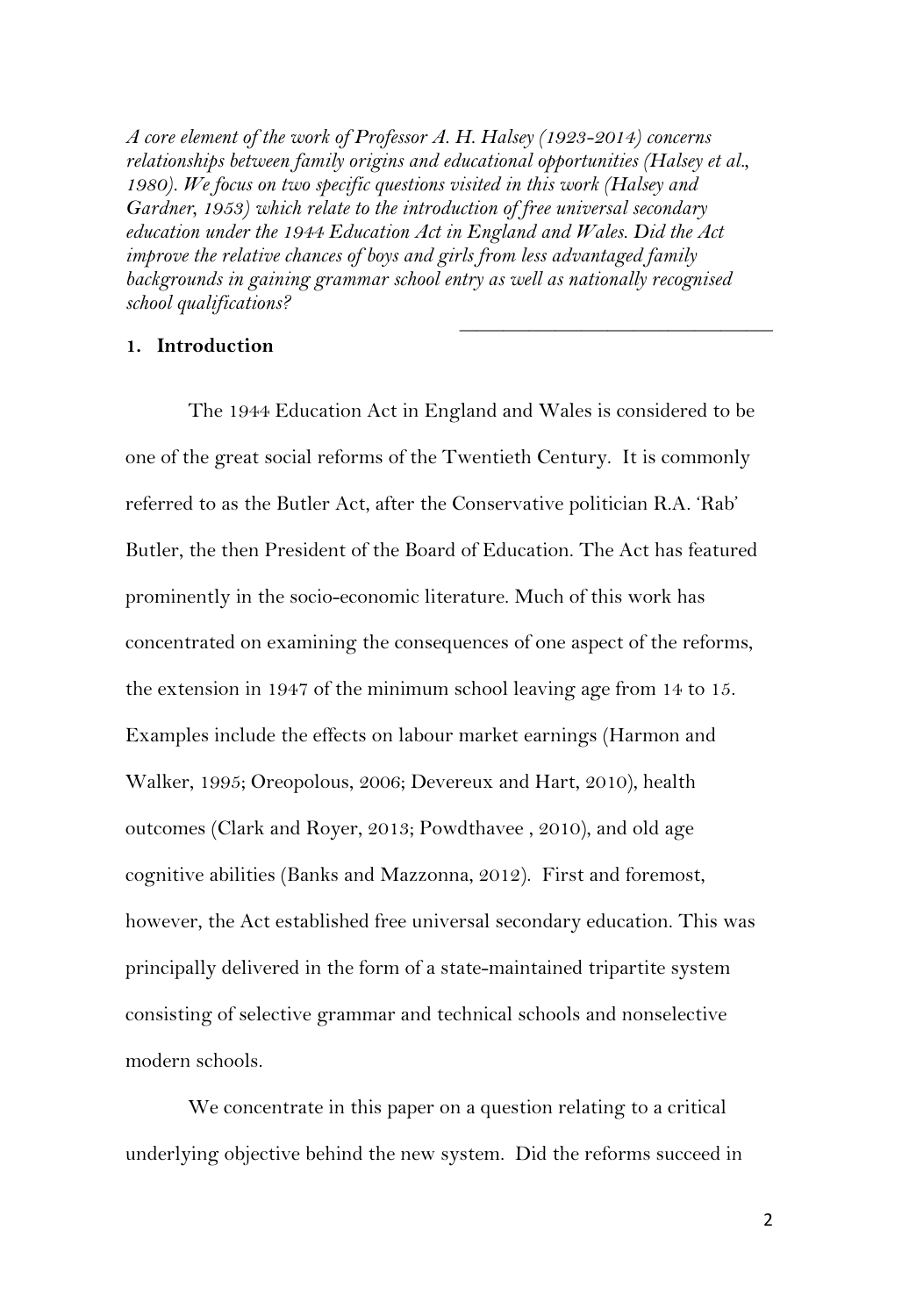*A core element of the work of Professor A. H. Halsey (1923-2014) concerns relationships between family origins and educational opportunities (Halsey et al., 1980). We focus on two specific questions visited in this work (Halsey and Gardner, 1953) which relate to the introduction of free universal secondary education under the 1944 Education Act in England and Wales. Did the Act improve the relative chances of boys and girls from less advantaged family backgrounds in gaining grammar school entry as well as nationally recognised school qualifications?*

---

## 1. Introduction

The 1944 Education Act in England and Wales is considered to be one of the great social reforms of the Twentieth Century. It is commonly referred to as the Butler Act, after the Conservative politician R.A. 'Rab' Butler, the then President of the Board of Education. The Act has featured prominently in the socio-economic literature. Much of this work has concentrated on examining the consequences of one aspect of the reforms, the extension in 1947 of the minimum school leaving age from 14 to 15. Examples include the effects on labour market earnings (Harmon and Walker, 1995; Oreopolous, 2006; Devereux and Hart, 2010), health outcomes (Clark and Royer, 2013; Powdthavee , 2010), and old age cognitive abilities (Banks and Mazzonna, 2012). First and foremost, however, the Act established free universal secondary education. This was principally delivered in the form of a state-maintained tripartite system consisting of selective grammar and technical schools and nonselective modern schools.

We concentrate in this paper on a question relating to a critical underlying objective behind the new system. Did the reforms succeed in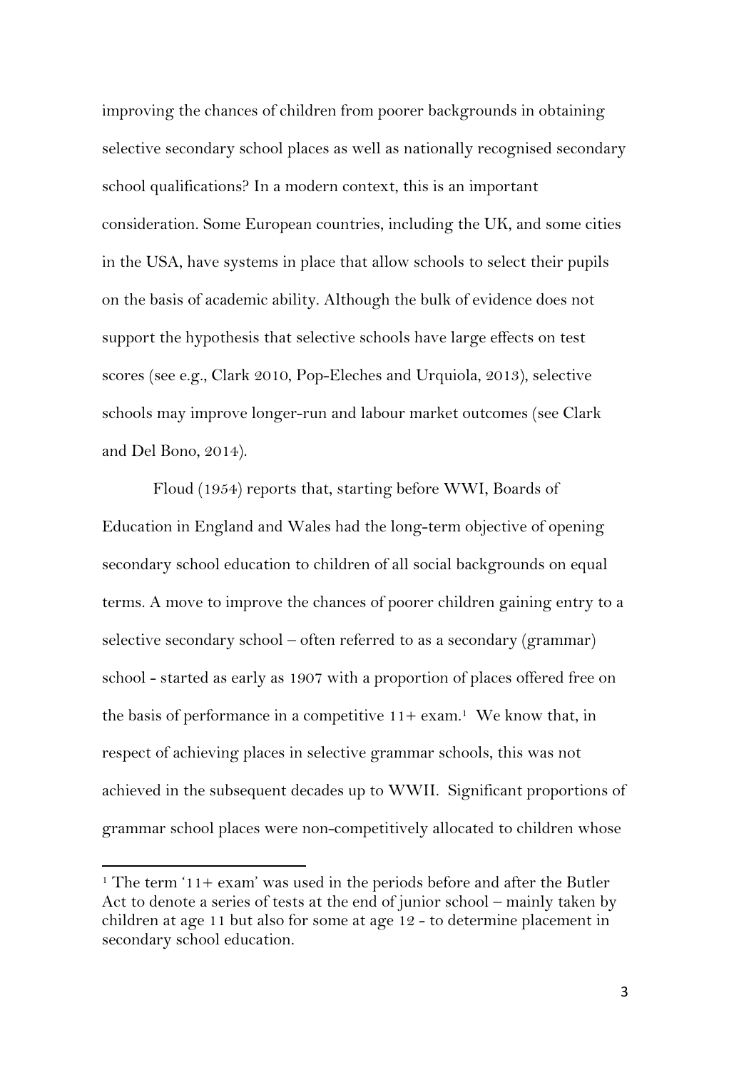improving the chances of children from poorer backgrounds in obtaining selective secondary school places as well as nationally recognised secondary school qualifications? In a modern context, this is an important consideration. Some European countries, including the UK, and some cities in the USA, have systems in place that allow schools to select their pupils on the basis of academic ability. Although the bulk of evidence does not support the hypothesis that selective schools have large effects on test scores (see e.g., Clark 2010, Pop-Eleches and Urquiola, 2013), selective schools may improve longer-run and labour market outcomes (see Clark and Del Bono, 2014).

Floud (1954) reports that, starting before WWI, Boards of Education in England and Wales had the long-term objective of opening secondary school education to children of all social backgrounds on equal terms. A move to improve the chances of poorer children gaining entry to a selective secondary school – often referred to as a secondary (grammar) school - started as early as 1907 with a proportion of places offered free on the basis of performance in a competitive 11+ exam.[1] We know that, in respect of achieving places in selective grammar schools, this was not achieved in the subsequent decades up to WWII. Significant proportions of grammar school places were non-competitively allocated to children whose

[1] The term '11+ exam' was used in the periods before and after the Butler Act to denote a series of tests at the end of junior school – mainly taken by children at age 11 but also for some at age 12 - to determine placement in secondary school education.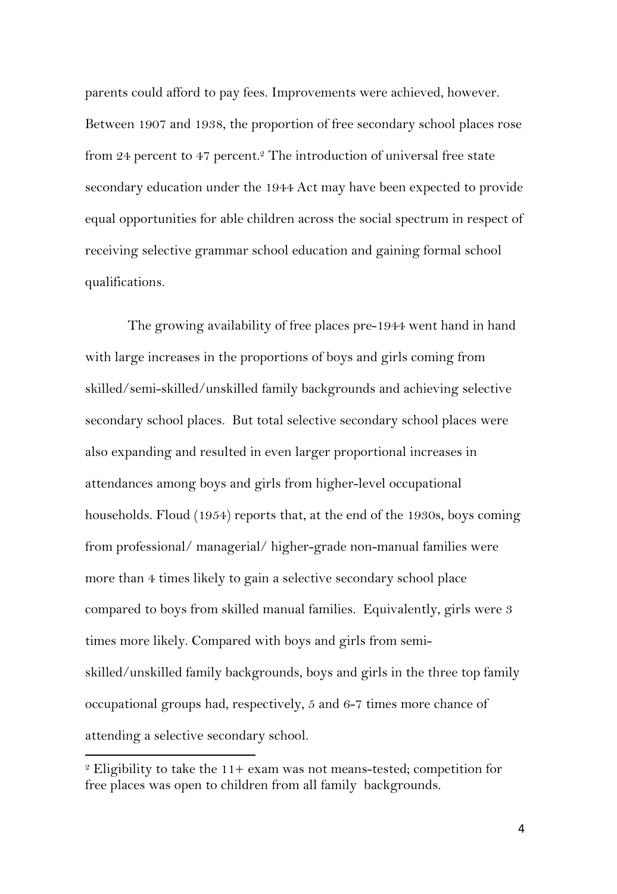parents could afford to pay fees. Improvements were achieved, however. Between 1907 and 1938, the proportion of free secondary school places rose from 24 percent to 47 percent.[2] The introduction of universal free state secondary education under the 1944 Act may have been expected to provide equal opportunities for able children across the social spectrum in respect of receiving selective grammar school education and gaining formal school qualifications.

The growing availability of free places pre-1944 went hand in hand with large increases in the proportions of boys and girls coming from skilled/semi-skilled/unskilled family backgrounds and achieving selective secondary school places. But total selective secondary school places were also expanding and resulted in even larger proportional increases in attendances among boys and girls from higher-level occupational households. Floud (1954) reports that, at the end of the 1930s, boys coming from professional/ managerial/ higher-grade non-manual families were more than 4 times likely to gain a selective secondary school place compared to boys from skilled manual families. Equivalently, girls were 3 times more likely. Compared with boys and girls from semi-skilled/unskilled family backgrounds, boys and girls in the three top family occupational groups had, respectively, 5 and 6-7 times more chance of attending a selective secondary school.

---

[2] Eligibility to take the 11+ exam was not means-tested; competition for free places was open to children from all family backgrounds.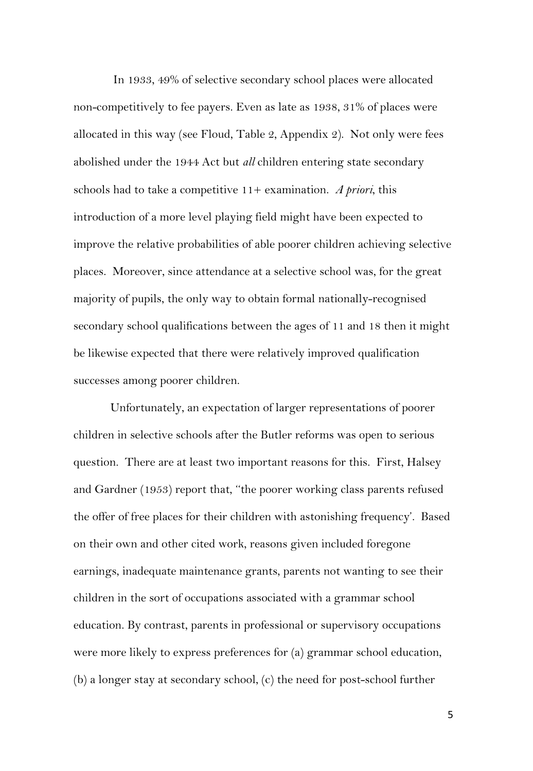In 1933, 49% of selective secondary school places were allocated non-competitively to fee payers. Even as late as 1938, 31% of places were allocated in this way (see Floud, Table 2, Appendix 2). Not only were fees abolished under the 1944 Act but *all* children entering state secondary schools had to take a competitive 11+ examination. *A priori*, this introduction of a more level playing field might have been expected to improve the relative probabilities of able poorer children achieving selective places. Moreover, since attendance at a selective school was, for the great majority of pupils, the only way to obtain formal nationally-recognised secondary school qualifications between the ages of 11 and 18 then it might be likewise expected that there were relatively improved qualification successes among poorer children.

Unfortunately, an expectation of larger representations of poorer children in selective schools after the Butler reforms was open to serious question. There are at least two important reasons for this. First, Halsey and Gardner (1953) report that, ''the poorer working class parents refused the offer of free places for their children with astonishing frequency'. Based on their own and other cited work, reasons given included foregone earnings, inadequate maintenance grants, parents not wanting to see their children in the sort of occupations associated with a grammar school education. By contrast, parents in professional or supervisory occupations were more likely to express preferences for (a) grammar school education, (b) a longer stay at secondary school, (c) the need for post-school further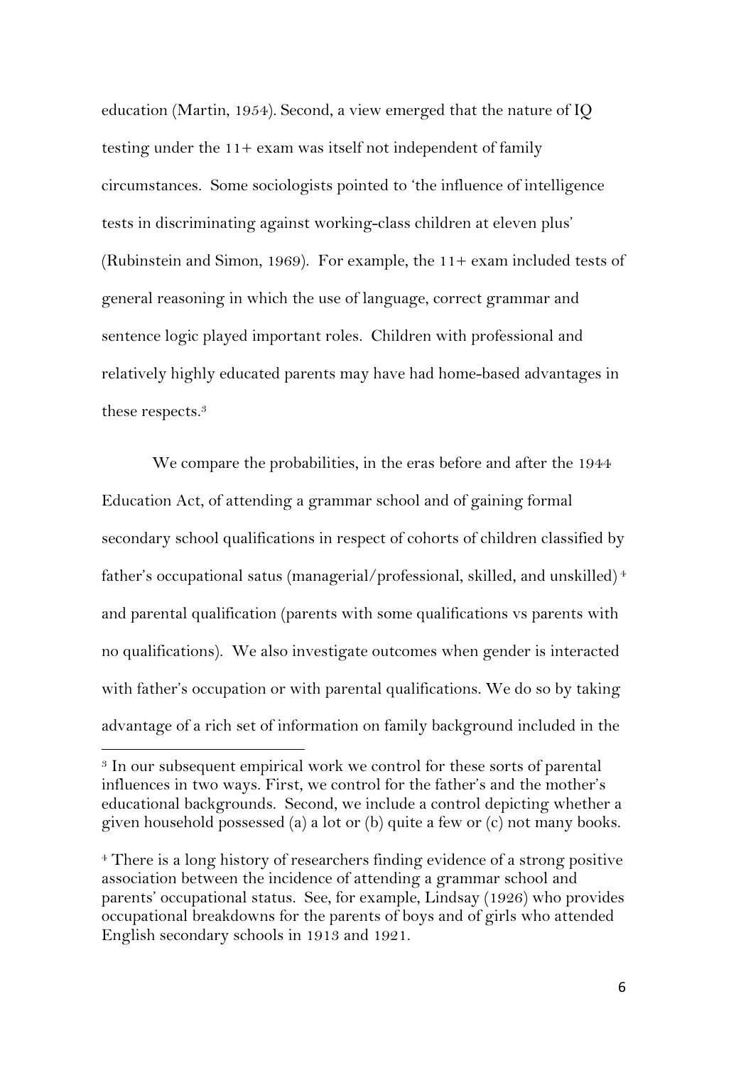education (Martin, 1954). Second, a view emerged that the nature of IQ testing under the 11+ exam was itself not independent of family circumstances. Some sociologists pointed to 'the influence of intelligence tests in discriminating against working-class children at eleven plus' (Rubinstein and Simon, 1969). For example, the 11+ exam included tests of general reasoning in which the use of language, correct grammar and sentence logic played important roles. Children with professional and relatively highly educated parents may have had home-based advantages in these respects.[3]

We compare the probabilities, in the eras before and after the 1944 Education Act, of attending a grammar school and of gaining formal secondary school qualifications in respect of cohorts of children classified by father's occupational satus (managerial/professional, skilled, and unskilled) [4] and parental qualification (parents with some qualifications vs parents with no qualifications). We also investigate outcomes when gender is interacted with father's occupation or with parental qualifications. We do so by taking advantage of a rich set of information on family background included in the

---

[3] In our subsequent empirical work we control for these sorts of parental influences in two ways. First, we control for the father's and the mother's educational backgrounds. Second, we include a control depicting whether a given household possessed (a) a lot or (b) quite a few or (c) not many books.

[4] There is a long history of researchers finding evidence of a strong positive association between the incidence of attending a grammar school and parents' occupational status. See, for example, Lindsay (1926) who provides occupational breakdowns for the parents of boys and of girls who attended English secondary schools in 1913 and 1921.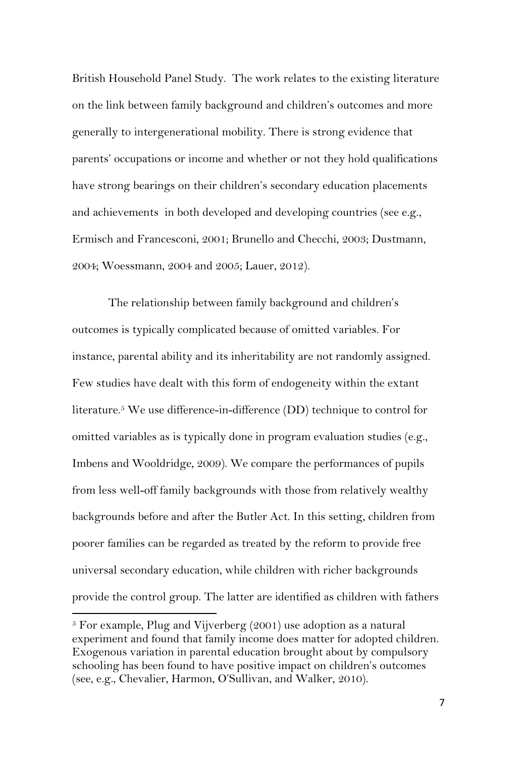British Household Panel Study. The work relates to the existing literature on the link between family background and children's outcomes and more generally to intergenerational mobility. There is strong evidence that parents' occupations or income and whether or not they hold qualifications have strong bearings on their children's secondary education placements and achievements in both developed and developing countries (see e.g., Ermisch and Francesconi, 2001; Brunello and Checchi, 2003; Dustmann, 2004; Woessmann, 2004 and 2005; Lauer, 2012).

The relationship between family background and children's outcomes is typically complicated because of omitted variables. For instance, parental ability and its inheritability are not randomly assigned. Few studies have dealt with this form of endogeneity within the extant literature.[5] We use difference-in-difference (DD) technique to control for omitted variables as is typically done in program evaluation studies (e.g., Imbens and Wooldridge, 2009). We compare the performances of pupils from less well-off family backgrounds with those from relatively wealthy backgrounds before and after the Butler Act. In this setting, children from poorer families can be regarded as treated by the reform to provide free universal secondary education, while children with richer backgrounds provide the control group. The latter are identified as children with fathers

[5] For example, Plug and Vijverberg (2001) use adoption as a natural experiment and found that family income does matter for adopted children. Exogenous variation in parental education brought about by compulsory schooling has been found to have positive impact on children's outcomes (see, e.g., Chevalier, Harmon, O'Sullivan, and Walker, 2010).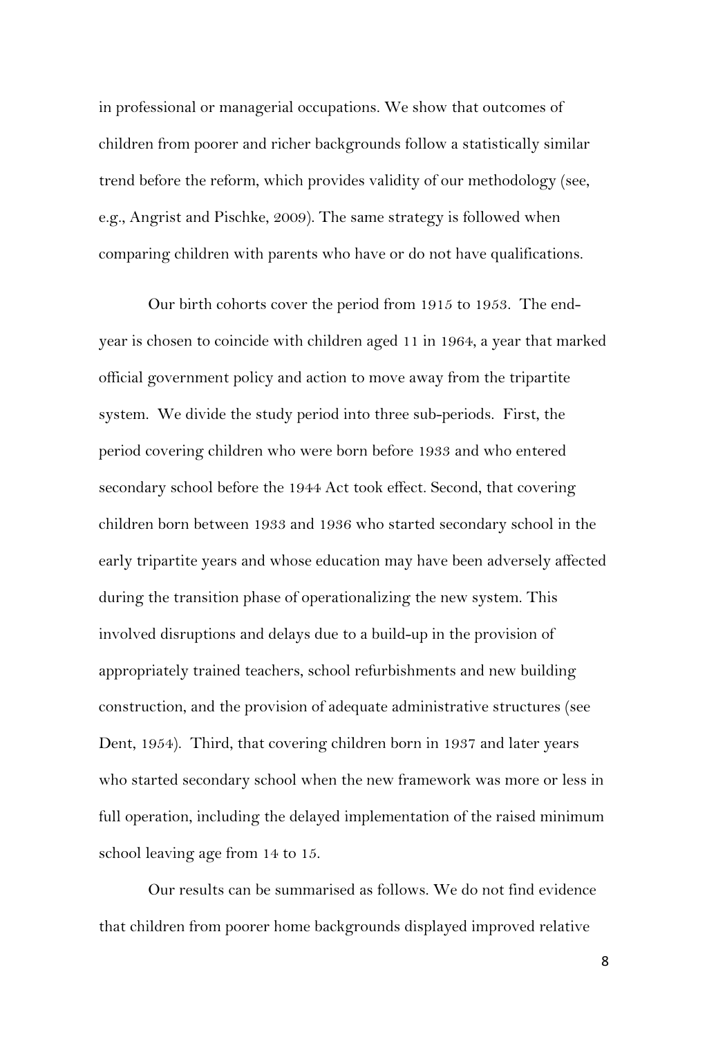in professional or managerial occupations. We show that outcomes of children from poorer and richer backgrounds follow a statistically similar trend before the reform, which provides validity of our methodology (see, e.g., Angrist and Pischke, 2009). The same strategy is followed when comparing children with parents who have or do not have qualifications.

Our birth cohorts cover the period from 1915 to 1953. The end-year is chosen to coincide with children aged 11 in 1964, a year that marked official government policy and action to move away from the tripartite system. We divide the study period into three sub-periods. First, the period covering children who were born before 1933 and who entered secondary school before the 1944 Act took effect. Second, that covering children born between 1933 and 1936 who started secondary school in the early tripartite years and whose education may have been adversely affected during the transition phase of operationalizing the new system. This involved disruptions and delays due to a build-up in the provision of appropriately trained teachers, school refurbishments and new building construction, and the provision of adequate administrative structures (see Dent, 1954). Third, that covering children born in 1937 and later years who started secondary school when the new framework was more or less in full operation, including the delayed implementation of the raised minimum school leaving age from 14 to 15.

Our results can be summarised as follows. We do not find evidence that children from poorer home backgrounds displayed improved relative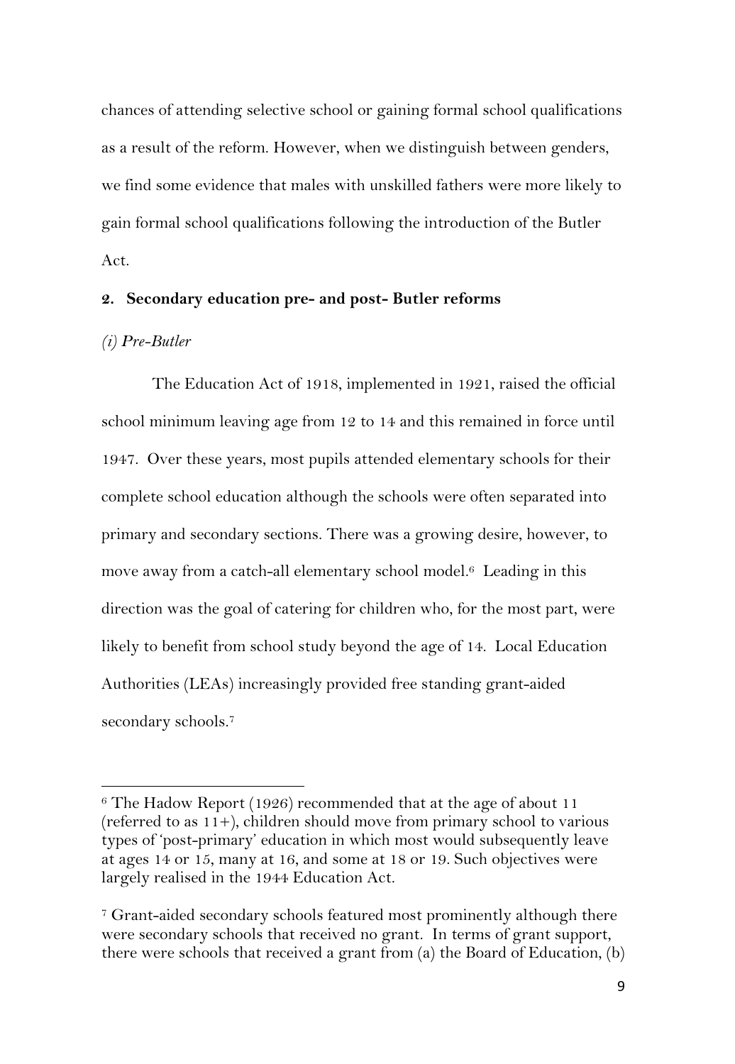chances of attending selective school or gaining formal school qualifications as a result of the reform. However, when we distinguish between genders, we find some evidence that males with unskilled fathers were more likely to gain formal school qualifications following the introduction of the Butler Act.

## 2. Secondary education pre- and post- Butler reforms

*(i) Pre-Butler*

The Education Act of 1918, implemented in 1921, raised the official school minimum leaving age from 12 to 14 and this remained in force until 1947. Over these years, most pupils attended elementary schools for their complete school education although the schools were often separated into primary and secondary sections. There was a growing desire, however, to move away from a catch-all elementary school model.[6] Leading in this direction was the goal of catering for children who, for the most part, were likely to benefit from school study beyond the age of 14. Local Education Authorities (LEAs) increasingly provided free standing grant-aided secondary schools.[7]

---

[6] The Hadow Report (1926) recommended that at the age of about 11 (referred to as 11+), children should move from primary school to various types of 'post-primary' education in which most would subsequently leave at ages 14 or 15, many at 16, and some at 18 or 19. Such objectives were largely realised in the 1944 Education Act.

[7] Grant-aided secondary schools featured most prominently although there were secondary schools that received no grant. In terms of grant support, there were schools that received a grant from (a) the Board of Education, (b)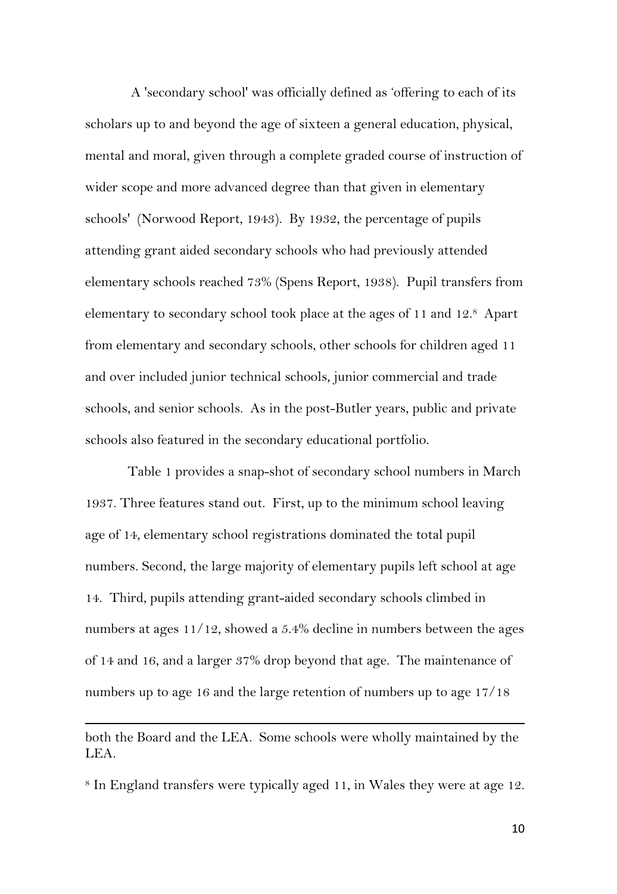A 'secondary school' was officially defined as 'offering to each of its scholars up to and beyond the age of sixteen a general education, physical, mental and moral, given through a complete graded course of instruction of wider scope and more advanced degree than that given in elementary schools' (Norwood Report, 1943). By 1932, the percentage of pupils attending grant aided secondary schools who had previously attended elementary schools reached 73% (Spens Report, 1938). Pupil transfers from elementary to secondary school took place at the ages of 11 and 12.[8] Apart from elementary and secondary schools, other schools for children aged 11 and over included junior technical schools, junior commercial and trade schools, and senior schools. As in the post-Butler years, public and private schools also featured in the secondary educational portfolio.

Table 1 provides a snap-shot of secondary school numbers in March 1937. Three features stand out. First, up to the minimum school leaving age of 14, elementary school registrations dominated the total pupil numbers. Second, the large majority of elementary pupils left school at age 14. Third, pupils attending grant-aided secondary schools climbed in numbers at ages 11/12, showed a 5.4% decline in numbers between the ages of 14 and 16, and a larger 37% drop beyond that age. The maintenance of numbers up to age 16 and the large retention of numbers up to age 17/18

---

both the Board and the LEA. Some schools were wholly maintained by the LEA.

[8] In England transfers were typically aged 11, in Wales they were at age 12.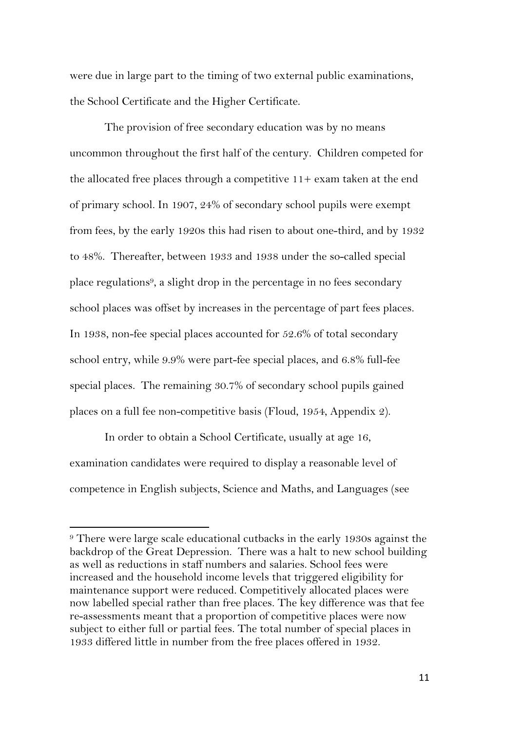were due in large part to the timing of two external public examinations, the School Certificate and the Higher Certificate.

The provision of free secondary education was by no means uncommon throughout the first half of the century. Children competed for the allocated free places through a competitive 11+ exam taken at the end of primary school. In 1907, 24% of secondary school pupils were exempt from fees, by the early 1920s this had risen to about one-third, and by 1932 to 48%. Thereafter, between 1933 and 1938 under the so-called special place regulations[9], a slight drop in the percentage in no fees secondary school places was offset by increases in the percentage of part fees places. In 1938, non-fee special places accounted for 52.6% of total secondary school entry, while 9.9% were part-fee special places, and 6.8% full-fee special places. The remaining 30.7% of secondary school pupils gained places on a full fee non-competitive basis (Floud, 1954, Appendix 2).

In order to obtain a School Certificate, usually at age 16, examination candidates were required to display a reasonable level of competence in English subjects, Science and Maths, and Languages (see

[9] There were large scale educational cutbacks in the early 1930s against the backdrop of the Great Depression. There was a halt to new school building as well as reductions in staff numbers and salaries. School fees were increased and the household income levels that triggered eligibility for maintenance support were reduced. Competitively allocated places were now labelled special rather than free places. The key difference was that fee re-assessments meant that a proportion of competitive places were now subject to either full or partial fees. The total number of special places in 1933 differed little in number from the free places offered in 1932.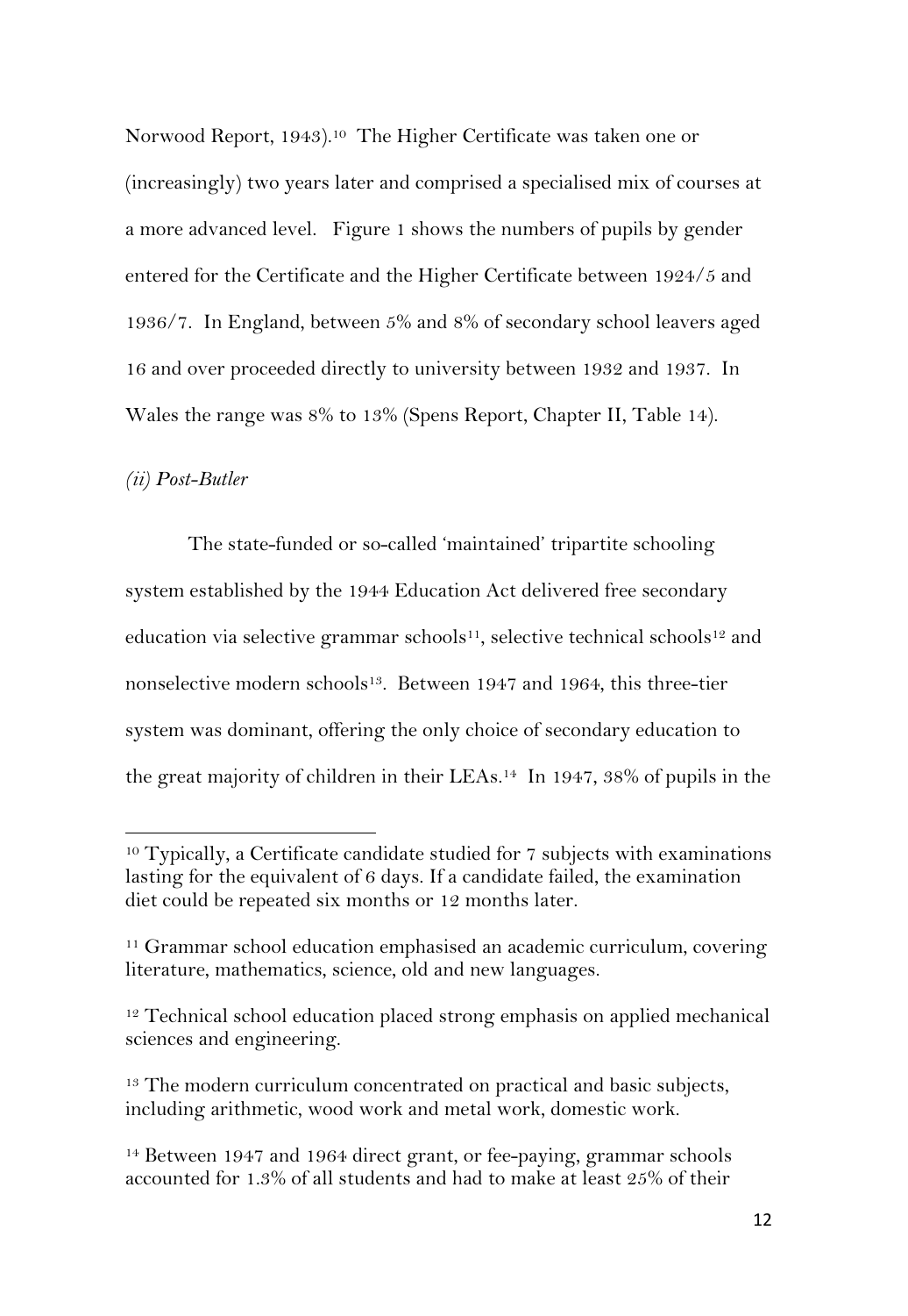Norwood Report, 1943).[10] The Higher Certificate was taken one or (increasingly) two years later and comprised a specialised mix of courses at a more advanced level. Figure 1 shows the numbers of pupils by gender entered for the Certificate and the Higher Certificate between 1924/5 and 1936/7. In England, between 5% and 8% of secondary school leavers aged 16 and over proceeded directly to university between 1932 and 1937. In Wales the range was 8% to 13% (Spens Report, Chapter II, Table 14).

*(ii) Post-Butler*

The state-funded or so-called 'maintained' tripartite schooling system established by the 1944 Education Act delivered free secondary education via selective grammar schools[11], selective technical schools[12] and nonselective modern schools[13]. Between 1947 and 1964, this three-tier system was dominant, offering the only choice of secondary education to the great majority of children in their LEAs.[14] In 1947, 38% of pupils in the

---

[10] Typically, a Certificate candidate studied for 7 subjects with examinations lasting for the equivalent of 6 days. If a candidate failed, the examination diet could be repeated six months or 12 months later.

[11] Grammar school education emphasised an academic curriculum, covering literature, mathematics, science, old and new languages.

[12] Technical school education placed strong emphasis on applied mechanical sciences and engineering.

[13] The modern curriculum concentrated on practical and basic subjects, including arithmetic, wood work and metal work, domestic work.

[14] Between 1947 and 1964 direct grant, or fee-paying, grammar schools accounted for 1.3% of all students and had to make at least 25% of their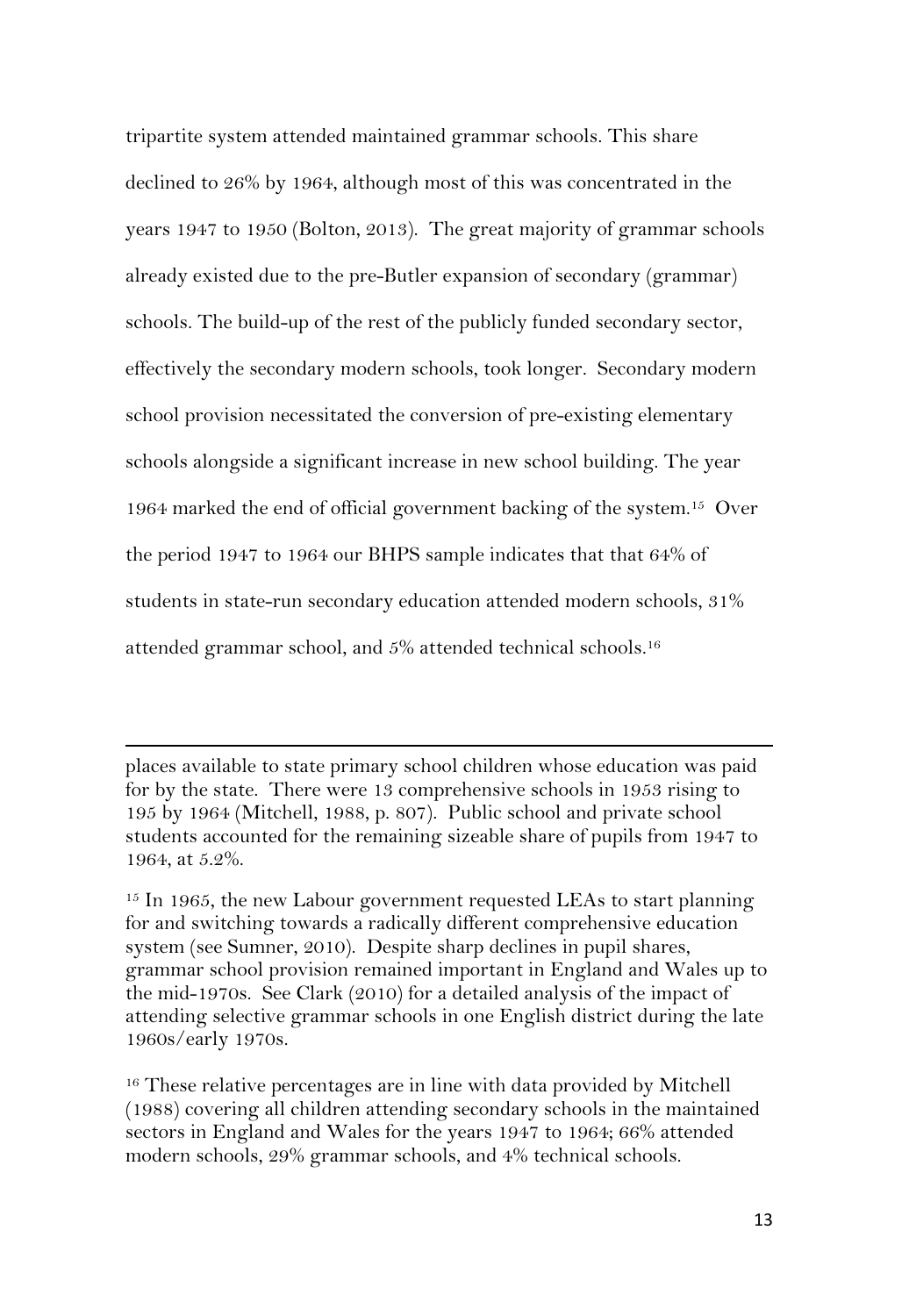tripartite system attended maintained grammar schools. This share declined to 26% by 1964, although most of this was concentrated in the years 1947 to 1950 (Bolton, 2013). The great majority of grammar schools already existed due to the pre-Butler expansion of secondary (grammar) schools. The build-up of the rest of the publicly funded secondary sector, effectively the secondary modern schools, took longer. Secondary modern school provision necessitated the conversion of pre-existing elementary schools alongside a significant increase in new school building. The year 1964 marked the end of official government backing of the system.[15] Over the period 1947 to 1964 our BHPS sample indicates that that 64% of students in state-run secondary education attended modern schools, 31% attended grammar school, and 5% attended technical schools.[16]

---

places available to state primary school children whose education was paid for by the state. There were 13 comprehensive schools in 1953 rising to 195 by 1964 (Mitchell, 1988, p. 807). Public school and private school students accounted for the remaining sizeable share of pupils from 1947 to 1964, at 5.2%.

[15] In 1965, the new Labour government requested LEAs to start planning for and switching towards a radically different comprehensive education system (see Sumner, 2010). Despite sharp declines in pupil shares, grammar school provision remained important in England and Wales up to the mid-1970s. See Clark (2010) for a detailed analysis of the impact of attending selective grammar schools in one English district during the late 1960s/early 1970s.

[16] These relative percentages are in line with data provided by Mitchell (1988) covering all children attending secondary schools in the maintained sectors in England and Wales for the years 1947 to 1964; 66% attended modern schools, 29% grammar schools, and 4% technical schools.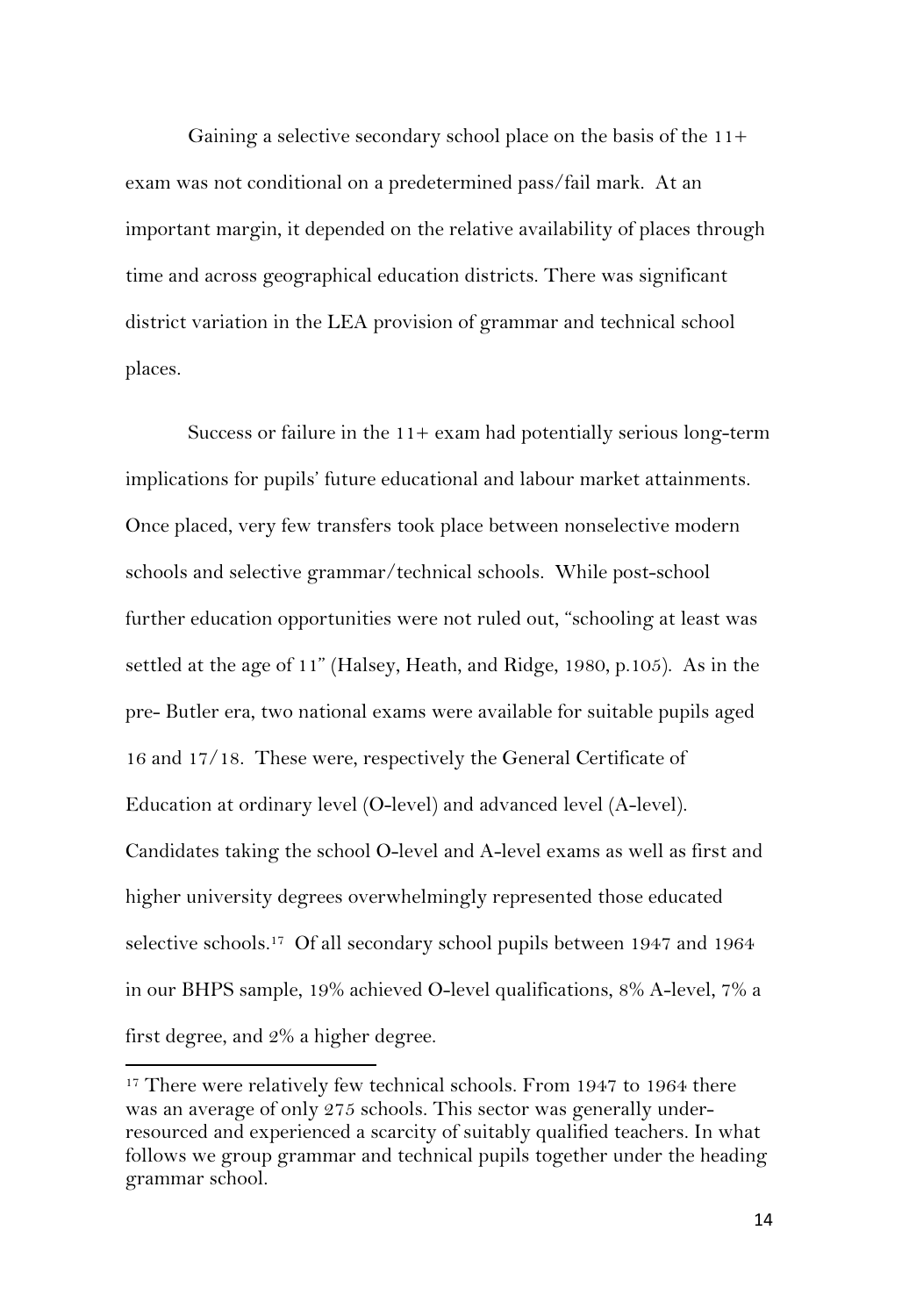Gaining a selective secondary school place on the basis of the 11+ exam was not conditional on a predetermined pass/fail mark. At an important margin, it depended on the relative availability of places through time and across geographical education districts. There was significant district variation in the LEA provision of grammar and technical school places.

Success or failure in the 11+ exam had potentially serious long-term implications for pupils' future educational and labour market attainments. Once placed, very few transfers took place between nonselective modern schools and selective grammar/technical schools. While post-school further education opportunities were not ruled out, "schooling at least was settled at the age of 11" (Halsey, Heath, and Ridge, 1980, p.105). As in the pre- Butler era, two national exams were available for suitable pupils aged 16 and 17/18. These were, respectively the General Certificate of Education at ordinary level (O-level) and advanced level (A-level). Candidates taking the school O-level and A-level exams as well as first and higher university degrees overwhelmingly represented those educated selective schools.[17] Of all secondary school pupils between 1947 and 1964 in our BHPS sample, 19% achieved O-level qualifications, 8% A-level, 7% a first degree, and 2% a higher degree.

[17] There were relatively few technical schools. From 1947 to 1964 there was an average of only 275 schools. This sector was generally under-resourced and experienced a scarcity of suitably qualified teachers. In what follows we group grammar and technical pupils together under the heading grammar school.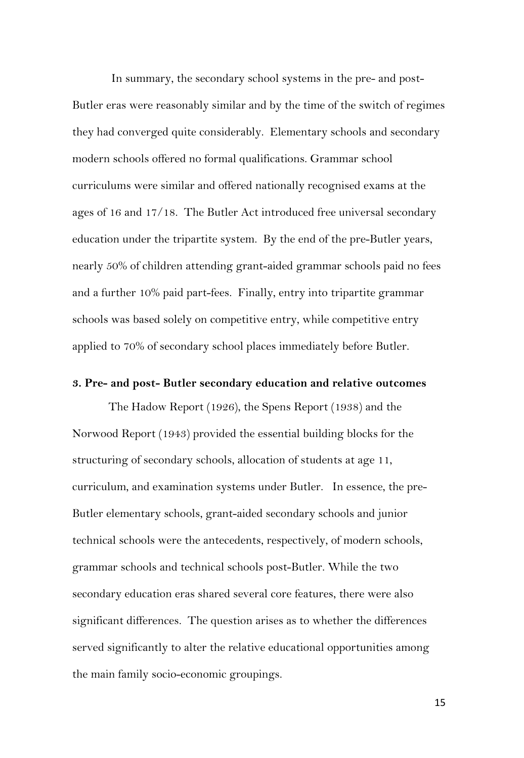In summary, the secondary school systems in the pre- and post-Butler eras were reasonably similar and by the time of the switch of regimes they had converged quite considerably. Elementary schools and secondary modern schools offered no formal qualifications. Grammar school curriculums were similar and offered nationally recognised exams at the ages of 16 and 17/18. The Butler Act introduced free universal secondary education under the tripartite system. By the end of the pre-Butler years, nearly 50% of children attending grant-aided grammar schools paid no fees and a further 10% paid part-fees. Finally, entry into tripartite grammar schools was based solely on competitive entry, while competitive entry applied to 70% of secondary school places immediately before Butler.

### 3. Pre- and post- Butler secondary education and relative outcomes

The Hadow Report (1926), the Spens Report (1938) and the Norwood Report (1943) provided the essential building blocks for the structuring of secondary schools, allocation of students at age 11, curriculum, and examination systems under Butler. In essence, the pre-Butler elementary schools, grant-aided secondary schools and junior technical schools were the antecedents, respectively, of modern schools, grammar schools and technical schools post-Butler. While the two secondary education eras shared several core features, there were also significant differences. The question arises as to whether the differences served significantly to alter the relative educational opportunities among the main family socio-economic groupings.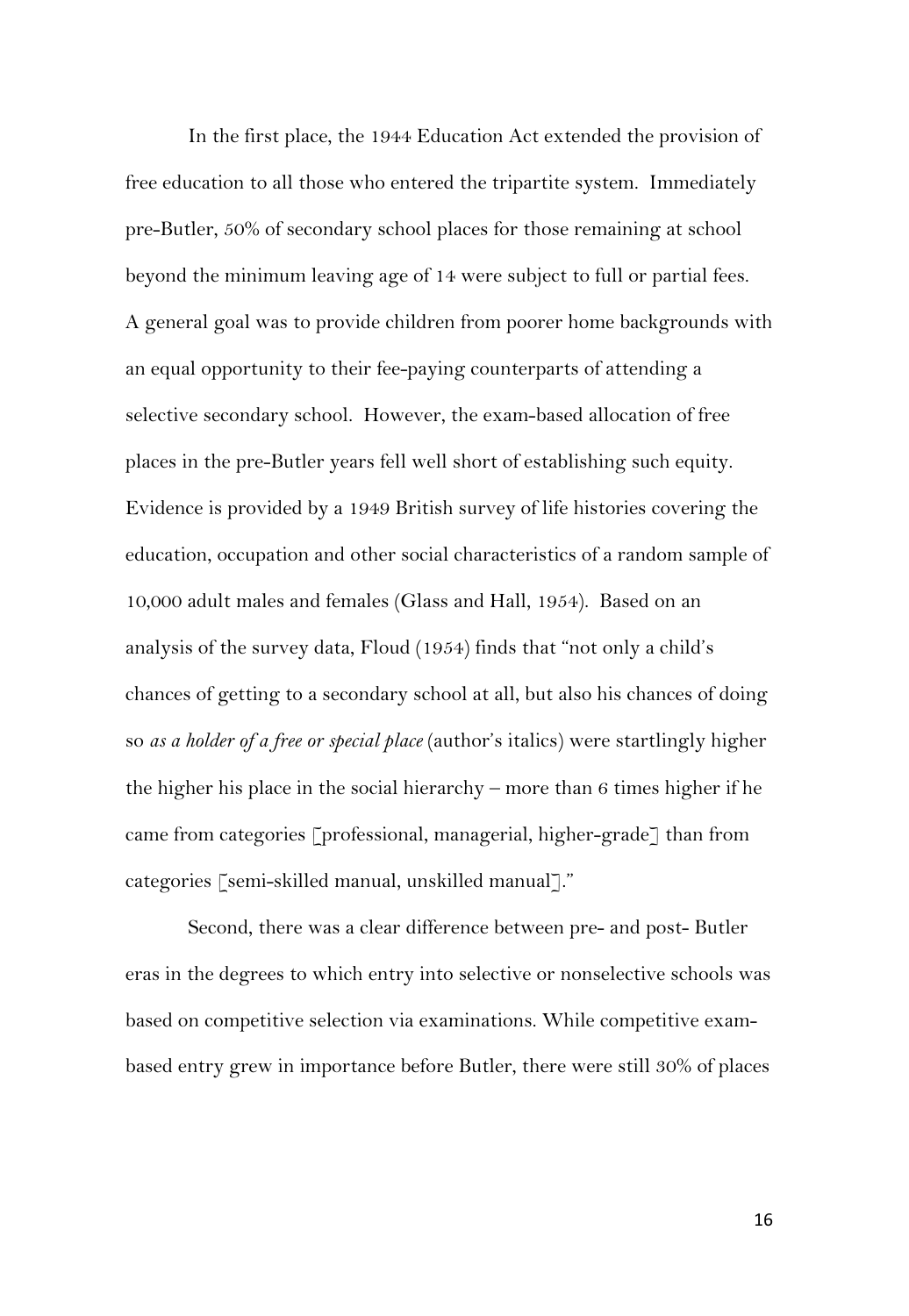In the first place, the 1944 Education Act extended the provision of free education to all those who entered the tripartite system. Immediately pre-Butler, 50% of secondary school places for those remaining at school beyond the minimum leaving age of 14 were subject to full or partial fees. A general goal was to provide children from poorer home backgrounds with an equal opportunity to their fee-paying counterparts of attending a selective secondary school. However, the exam-based allocation of free places in the pre-Butler years fell well short of establishing such equity. Evidence is provided by a 1949 British survey of life histories covering the education, occupation and other social characteristics of a random sample of 10,000 adult males and females (Glass and Hall, 1954). Based on an analysis of the survey data, Floud (1954) finds that "not only a child's chances of getting to a secondary school at all, but also his chances of doing so *as a holder of a free or special place* (author's italics) were startlingly higher the higher his place in the social hierarchy – more than 6 times higher if he came from categories [professional, managerial, higher-grade] than from categories [semi-skilled manual, unskilled manual]."

Second, there was a clear difference between pre- and post- Butler eras in the degrees to which entry into selective or nonselective schools was based on competitive selection via examinations. While competitive exam-based entry grew in importance before Butler, there were still 30% of places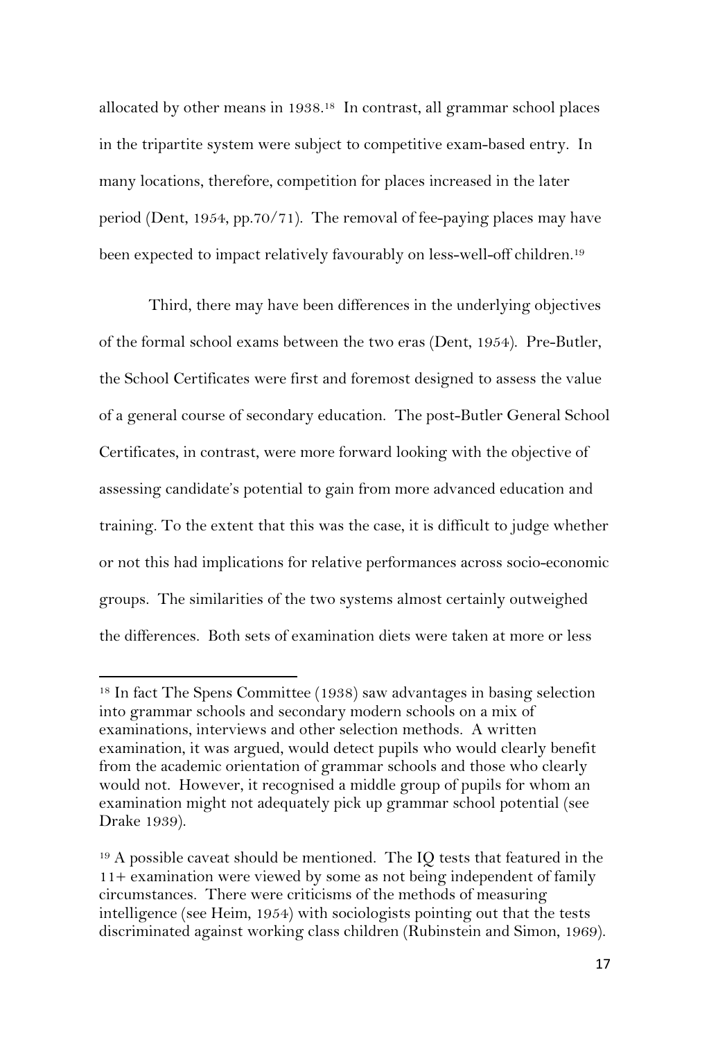allocated by other means in 1938.[18] In contrast, all grammar school places in the tripartite system were subject to competitive exam-based entry. In many locations, therefore, competition for places increased in the later period (Dent, 1954, pp.70/71). The removal of fee-paying places may have been expected to impact relatively favourably on less-well-off children.[19]

Third, there may have been differences in the underlying objectives of the formal school exams between the two eras (Dent, 1954). Pre-Butler, the School Certificates were first and foremost designed to assess the value of a general course of secondary education. The post-Butler General School Certificates, in contrast, were more forward looking with the objective of assessing candidate's potential to gain from more advanced education and training. To the extent that this was the case, it is difficult to judge whether or not this had implications for relative performances across socio-economic groups. The similarities of the two systems almost certainly outweighed the differences. Both sets of examination diets were taken at more or less

---

[18] In fact The Spens Committee (1938) saw advantages in basing selection into grammar schools and secondary modern schools on a mix of examinations, interviews and other selection methods. A written examination, it was argued, would detect pupils who would clearly benefit from the academic orientation of grammar schools and those who clearly would not. However, it recognised a middle group of pupils for whom an examination might not adequately pick up grammar school potential (see Drake 1939).

[19] A possible caveat should be mentioned. The IQ tests that featured in the 11+ examination were viewed by some as not being independent of family circumstances. There were criticisms of the methods of measuring intelligence (see Heim, 1954) with sociologists pointing out that the tests discriminated against working class children (Rubinstein and Simon, 1969).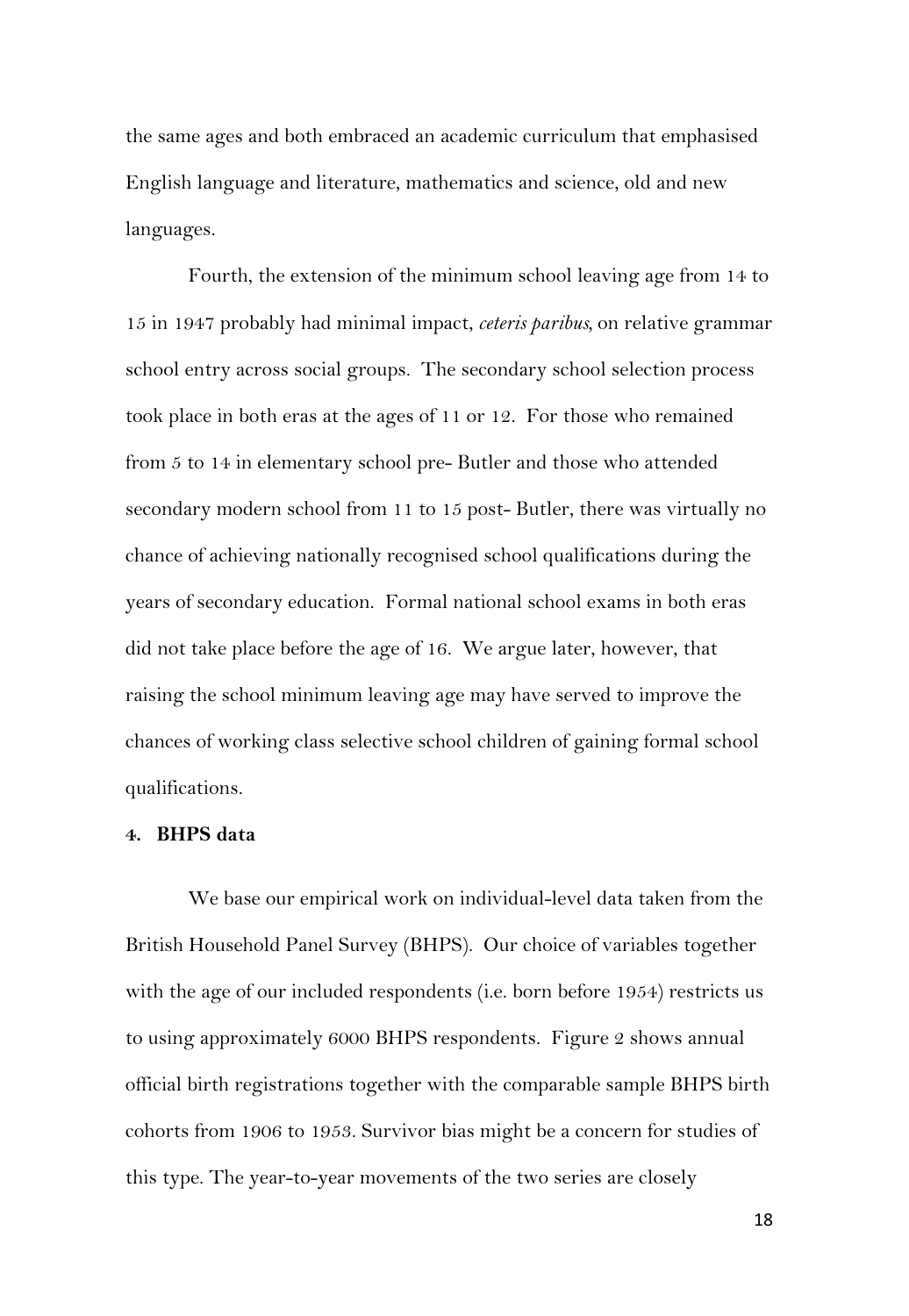the same ages and both embraced an academic curriculum that emphasised English language and literature, mathematics and science, old and new languages.

Fourth, the extension of the minimum school leaving age from 14 to 15 in 1947 probably had minimal impact, *ceteris paribus*, on relative grammar school entry across social groups. The secondary school selection process took place in both eras at the ages of 11 or 12. For those who remained from 5 to 14 in elementary school pre- Butler and those who attended secondary modern school from 11 to 15 post- Butler, there was virtually no chance of achieving nationally recognised school qualifications during the years of secondary education. Formal national school exams in both eras did not take place before the age of 16. We argue later, however, that raising the school minimum leaving age may have served to improve the chances of working class selective school children of gaining formal school qualifications.

## 4. BHPS data

We base our empirical work on individual-level data taken from the British Household Panel Survey (BHPS). Our choice of variables together with the age of our included respondents (i.e. born before 1954) restricts us to using approximately 6000 BHPS respondents. Figure 2 shows annual official birth registrations together with the comparable sample BHPS birth cohorts from 1906 to 1953. Survivor bias might be a concern for studies of this type. The year-to-year movements of the two series are closely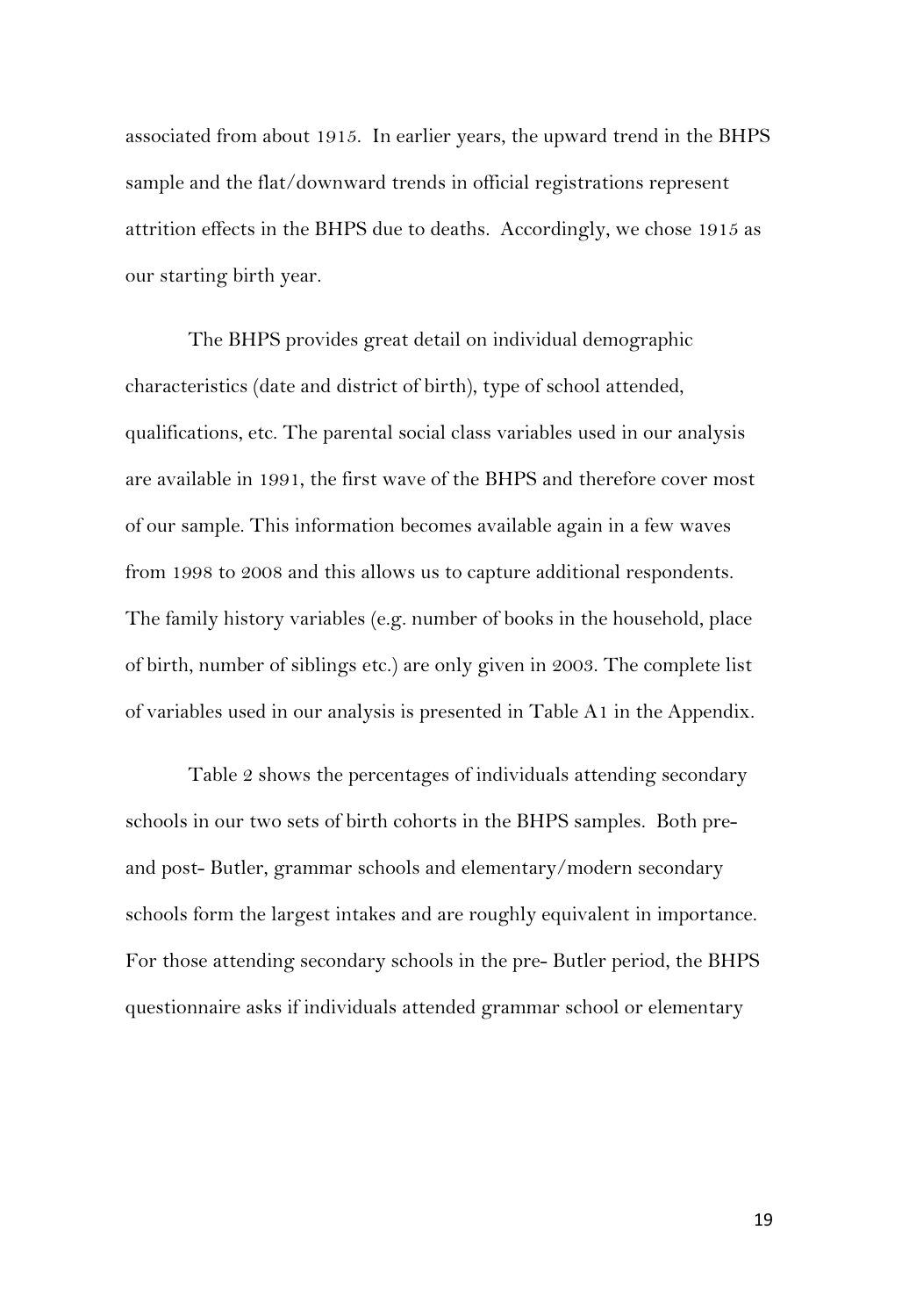associated from about 1915. In earlier years, the upward trend in the BHPS sample and the flat/downward trends in official registrations represent attrition effects in the BHPS due to deaths. Accordingly, we chose 1915 as our starting birth year.

The BHPS provides great detail on individual demographic characteristics (date and district of birth), type of school attended, qualifications, etc. The parental social class variables used in our analysis are available in 1991, the first wave of the BHPS and therefore cover most of our sample. This information becomes available again in a few waves from 1998 to 2008 and this allows us to capture additional respondents. The family history variables (e.g. number of books in the household, place of birth, number of siblings etc.) are only given in 2003. The complete list of variables used in our analysis is presented in Table A1 in the Appendix.

Table 2 shows the percentages of individuals attending secondary schools in our two sets of birth cohorts in the BHPS samples. Both pre- and post- Butler, grammar schools and elementary/modern secondary schools form the largest intakes and are roughly equivalent in importance. For those attending secondary schools in the pre- Butler period, the BHPS questionnaire asks if individuals attended grammar school or elementary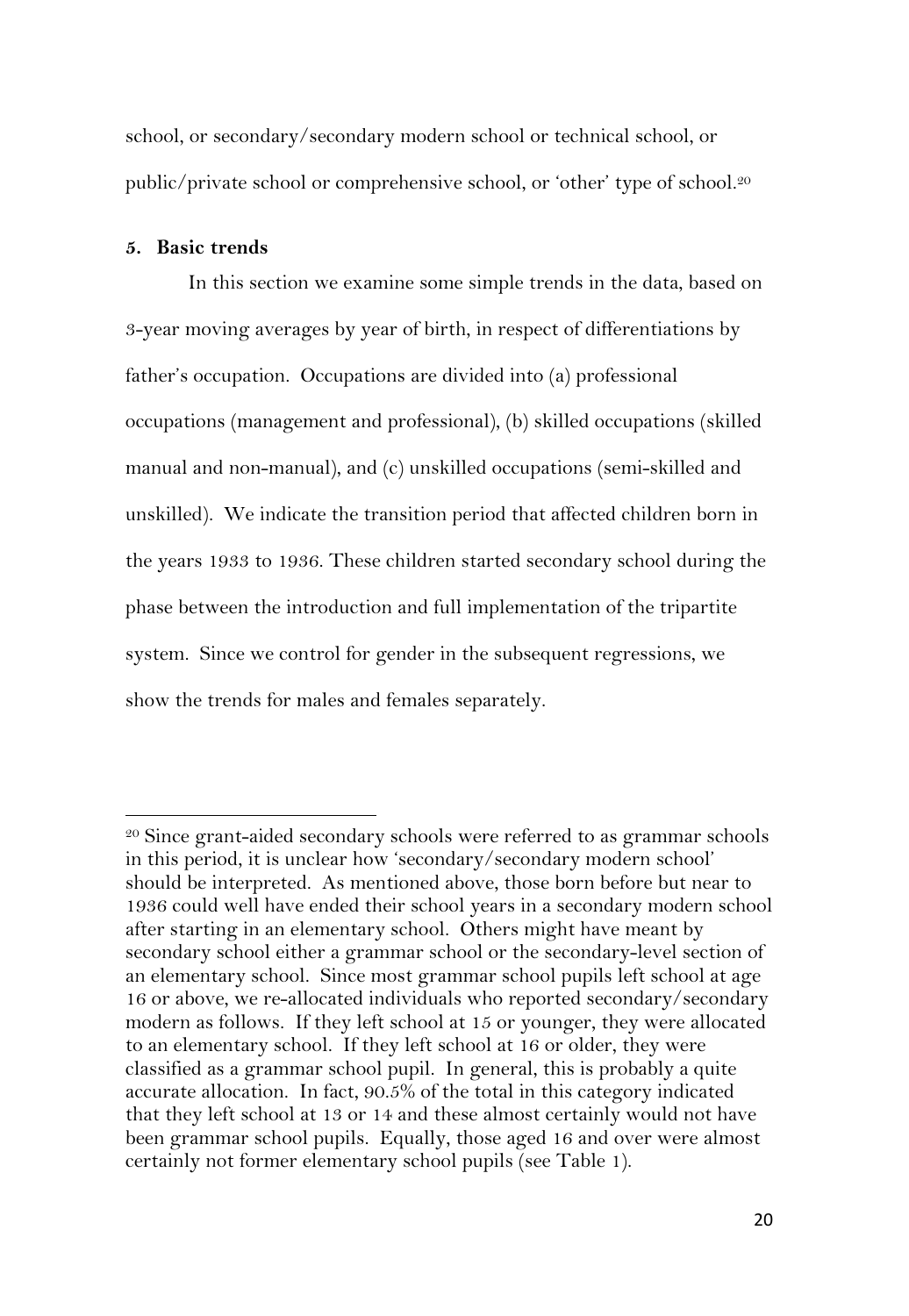school, or secondary/secondary modern school or technical school, or public/private school or comprehensive school, or 'other' type of school.[20]

## 5. Basic trends

In this section we examine some simple trends in the data, based on 3-year moving averages by year of birth, in respect of differentiations by father's occupation. Occupations are divided into (a) professional occupations (management and professional), (b) skilled occupations (skilled manual and non-manual), and (c) unskilled occupations (semi-skilled and unskilled). We indicate the transition period that affected children born in the years 1933 to 1936. These children started secondary school during the phase between the introduction and full implementation of the tripartite system. Since we control for gender in the subsequent regressions, we show the trends for males and females separately.

---

[20] Since grant-aided secondary schools were referred to as grammar schools in this period, it is unclear how 'secondary/secondary modern school' should be interpreted. As mentioned above, those born before but near to 1936 could well have ended their school years in a secondary modern school after starting in an elementary school. Others might have meant by secondary school either a grammar school or the secondary-level section of an elementary school. Since most grammar school pupils left school at age 16 or above, we re-allocated individuals who reported secondary/secondary modern as follows. If they left school at 15 or younger, they were allocated to an elementary school. If they left school at 16 or older, they were classified as a grammar school pupil. In general, this is probably a quite accurate allocation. In fact, 90.5% of the total in this category indicated that they left school at 13 or 14 and these almost certainly would not have been grammar school pupils. Equally, those aged 16 and over were almost certainly not former elementary school pupils (see Table 1).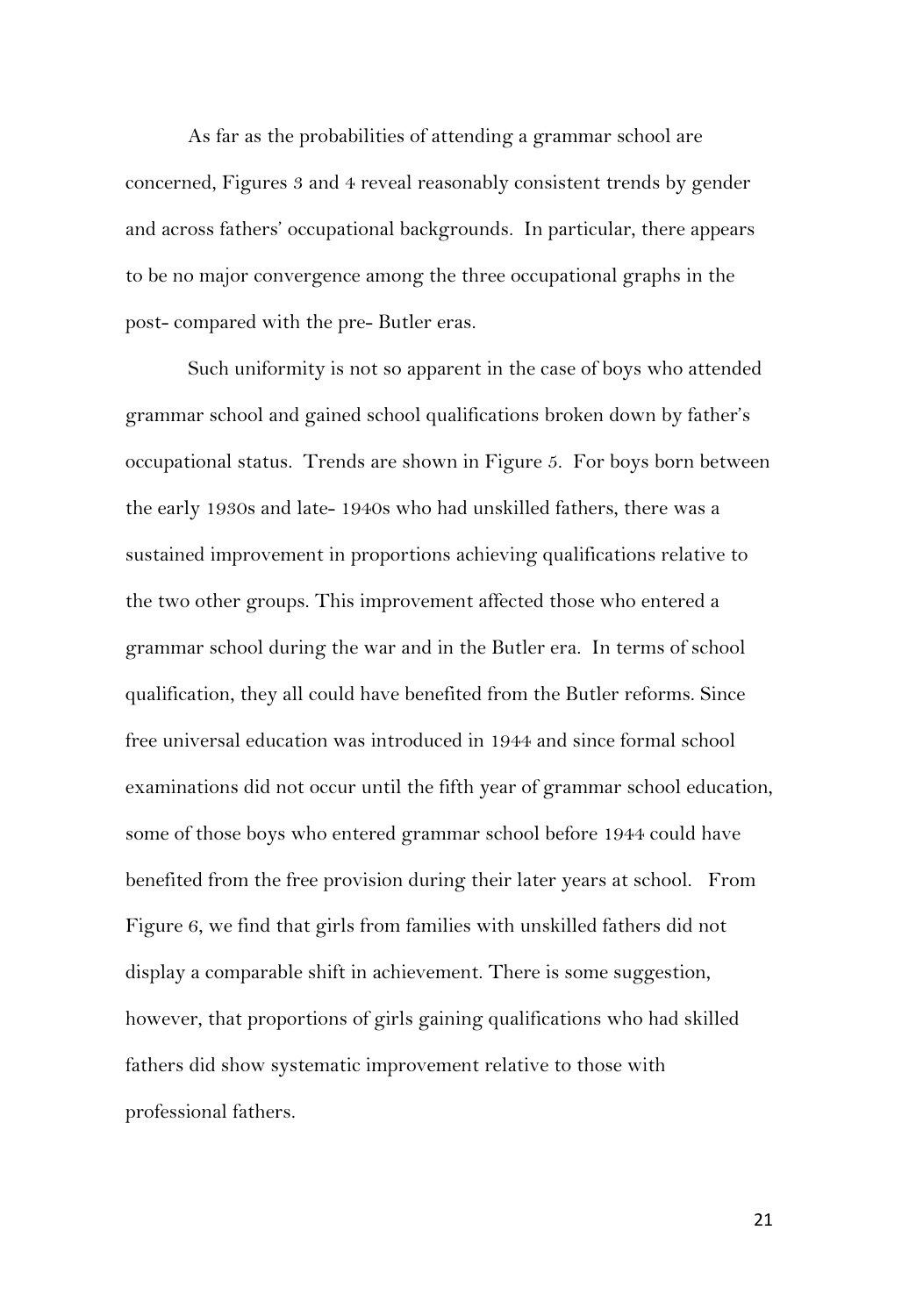As far as the probabilities of attending a grammar school are concerned, Figures 3 and 4 reveal reasonably consistent trends by gender and across fathers' occupational backgrounds. In particular, there appears to be no major convergence among the three occupational graphs in the post- compared with the pre- Butler eras.

Such uniformity is not so apparent in the case of boys who attended grammar school and gained school qualifications broken down by father's occupational status. Trends are shown in Figure 5. For boys born between the early 1930s and late- 1940s who had unskilled fathers, there was a sustained improvement in proportions achieving qualifications relative to the two other groups. This improvement affected those who entered a grammar school during the war and in the Butler era. In terms of school qualification, they all could have benefited from the Butler reforms. Since free universal education was introduced in 1944 and since formal school examinations did not occur until the fifth year of grammar school education, some of those boys who entered grammar school before 1944 could have benefited from the free provision during their later years at school. From Figure 6, we find that girls from families with unskilled fathers did not display a comparable shift in achievement. There is some suggestion, however, that proportions of girls gaining qualifications who had skilled fathers did show systematic improvement relative to those with professional fathers.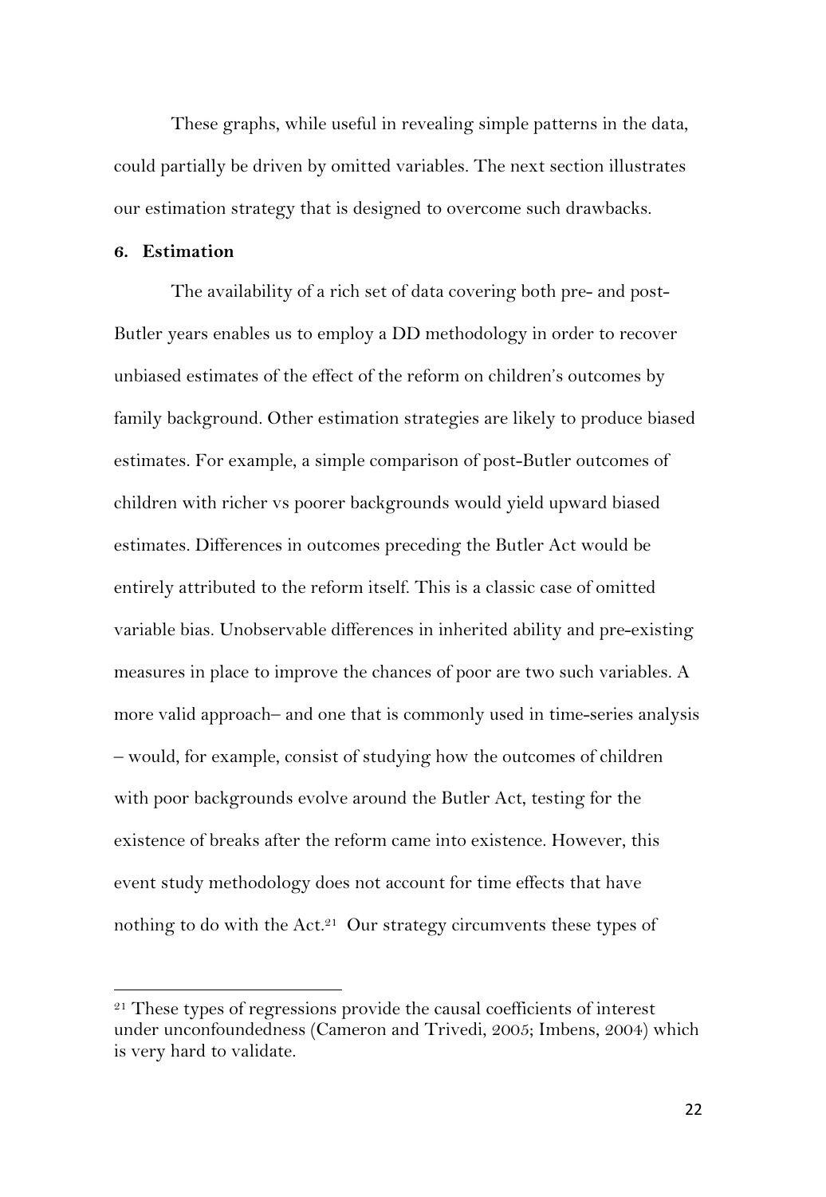These graphs, while useful in revealing simple patterns in the data, could partially be driven by omitted variables. The next section illustrates our estimation strategy that is designed to overcome such drawbacks.

## 6. Estimation

The availability of a rich set of data covering both pre- and post-Butler years enables us to employ a DD methodology in order to recover unbiased estimates of the effect of the reform on children's outcomes by family background. Other estimation strategies are likely to produce biased estimates. For example, a simple comparison of post-Butler outcomes of children with richer vs poorer backgrounds would yield upward biased estimates. Differences in outcomes preceding the Butler Act would be entirely attributed to the reform itself. This is a classic case of omitted variable bias. Unobservable differences in inherited ability and pre-existing measures in place to improve the chances of poor are two such variables. A more valid approach– and one that is commonly used in time-series analysis – would, for example, consist of studying how the outcomes of children with poor backgrounds evolve around the Butler Act, testing for the existence of breaks after the reform came into existence. However, this event study methodology does not account for time effects that have nothing to do with the Act.[21] Our strategy circumvents these types of

[21] These types of regressions provide the causal coefficients of interest under unconfoundedness (Cameron and Trivedi, 2005; Imbens, 2004) which is very hard to validate.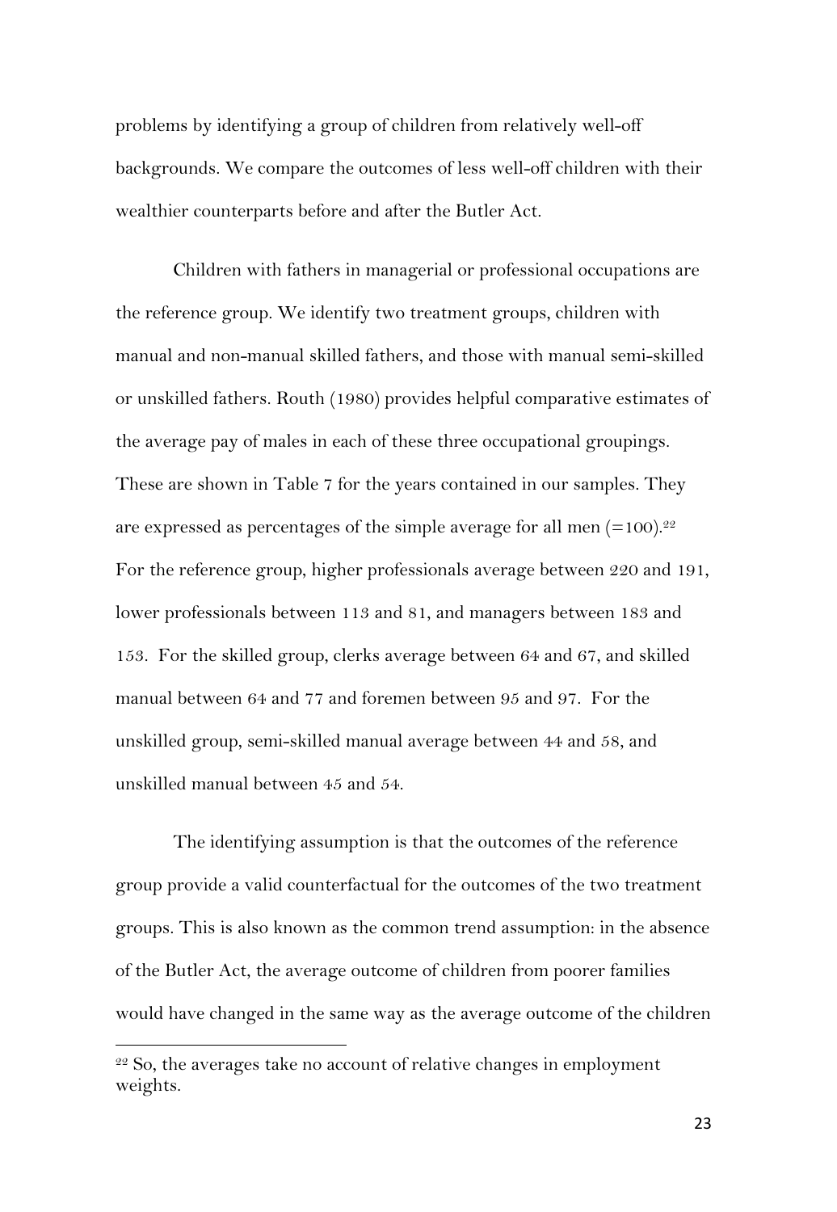problems by identifying a group of children from relatively well-off backgrounds. We compare the outcomes of less well-off children with their wealthier counterparts before and after the Butler Act.

Children with fathers in managerial or professional occupations are the reference group. We identify two treatment groups, children with manual and non-manual skilled fathers, and those with manual semi-skilled or unskilled fathers. Routh (1980) provides helpful comparative estimates of the average pay of males in each of these three occupational groupings. These are shown in Table 7 for the years contained in our samples. They are expressed as percentages of the simple average for all men (=100).[22] For the reference group, higher professionals average between 220 and 191, lower professionals between 113 and 81, and managers between 183 and 153. For the skilled group, clerks average between 64 and 67, and skilled manual between 64 and 77 and foremen between 95 and 97. For the unskilled group, semi-skilled manual average between 44 and 58, and unskilled manual between 45 and 54.

The identifying assumption is that the outcomes of the reference group provide a valid counterfactual for the outcomes of the two treatment groups. This is also known as the common trend assumption: in the absence of the Butler Act, the average outcome of children from poorer families would have changed in the same way as the average outcome of the children

[22] So, the averages take no account of relative changes in employment weights.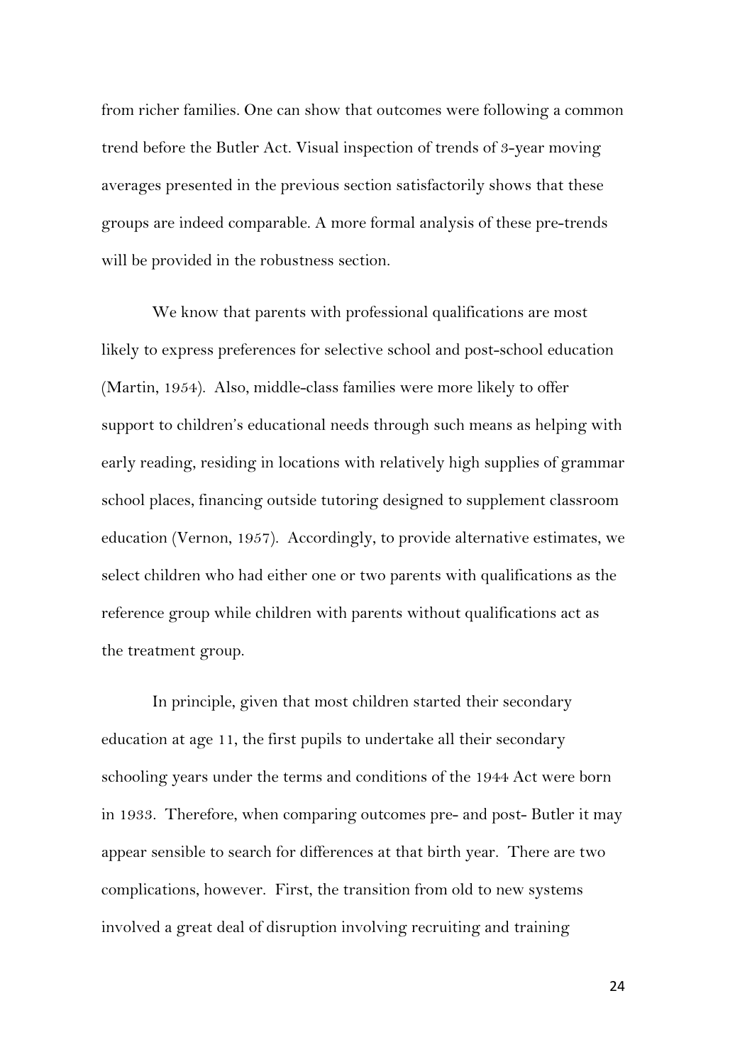from richer families. One can show that outcomes were following a common trend before the Butler Act. Visual inspection of trends of 3-year moving averages presented in the previous section satisfactorily shows that these groups are indeed comparable. A more formal analysis of these pre-trends will be provided in the robustness section.

We know that parents with professional qualifications are most likely to express preferences for selective school and post-school education (Martin, 1954). Also, middle-class families were more likely to offer support to children's educational needs through such means as helping with early reading, residing in locations with relatively high supplies of grammar school places, financing outside tutoring designed to supplement classroom education (Vernon, 1957). Accordingly, to provide alternative estimates, we select children who had either one or two parents with qualifications as the reference group while children with parents without qualifications act as the treatment group.

In principle, given that most children started their secondary education at age 11, the first pupils to undertake all their secondary schooling years under the terms and conditions of the 1944 Act were born in 1933. Therefore, when comparing outcomes pre- and post- Butler it may appear sensible to search for differences at that birth year. There are two complications, however. First, the transition from old to new systems involved a great deal of disruption involving recruiting and training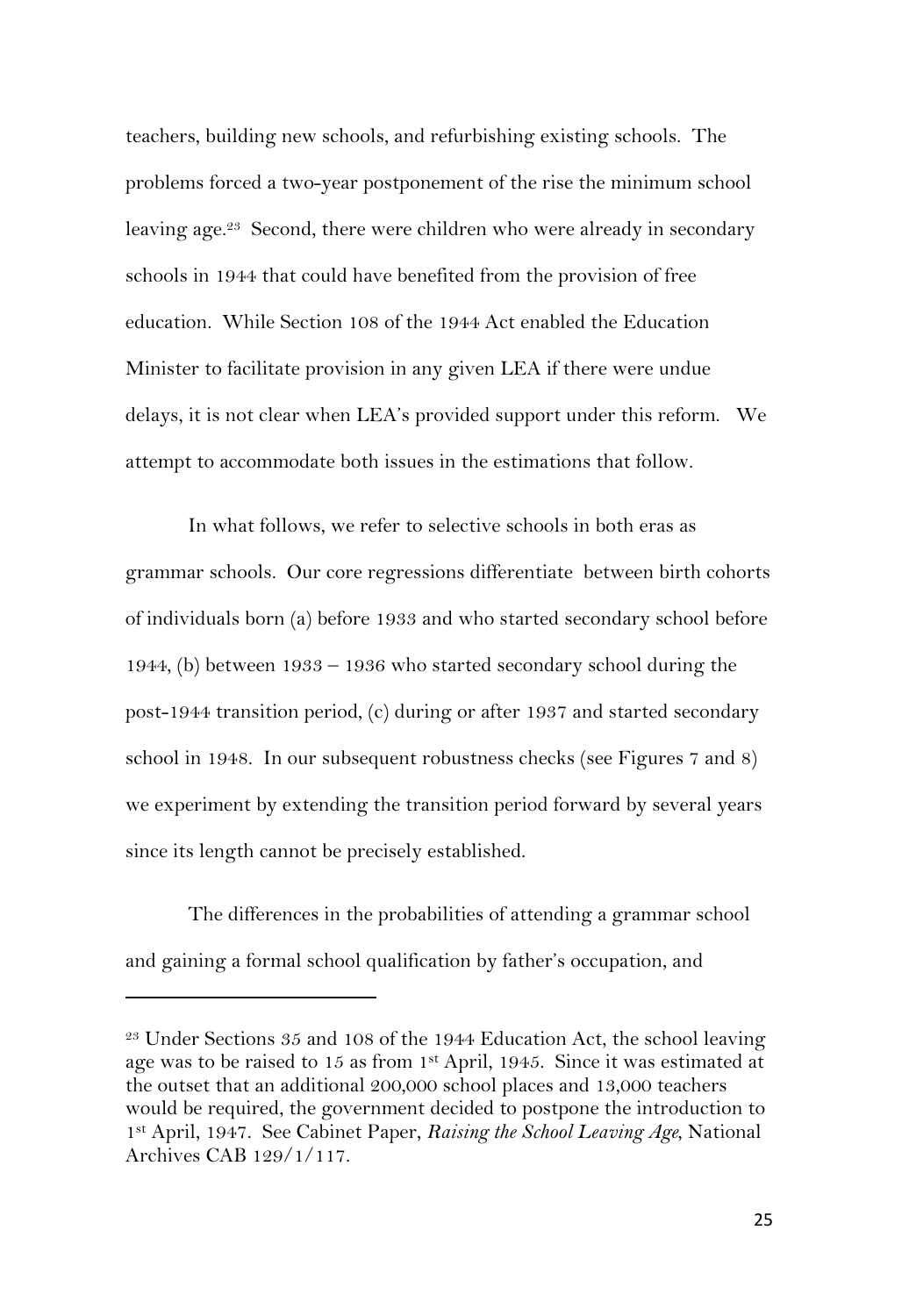teachers, building new schools, and refurbishing existing schools. The problems forced a two-year postponement of the rise the minimum school leaving age.[23] Second, there were children who were already in secondary schools in 1944 that could have benefited from the provision of free education. While Section 108 of the 1944 Act enabled the Education Minister to facilitate provision in any given LEA if there were undue delays, it is not clear when LEA's provided support under this reform. We attempt to accommodate both issues in the estimations that follow.

In what follows, we refer to selective schools in both eras as grammar schools. Our core regressions differentiate between birth cohorts of individuals born (a) before 1933 and who started secondary school before 1944, (b) between 1933 – 1936 who started secondary school during the post-1944 transition period, (c) during or after 1937 and started secondary school in 1948. In our subsequent robustness checks (see Figures 7 and 8) we experiment by extending the transition period forward by several years since its length cannot be precisely established.

The differences in the probabilities of attending a grammar school and gaining a formal school qualification by father's occupation, and

---

[23] Under Sections 35 and 108 of the 1944 Education Act, the school leaving age was to be raised to 15 as from 1st April, 1945. Since it was estimated at the outset that an additional 200,000 school places and 13,000 teachers would be required, the government decided to postpone the introduction to 1st April, 1947. See Cabinet Paper, *Raising the School Leaving Age*, National Archives CAB 129/1/117.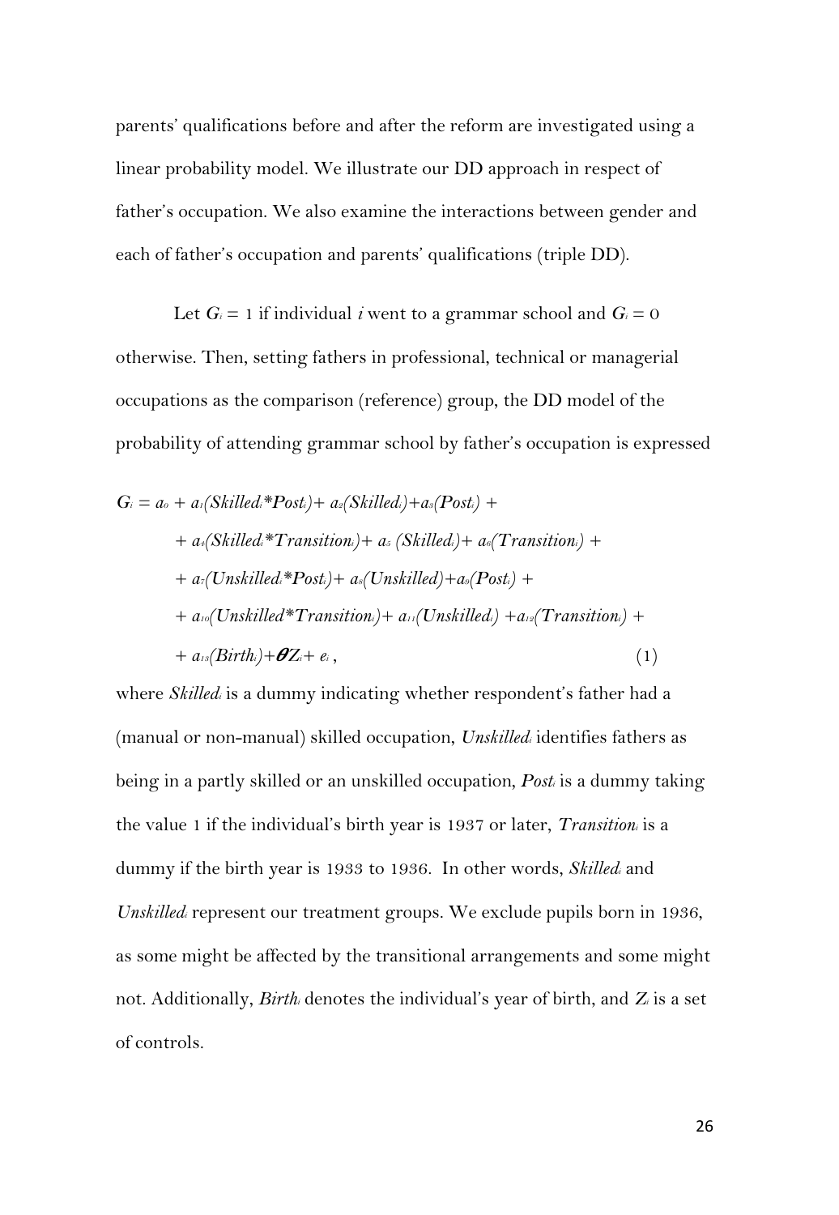parents' qualifications before and after the reform are investigated using a linear probability model. We illustrate our DD approach in respect of father's occupation. We also examine the interactions between gender and each of father's occupation and parents' qualifications (triple DD).

Let $G_i = 1$ if individual $i$ went to a grammar school and $G_i = 0$ otherwise. Then, setting fathers in professional, technical or managerial occupations as the comparison (reference) group, the DD model of the probability of attending grammar school by father's occupation is expressed

$$
\begin{aligned}
G_i = a_0 &+ a_1(Skilled_i{*}Post_i) + a_2(Skilled_i) + a_3(Post_i) + \\
&+ a_4(Skilled_i{*}Transition_i) + a_5(Skilled_i) + a_6(Transition_i) + \\
&+ a_7(Unskilled_i{*}Post_i) + a_8(Unskilled) + a_9(Post_i) + \\
&+ a_{10}(Unskilled{*}Transition_i) + a_{11}(Unskilled_i) + a_{12}(Transition_i) + \\
&+ a_{13}(Birth_i) + \boldsymbol{\theta} Z_i + e_i\,, \qquad (1)
\end{aligned}
$$

where $Skilled_i$ is a dummy indicating whether respondent's father had a (manual or non-manual) skilled occupation, $Unskilled_i$ identifies fathers as being in a partly skilled or an unskilled occupation, $Post_i$ is a dummy taking the value 1 if the individual's birth year is 1937 or later, $Transition_i$ is a dummy if the birth year is 1933 to 1936. In other words, $Skilled_i$ and $Unskilled_i$ represent our treatment groups. We exclude pupils born in 1936, as some might be affected by the transitional arrangements and some might not. Additionally, $Birth_i$ denotes the individual's year of birth, and $Z_i$ is a set of controls.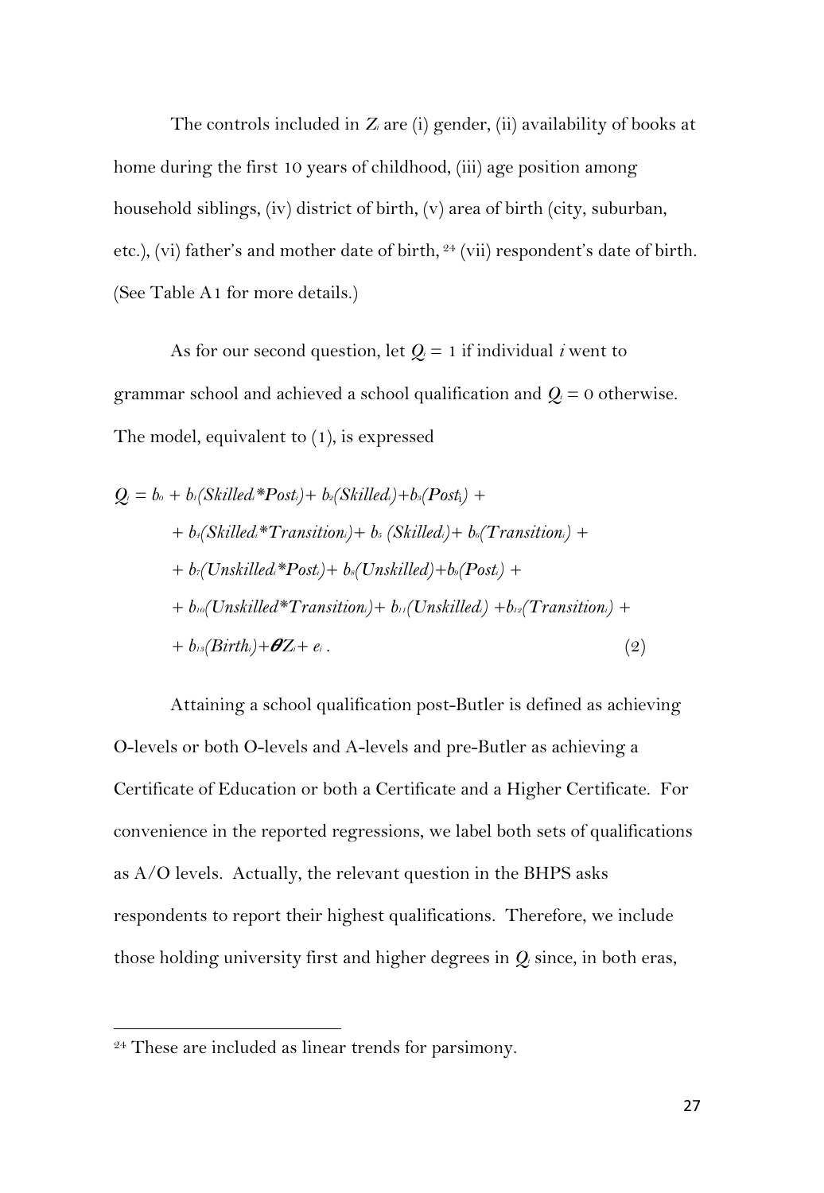The controls included in $Z_i$ are (i) gender, (ii) availability of books at home during the first 10 years of childhood, (iii) age position among household siblings, (iv) district of birth, (v) area of birth (city, suburban, etc.), (vi) father's and mother date of birth,[24] (vii) respondent's date of birth. (See Table A1 for more details.)

As for our second question, let $Q_i = 1$ if individual $i$ went to grammar school and achieved a school qualification and $Q_i = 0$ otherwise. The model, equivalent to (1), is expressed

$$
\begin{aligned}
Q_i = b_0 &+ b_1(Skilled_i{*}Post_i) + b_2(Skilled_i) + b_3(Post_i) + \\
&+ b_4(Skilled_i{*}Transition_i) + b_5(Skilled_i) + b_6(Transition_i) + \\
&+ b_7(Unskilled_i{*}Post_i) + b_8(Unskilled) + b_9(Post_i) + \\
&+ b_{10}(Unskilled{*}Transition_i) + b_{11}(Unskilled_i) + b_{12}(Transition_i) + \\
&+ b_{13}(Birth_i) + \boldsymbol{\theta} Z_i + e_i \,. \qquad (2)
\end{aligned}
$$

Attaining a school qualification post-Butler is defined as achieving O-levels or both O-levels and A-levels and pre-Butler as achieving a Certificate of Education or both a Certificate and a Higher Certificate. For convenience in the reported regressions, we label both sets of qualifications as A/O levels. Actually, the relevant question in the BHPS asks respondents to report their highest qualifications. Therefore, we include those holding university first and higher degrees in $Q_i$ since, in both eras,

[24] These are included as linear trends for parsimony.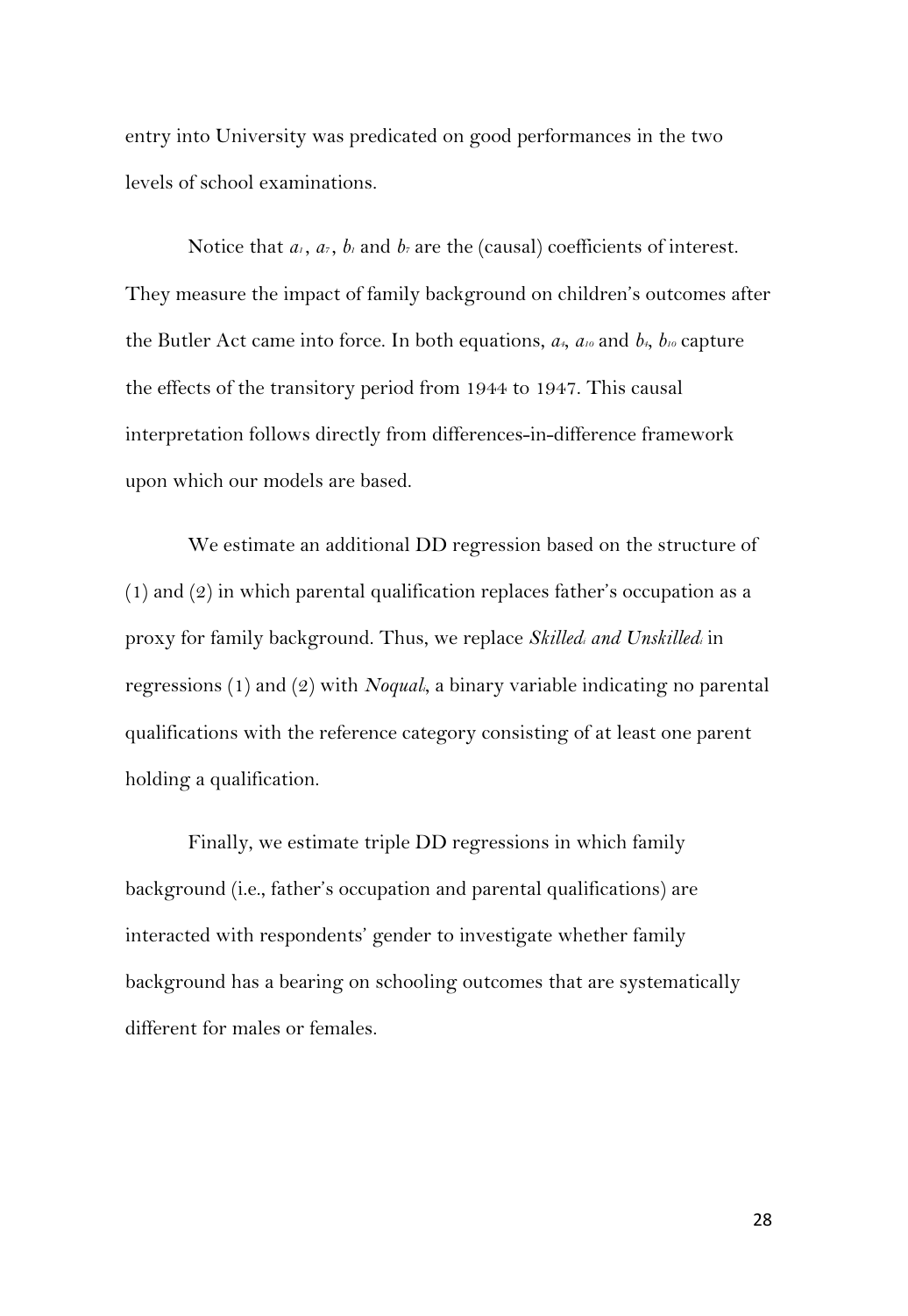entry into University was predicated on good performances in the two levels of school examinations.

Notice that $a_1$, $a_7$, $b_1$ and $b_7$ are the (causal) coefficients of interest. They measure the impact of family background on children's outcomes after the Butler Act came into force. In both equations, $a_4$, $a_{10}$ and $b_4$, $b_{10}$ capture the effects of the transitory period from 1944 to 1947. This causal interpretation follows directly from differences-in-difference framework upon which our models are based.

We estimate an additional DD regression based on the structure of (1) and (2) in which parental qualification replaces father's occupation as a proxy for family background. Thus, we replace $Skilled_i$ *and* $Unskilled_i$ in regressions (1) and (2) with $Noqual_i$, a binary variable indicating no parental qualifications with the reference category consisting of at least one parent holding a qualification.

Finally, we estimate triple DD regressions in which family background (i.e., father's occupation and parental qualifications) are interacted with respondents' gender to investigate whether family background has a bearing on schooling outcomes that are systematically different for males or females.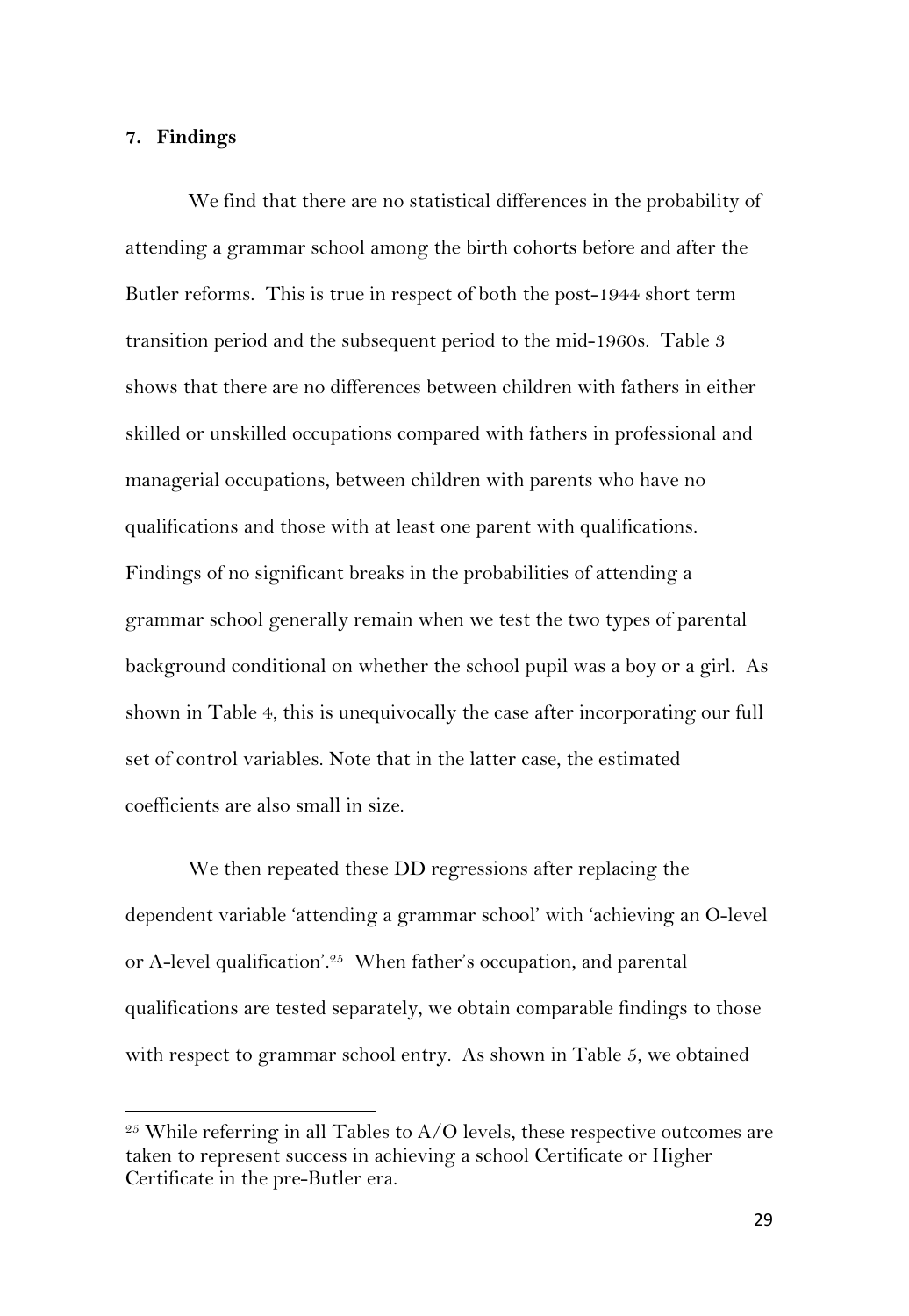## 7. Findings

We find that there are no statistical differences in the probability of attending a grammar school among the birth cohorts before and after the Butler reforms. This is true in respect of both the post-1944 short term transition period and the subsequent period to the mid-1960s. Table 3 shows that there are no differences between children with fathers in either skilled or unskilled occupations compared with fathers in professional and managerial occupations, between children with parents who have no qualifications and those with at least one parent with qualifications. Findings of no significant breaks in the probabilities of attending a grammar school generally remain when we test the two types of parental background conditional on whether the school pupil was a boy or a girl. As shown in Table 4, this is unequivocally the case after incorporating our full set of control variables. Note that in the latter case, the estimated coefficients are also small in size.

We then repeated these DD regressions after replacing the dependent variable 'attending a grammar school' with 'achieving an O-level or A-level qualification'.[25] When father's occupation, and parental qualifications are tested separately, we obtain comparable findings to those with respect to grammar school entry. As shown in Table 5, we obtained

[25] While referring in all Tables to A/O levels, these respective outcomes are taken to represent success in achieving a school Certificate or Higher Certificate in the pre-Butler era.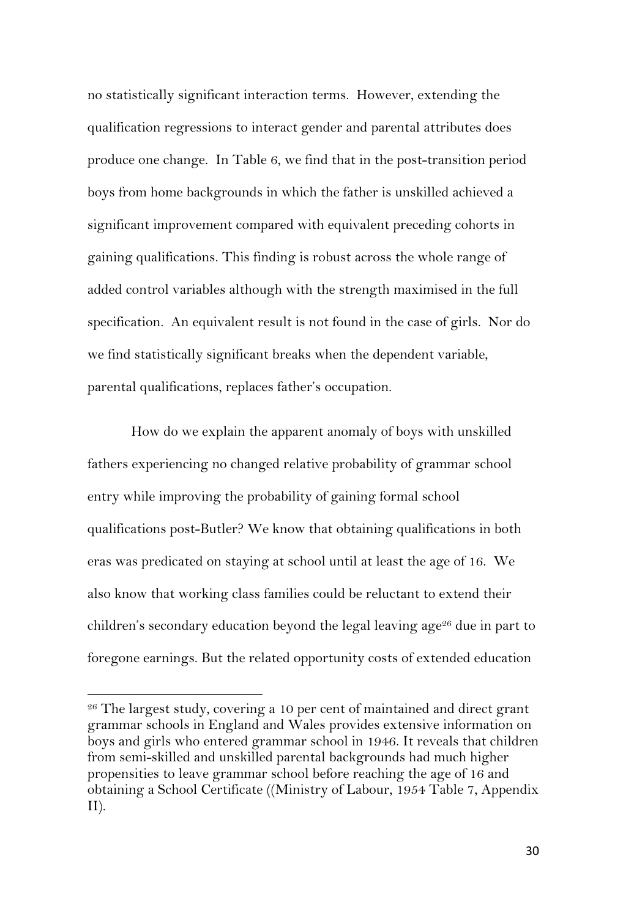no statistically significant interaction terms. However, extending the qualification regressions to interact gender and parental attributes does produce one change. In Table 6, we find that in the post-transition period boys from home backgrounds in which the father is unskilled achieved a significant improvement compared with equivalent preceding cohorts in gaining qualifications. This finding is robust across the whole range of added control variables although with the strength maximised in the full specification. An equivalent result is not found in the case of girls. Nor do we find statistically significant breaks when the dependent variable, parental qualifications, replaces father's occupation.

How do we explain the apparent anomaly of boys with unskilled fathers experiencing no changed relative probability of grammar school entry while improving the probability of gaining formal school qualifications post-Butler? We know that obtaining qualifications in both eras was predicated on staying at school until at least the age of 16. We also know that working class families could be reluctant to extend their children's secondary education beyond the legal leaving age[26] due in part to foregone earnings. But the related opportunity costs of extended education

[26] The largest study, covering a 10 per cent of maintained and direct grant grammar schools in England and Wales provides extensive information on boys and girls who entered grammar school in 1946. It reveals that children from semi-skilled and unskilled parental backgrounds had much higher propensities to leave grammar school before reaching the age of 16 and obtaining a School Certificate ((Ministry of Labour, 1954 Table 7, Appendix II).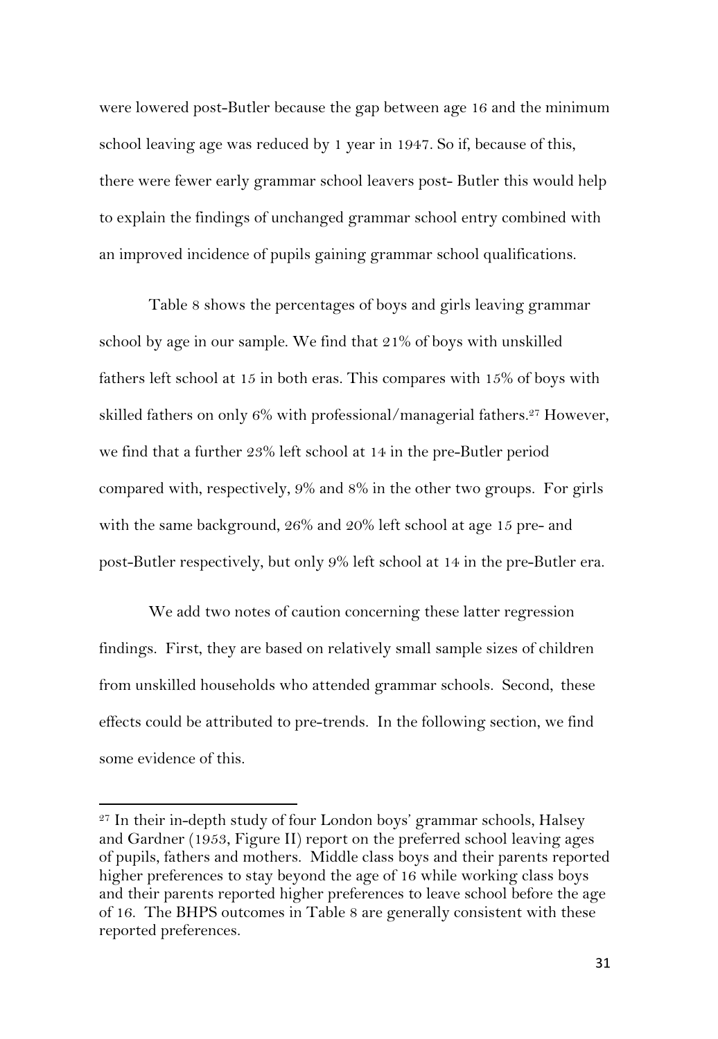were lowered post-Butler because the gap between age 16 and the minimum school leaving age was reduced by 1 year in 1947. So if, because of this, there were fewer early grammar school leavers post- Butler this would help to explain the findings of unchanged grammar school entry combined with an improved incidence of pupils gaining grammar school qualifications.

Table 8 shows the percentages of boys and girls leaving grammar school by age in our sample. We find that 21% of boys with unskilled fathers left school at 15 in both eras. This compares with 15% of boys with skilled fathers on only 6% with professional/managerial fathers.[27] However, we find that a further 23% left school at 14 in the pre-Butler period compared with, respectively, 9% and 8% in the other two groups. For girls with the same background, 26% and 20% left school at age 15 pre- and post-Butler respectively, but only 9% left school at 14 in the pre-Butler era.

We add two notes of caution concerning these latter regression findings. First, they are based on relatively small sample sizes of children from unskilled households who attended grammar schools. Second, these effects could be attributed to pre-trends. In the following section, we find some evidence of this.

---

[27] In their in-depth study of four London boys' grammar schools, Halsey and Gardner (1953, Figure II) report on the preferred school leaving ages of pupils, fathers and mothers. Middle class boys and their parents reported higher preferences to stay beyond the age of 16 while working class boys and their parents reported higher preferences to leave school before the age of 16. The BHPS outcomes in Table 8 are generally consistent with these reported preferences.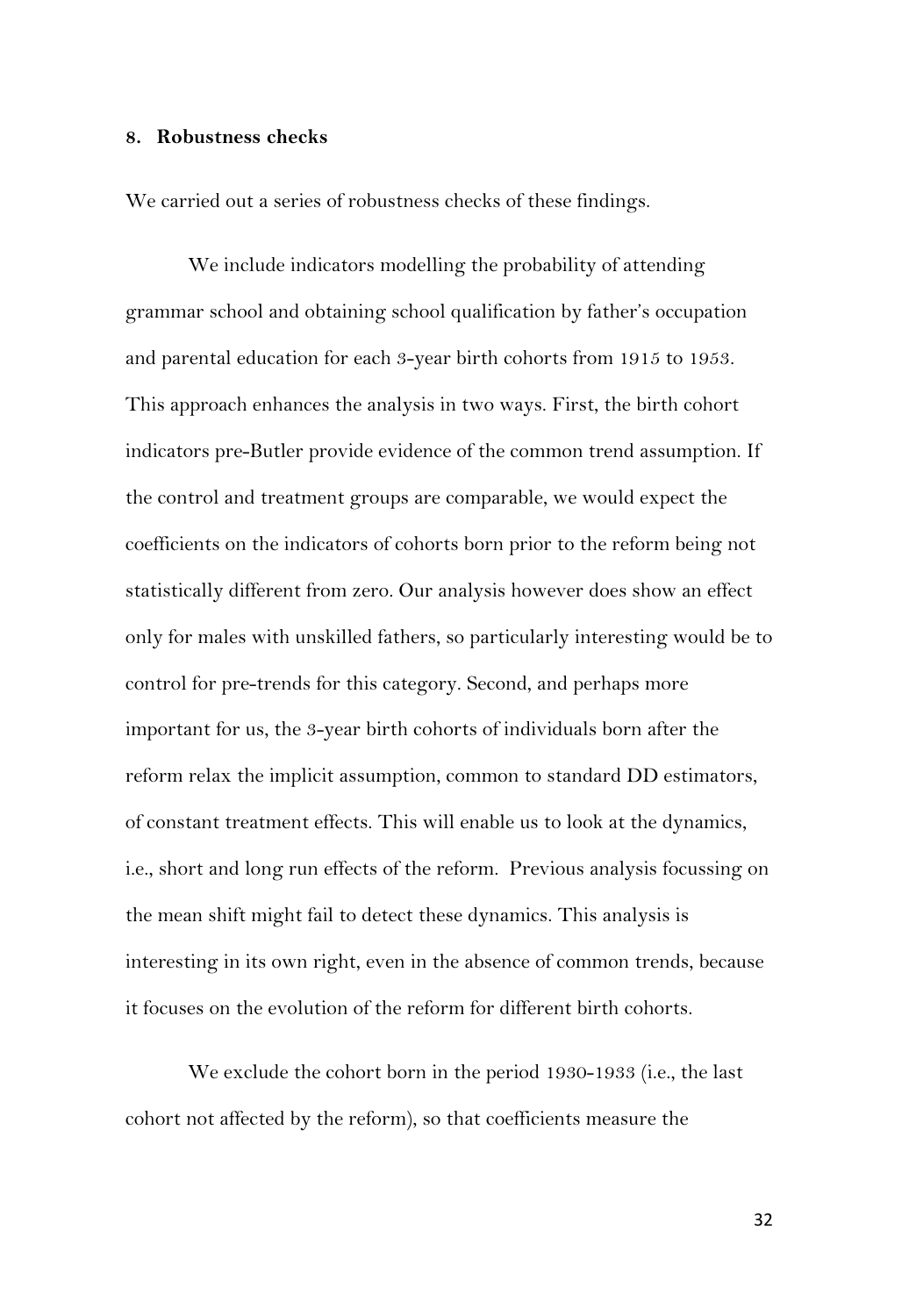## 8. Robustness checks

We carried out a series of robustness checks of these findings.

We include indicators modelling the probability of attending grammar school and obtaining school qualification by father's occupation and parental education for each 3-year birth cohorts from 1915 to 1953. This approach enhances the analysis in two ways. First, the birth cohort indicators pre-Butler provide evidence of the common trend assumption. If the control and treatment groups are comparable, we would expect the coefficients on the indicators of cohorts born prior to the reform being not statistically different from zero. Our analysis however does show an effect only for males with unskilled fathers, so particularly interesting would be to control for pre-trends for this category. Second, and perhaps more important for us, the 3-year birth cohorts of individuals born after the reform relax the implicit assumption, common to standard DD estimators, of constant treatment effects. This will enable us to look at the dynamics, i.e., short and long run effects of the reform. Previous analysis focussing on the mean shift might fail to detect these dynamics. This analysis is interesting in its own right, even in the absence of common trends, because it focuses on the evolution of the reform for different birth cohorts.

We exclude the cohort born in the period 1930-1933 (i.e., the last cohort not affected by the reform), so that coefficients measure the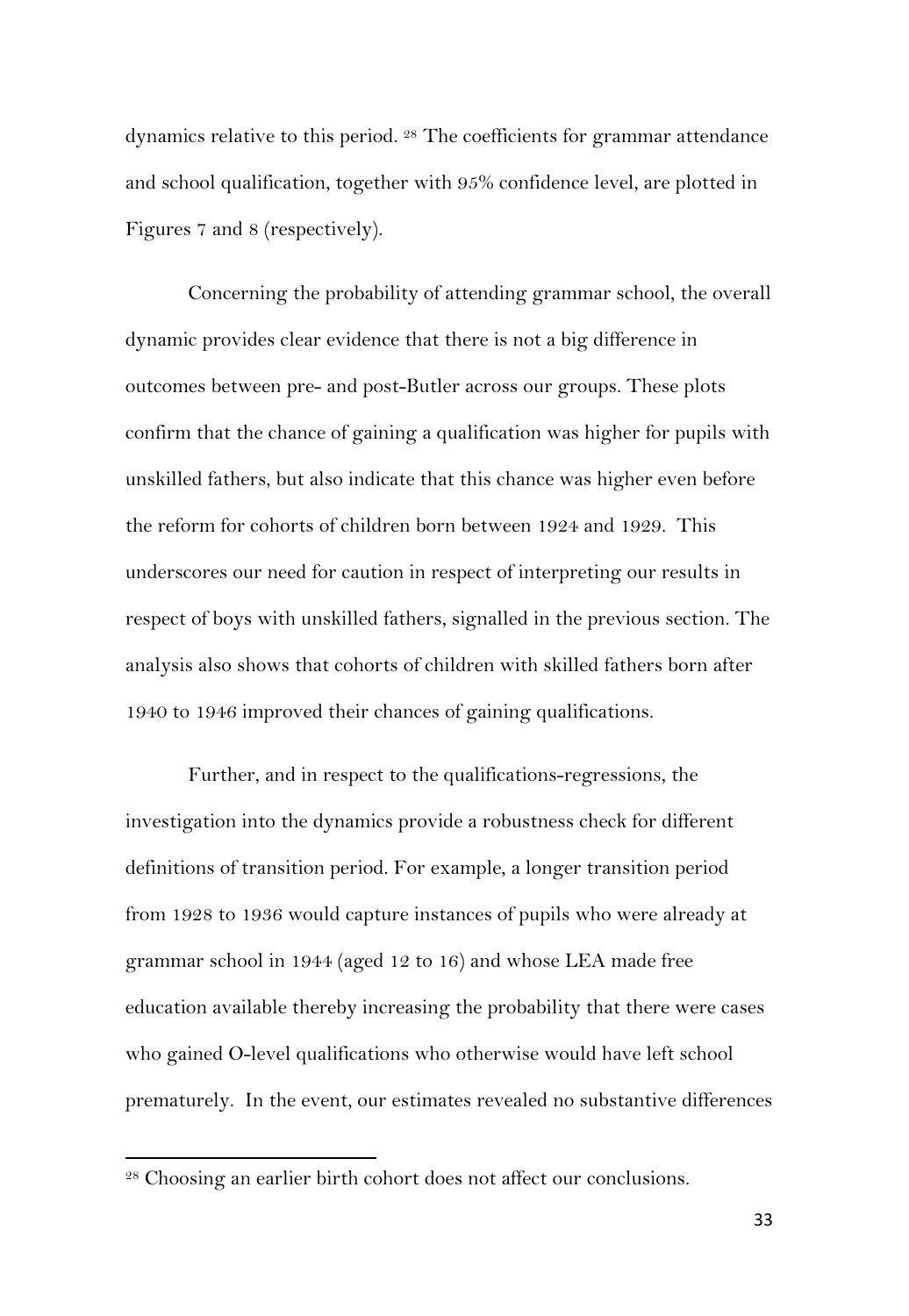dynamics relative to this period. [28] The coefficients for grammar attendance and school qualification, together with 95% confidence level, are plotted in Figures 7 and 8 (respectively).

Concerning the probability of attending grammar school, the overall dynamic provides clear evidence that there is not a big difference in outcomes between pre- and post-Butler across our groups. These plots confirm that the chance of gaining a qualification was higher for pupils with unskilled fathers, but also indicate that this chance was higher even before the reform for cohorts of children born between 1924 and 1929. This underscores our need for caution in respect of interpreting our results in respect of boys with unskilled fathers, signalled in the previous section. The analysis also shows that cohorts of children with skilled fathers born after 1940 to 1946 improved their chances of gaining qualifications.

Further, and in respect to the qualifications-regressions, the investigation into the dynamics provide a robustness check for different definitions of transition period. For example, a longer transition period from 1928 to 1936 would capture instances of pupils who were already at grammar school in 1944 (aged 12 to 16) and whose LEA made free education available thereby increasing the probability that there were cases who gained O-level qualifications who otherwise would have left school prematurely. In the event, our estimates revealed no substantive differences

[28] Choosing an earlier birth cohort does not affect our conclusions.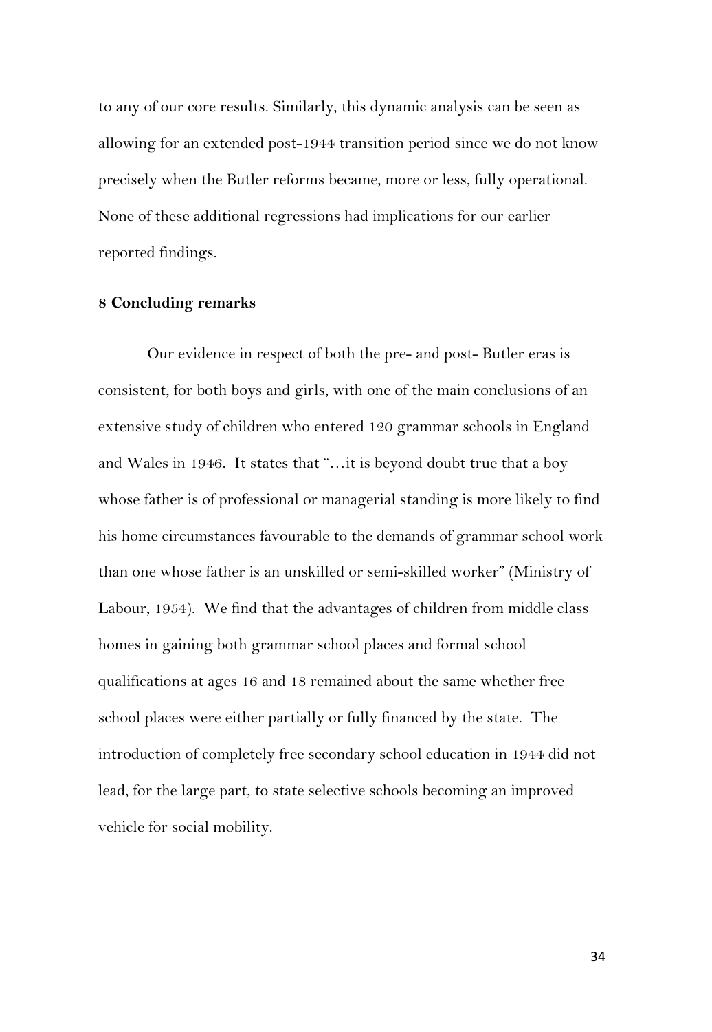to any of our core results. Similarly, this dynamic analysis can be seen as allowing for an extended post-1944 transition period since we do not know precisely when the Butler reforms became, more or less, fully operational. None of these additional regressions had implications for our earlier reported findings.

## 8 Concluding remarks

Our evidence in respect of both the pre- and post- Butler eras is consistent, for both boys and girls, with one of the main conclusions of an extensive study of children who entered 120 grammar schools in England and Wales in 1946. It states that "…it is beyond doubt true that a boy whose father is of professional or managerial standing is more likely to find his home circumstances favourable to the demands of grammar school work than one whose father is an unskilled or semi-skilled worker" (Ministry of Labour, 1954). We find that the advantages of children from middle class homes in gaining both grammar school places and formal school qualifications at ages 16 and 18 remained about the same whether free school places were either partially or fully financed by the state. The introduction of completely free secondary school education in 1944 did not lead, for the large part, to state selective schools becoming an improved vehicle for social mobility.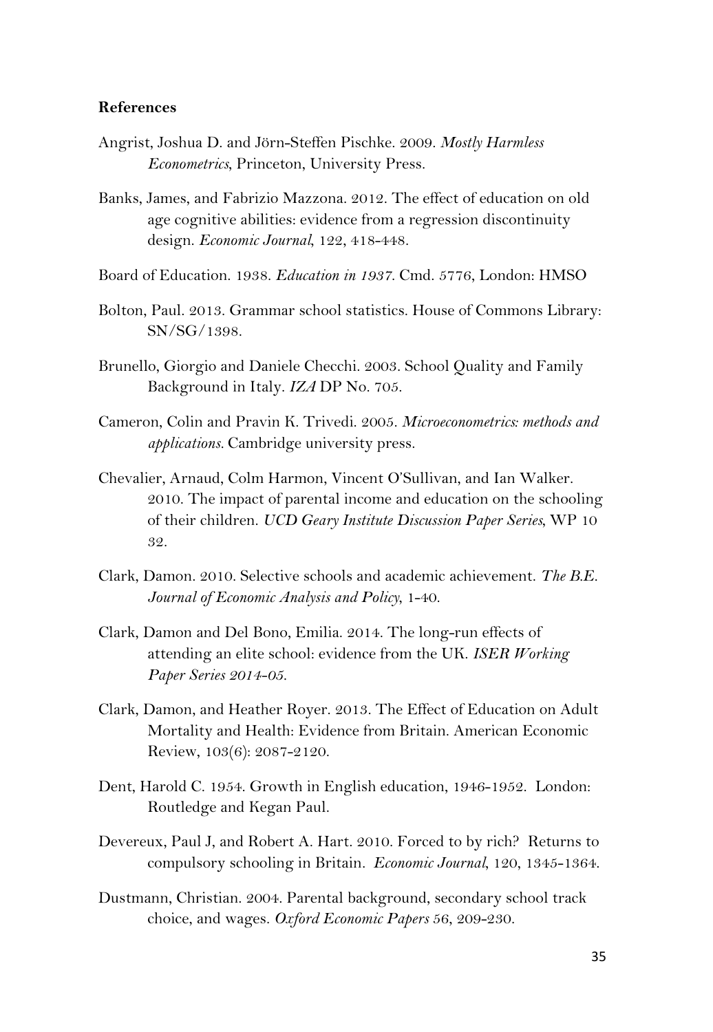**References**

Angrist, Joshua D. and Jörn-Steffen Pischke. 2009. *Mostly Harmless Econometrics*, Princeton, University Press.

Banks, James, and Fabrizio Mazzona. 2012. The effect of education on old age cognitive abilities: evidence from a regression discontinuity design. *Economic Journal*, 122, 418-448.

Board of Education. 1938. *Education in 1937*. Cmd. 5776, London: HMSO

Bolton, Paul. 2013. Grammar school statistics. House of Commons Library: SN/SG/1398.

Brunello, Giorgio and Daniele Checchi. 2003. School Quality and Family Background in Italy. *IZA* DP No. 705.

Cameron, Colin and Pravin K. Trivedi. 2005. *Microeconometrics: methods and applications.* Cambridge university press.

Chevalier, Arnaud, Colm Harmon, Vincent O'Sullivan, and Ian Walker. 2010. The impact of parental income and education on the schooling of their children. *UCD Geary Institute Discussion Paper Series*, WP 10 32.

Clark, Damon. 2010. Selective schools and academic achievement. *The B.E. Journal of Economic Analysis and Policy*, 1-40.

Clark, Damon and Del Bono, Emilia. 2014. The long-run effects of attending an elite school: evidence from the UK. *ISER Working Paper Series 2014-05.*

Clark, Damon, and Heather Royer. 2013. The Effect of Education on Adult Mortality and Health: Evidence from Britain. American Economic Review, 103(6): 2087-2120.

Dent, Harold C. 1954. Growth in English education, 1946-1952. London: Routledge and Kegan Paul.

Devereux, Paul J, and Robert A. Hart. 2010. Forced to by rich? Returns to compulsory schooling in Britain. *Economic Journal*, 120, 1345-1364.

Dustmann, Christian. 2004. Parental background, secondary school track choice, and wages. *Oxford Economic Papers* 56, 209-230.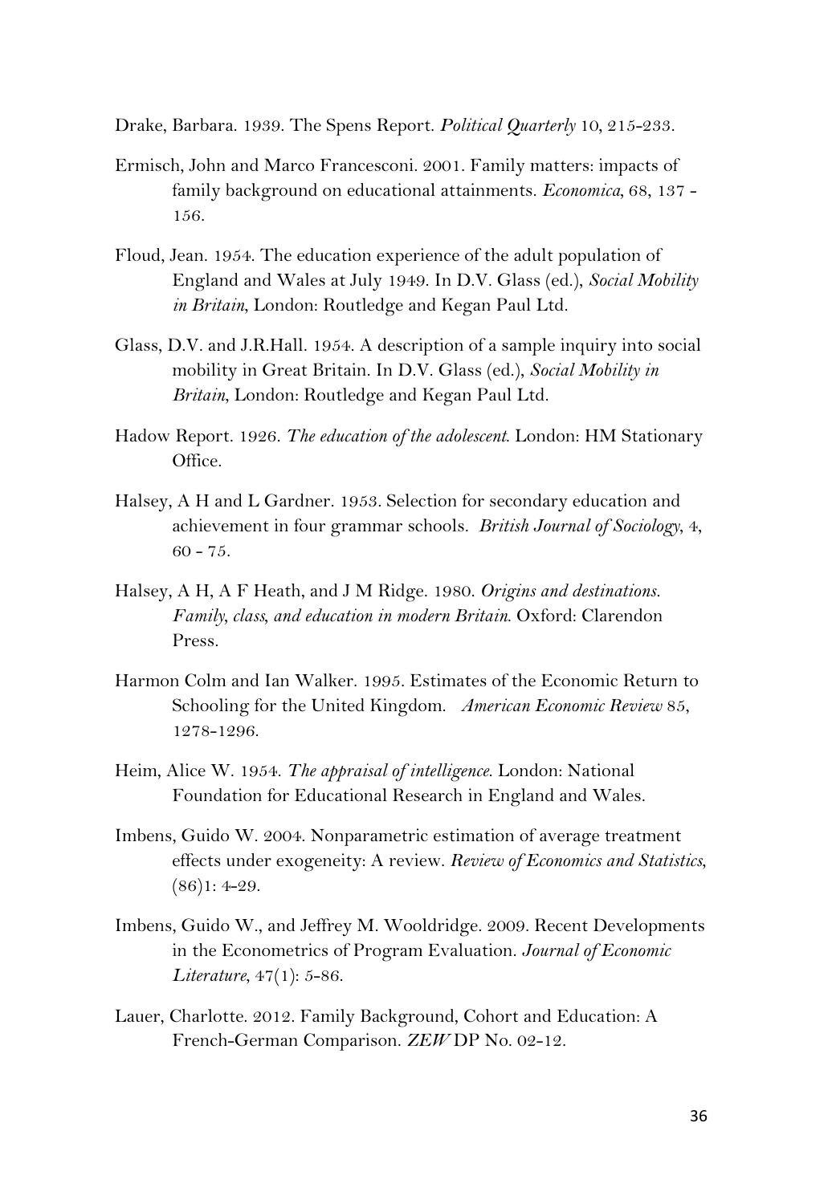Drake, Barbara. 1939. The Spens Report. *Political Quarterly* 10, 215-233.

Ermisch, John and Marco Francesconi. 2001. Family matters: impacts of family background on educational attainments. *Economica*, 68, 137 - 156.

Floud, Jean. 1954. The education experience of the adult population of England and Wales at July 1949. In D.V. Glass (ed.), *Social Mobility in Britain*, London: Routledge and Kegan Paul Ltd.

Glass, D.V. and J.R.Hall. 1954. A description of a sample inquiry into social mobility in Great Britain. In D.V. Glass (ed.), *Social Mobility in Britain*, London: Routledge and Kegan Paul Ltd.

Hadow Report. 1926. *The education of the adolescent*. London: HM Stationary Office.

Halsey, A H and L Gardner. 1953. Selection for secondary education and achievement in four grammar schools. *British Journal of Sociology*, 4, 60 - 75.

Halsey, A H, A F Heath, and J M Ridge. 1980. *Origins and destinations. Family, class, and education in modern Britain*. Oxford: Clarendon Press.

Harmon Colm and Ian Walker. 1995. Estimates of the Economic Return to Schooling for the United Kingdom. *American Economic Review* 85, 1278-1296.

Heim, Alice W. 1954. *The appraisal of intelligence*. London: National Foundation for Educational Research in England and Wales.

Imbens, Guido W. 2004. Nonparametric estimation of average treatment effects under exogeneity: A review. *Review of Economics and Statistics*, (86)1: 4-29.

Imbens, Guido W., and Jeffrey M. Wooldridge. 2009. Recent Developments in the Econometrics of Program Evaluation. *Journal of Economic Literature*, 47(1): 5-86.

Lauer, Charlotte. 2012. Family Background, Cohort and Education: A French-German Comparison. *ZEW* DP No. 02-12.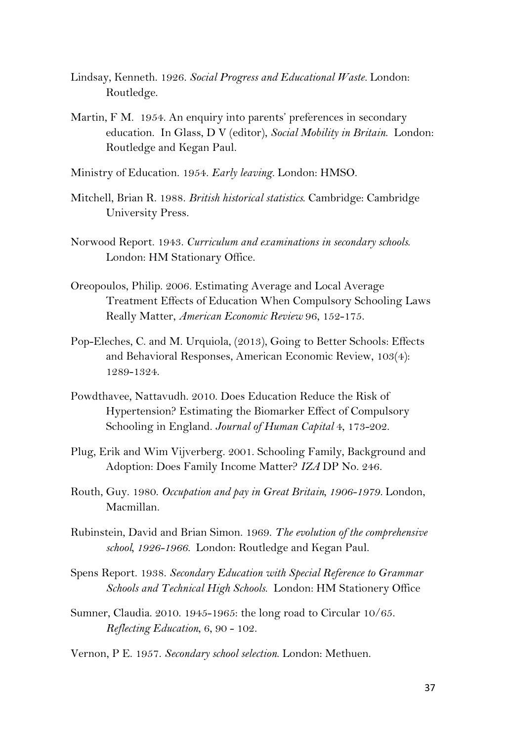Lindsay, Kenneth. 1926. *Social Progress and Educational Waste*. London: Routledge.

Martin, F M. 1954. An enquiry into parents' preferences in secondary education. In Glass, D V (editor), *Social Mobility in Britain*. London: Routledge and Kegan Paul.

Ministry of Education. 1954. *Early leaving*. London: HMSO.

Mitchell, Brian R. 1988. *British historical statistics*. Cambridge: Cambridge University Press.

Norwood Report. 1943. *Curriculum and examinations in secondary schools*. London: HM Stationary Office.

Oreopoulos, Philip. 2006. Estimating Average and Local Average Treatment Effects of Education When Compulsory Schooling Laws Really Matter, *American Economic Review* 96, 152-175.

Pop-Eleches, C. and M. Urquiola, (2013), Going to Better Schools: Effects and Behavioral Responses, American Economic Review, 103(4): 1289-1324.

Powdthavee, Nattavudh. 2010. Does Education Reduce the Risk of Hypertension? Estimating the Biomarker Effect of Compulsory Schooling in England. *Journal of Human Capital* 4, 173-202.

Plug, Erik and Wim Vijverberg. 2001. Schooling Family, Background and Adoption: Does Family Income Matter? *IZA* DP No. 246.

Routh, Guy. 1980. *Occupation and pay in Great Britain, 1906-1979*. London, Macmillan.

Rubinstein, David and Brian Simon. 1969. *The evolution of the comprehensive school, 1926-1966*. London: Routledge and Kegan Paul.

Spens Report. 1938. *Secondary Education with Special Reference to Grammar Schools and Technical High Schools*. London: HM Stationery Office

Sumner, Claudia. 2010. 1945-1965: the long road to Circular 10/65. *Reflecting Education*, 6, 90 - 102.

Vernon, P E. 1957. *Secondary school selection*. London: Methuen.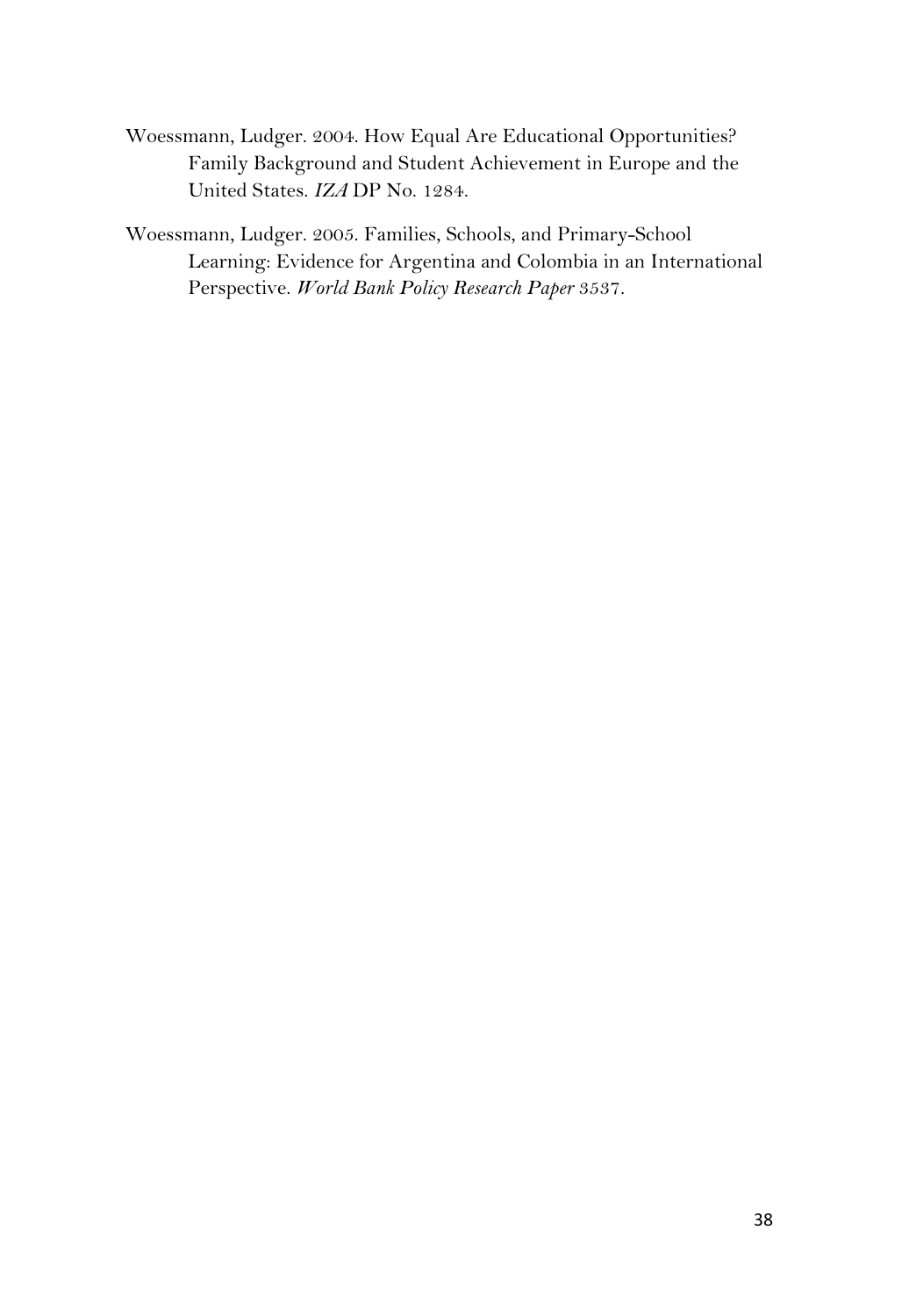Woessmann, Ludger. 2004. How Equal Are Educational Opportunities? Family Background and Student Achievement in Europe and the United States. *IZA* DP No. 1284.

Woessmann, Ludger. 2005. Families, Schools, and Primary-School Learning: Evidence for Argentina and Colombia in an International Perspective. *World Bank Policy Research Paper* 3537.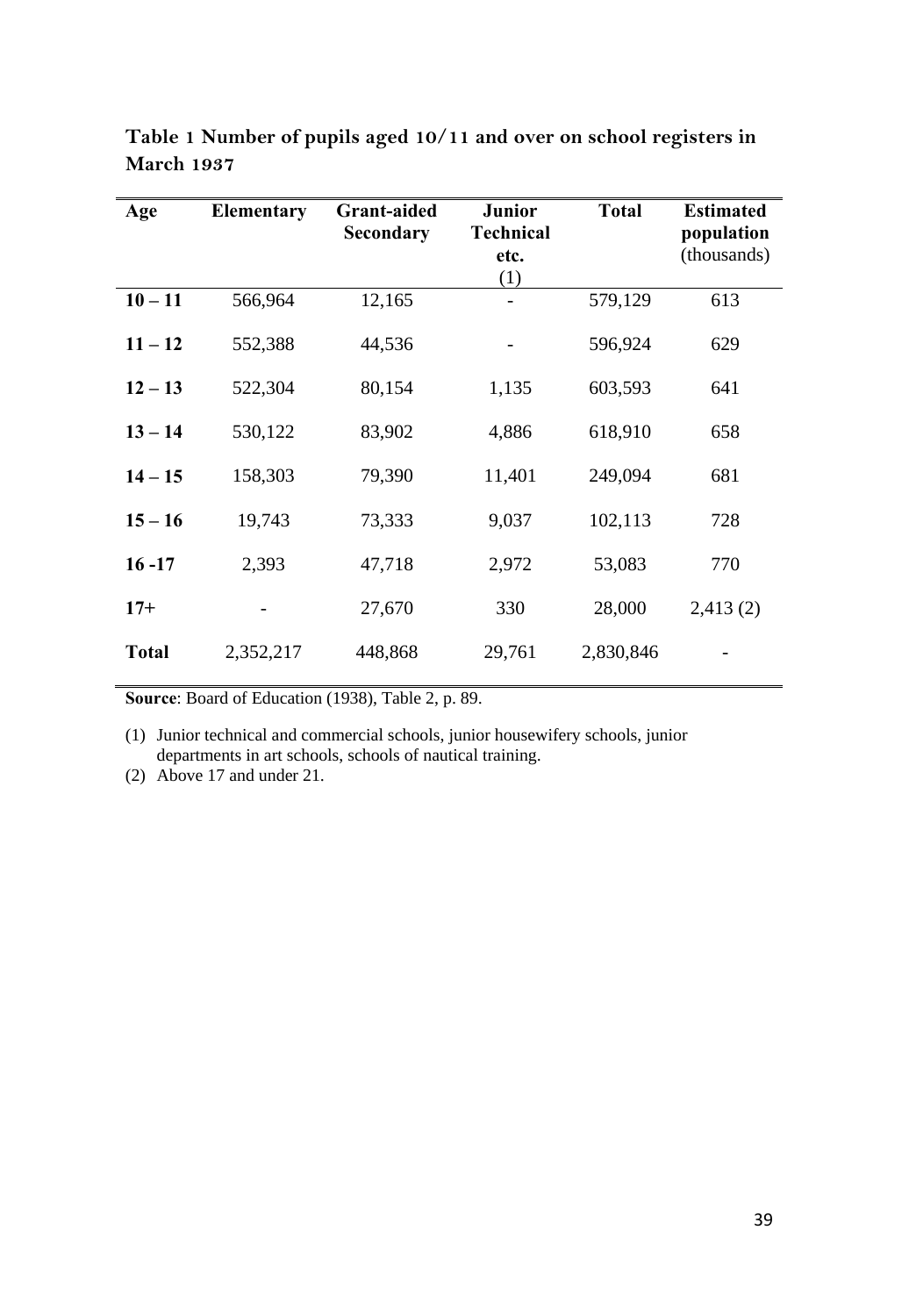**Table 1 Number of pupils aged 10/11 and over on school registers in March 1937**

| Age | Elementary | Grant-aided Secondary | Junior Technical etc. (1) | Total | Estimated population (thousands) |
|---|---|---|---|---|---|
| **10 – 11** | 566,964 | 12,165 | - | 579,129 | 613 |
| **11 – 12** | 552,388 | 44,536 | - | 596,924 | 629 |
| **12 – 13** | 522,304 | 80,154 | 1,135 | 603,593 | 641 |
| **13 – 14** | 530,122 | 83,902 | 4,886 | 618,910 | 658 |
| **14 – 15** | 158,303 | 79,390 | 11,401 | 249,094 | 681 |
| **15 – 16** | 19,743 | 73,333 | 9,037 | 102,113 | 728 |
| **16 -17** | 2,393 | 47,718 | 2,972 | 53,083 | 770 |
| **17+** | - | 27,670 | 330 | 28,000 | 2,413 (2) |
| **Total** | 2,352,217 | 448,868 | 29,761 | 2,830,846 | - |

**Source**: Board of Education (1938), Table 2, p. 89.

(1) Junior technical and commercial schools, junior housewifery schools, junior departments in art schools, schools of nautical training.

(2) Above 17 and under 21.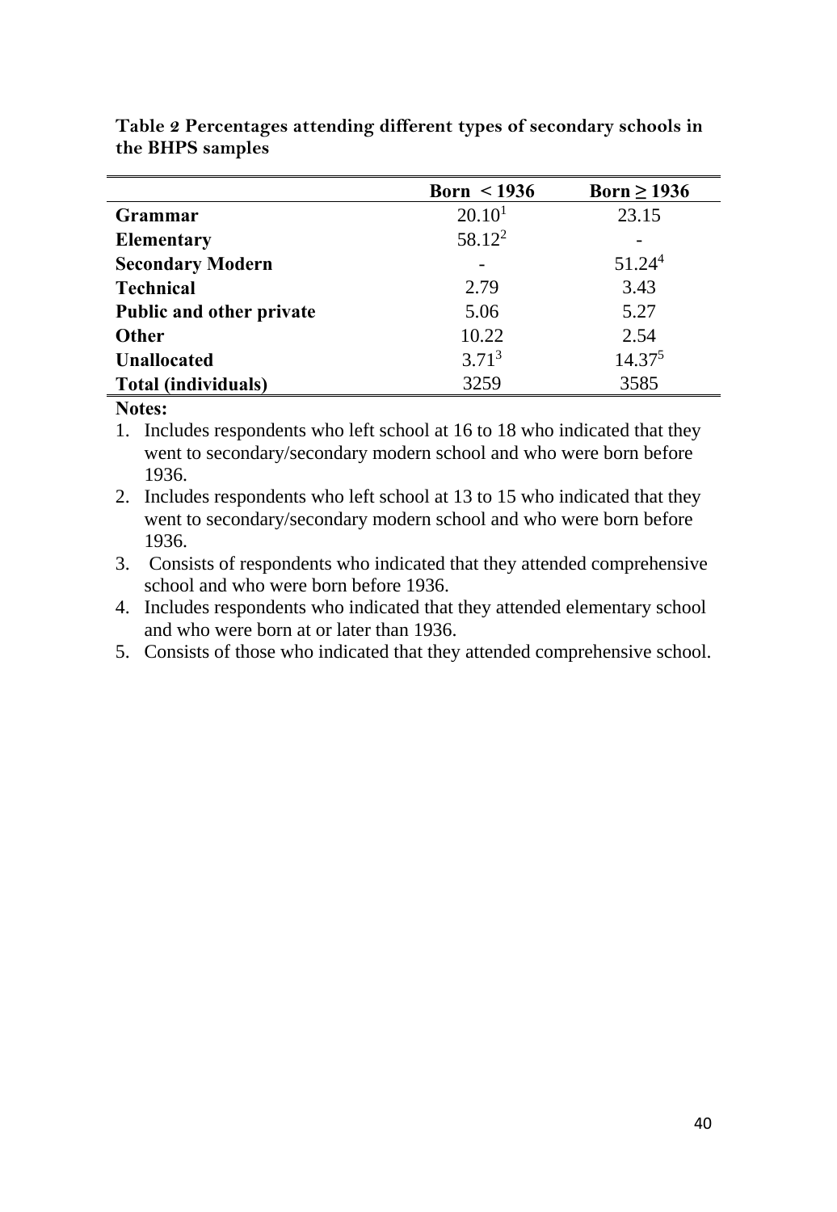**Table 2 Percentages attending different types of secondary schools in the BHPS samples**

| | Born < 1936 | Born ≥ 1936 |
|---|---|---|
| **Grammar** | 20.10[1] | 23.15 |
| **Elementary** | 58.12[2] | - |
| **Secondary Modern** | - | 51.24[4] |
| **Technical** | 2.79 | 3.43 |
| **Public and other private** | 5.06 | 5.27 |
| **Other** | 10.22 | 2.54 |
| **Unallocated** | 3.71[3] | 14.37[5] |
| **Total (individuals)** | 3259 | 3585 |

**Notes:**

1. Includes respondents who left school at 16 to 18 who indicated that they went to secondary/secondary modern school and who were born before 1936.
2. Includes respondents who left school at 13 to 15 who indicated that they went to secondary/secondary modern school and who were born before 1936.
3. Consists of respondents who indicated that they attended comprehensive school and who were born before 1936.
4. Includes respondents who indicated that they attended elementary school and who were born at or later than 1936.
5. Consists of those who indicated that they attended comprehensive school.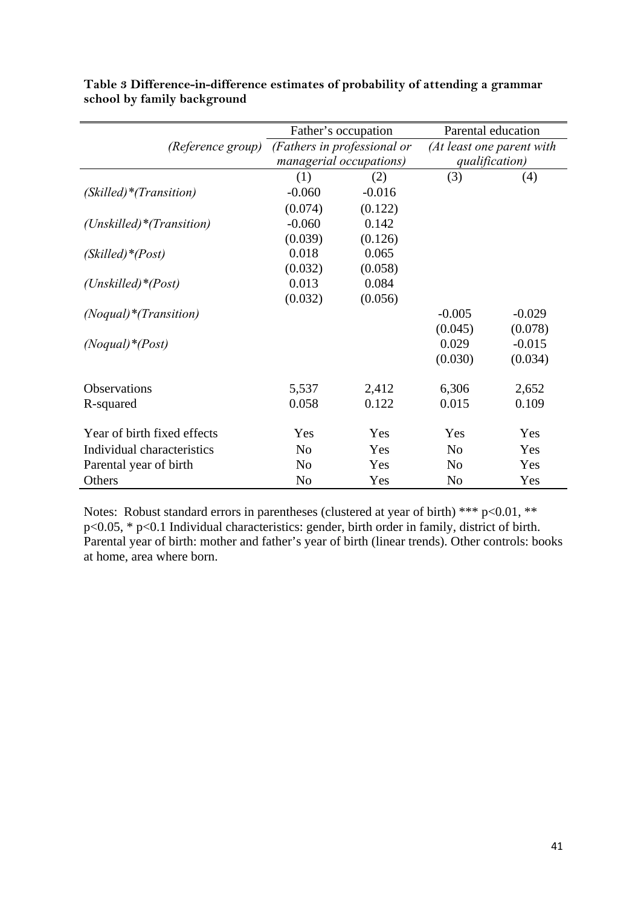**Table 3 Difference-in-difference estimates of probability of attending a grammar school by family background**

| | Father's occupation | | Parental education | |
|---|---|---|---|---|
| *(Reference group)* | *(Fathers in professional or managerial occupations)* | | *(At least one parent with qualification)* | |
| | (1) | (2) | (3) | (4) |
| *(Skilled)\*(Transition)* | -0.060 | -0.016 | | |
| | (0.074) | (0.122) | | |
| *(Unskilled)\*(Transition)* | -0.060 | 0.142 | | |
| | (0.039) | (0.126) | | |
| *(Skilled)\*(Post)* | 0.018 | 0.065 | | |
| | (0.032) | (0.058) | | |
| *(Unskilled)\*(Post)* | 0.013 | 0.084 | | |
| | (0.032) | (0.056) | | |
| *(Noqual)\*(Transition)* | | | -0.005 | -0.029 |
| | | | (0.045) | (0.078) |
| *(Noqual)\*(Post)* | | | 0.029 | -0.015 |
| | | | (0.030) | (0.034) |
| Observations | 5,537 | 2,412 | 6,306 | 2,652 |
| R-squared | 0.058 | 0.122 | 0.015 | 0.109 |
| Year of birth fixed effects | Yes | Yes | Yes | Yes |
| Individual characteristics | No | Yes | No | Yes |
| Parental year of birth | No | Yes | No | Yes |
| Others | No | Yes | No | Yes |

Notes: Robust standard errors in parentheses (clustered at year of birth) *** $p<0.01$, ** $p<0.05$, * $p<0.1$ Individual characteristics: gender, birth order in family, district of birth. Parental year of birth: mother and father's year of birth (linear trends). Other controls: books at home, area where born.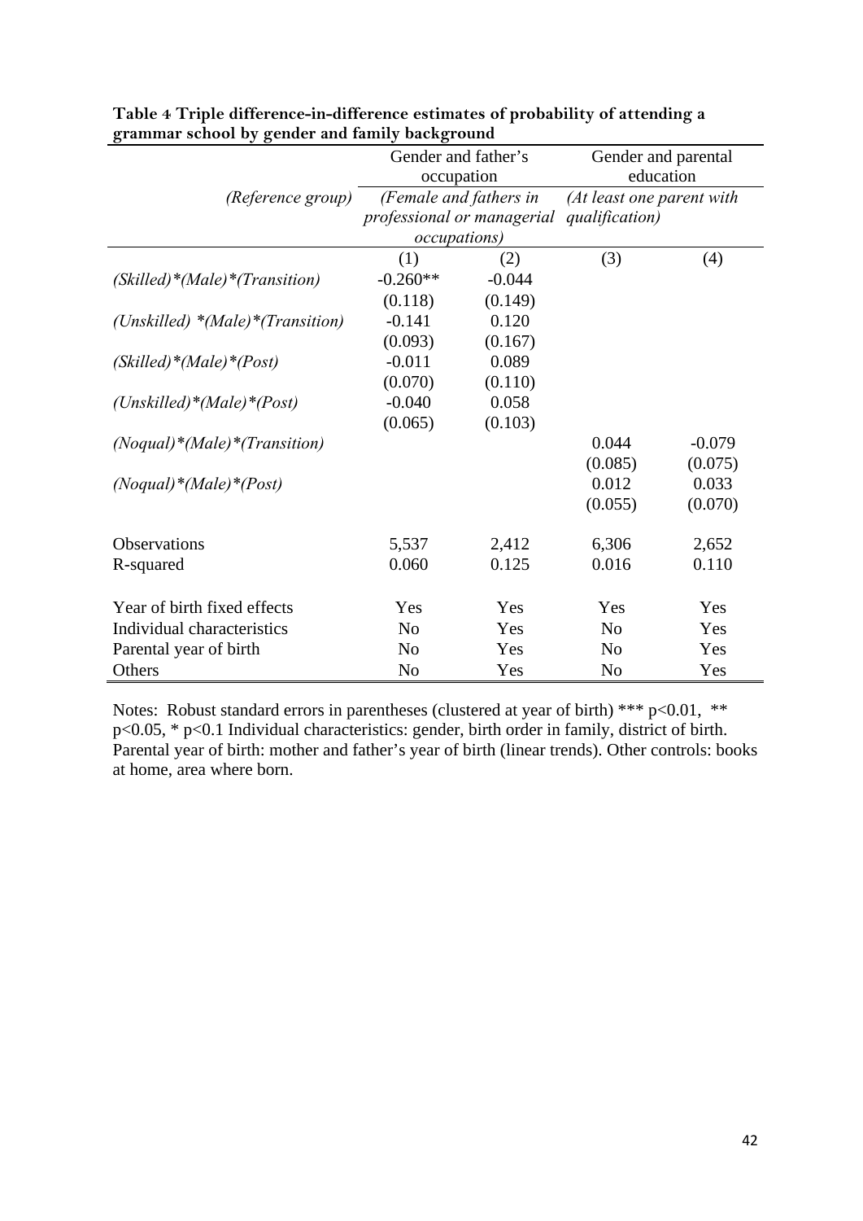**Table 4 Triple difference-in-difference estimates of probability of attending a grammar school by gender and family background**

| | Gender and father's occupation | | Gender and parental education | |
|---|---|---|---|---|
| *(Reference group)* | *(Female and fathers in professional or managerial occupations)* | | *(At least one parent with qualification)* | |
| | (1) | (2) | (3) | (4) |
| *(Skilled)\*(Male)\*(Transition)* | -0.260** | -0.044 | | |
| | (0.118) | (0.149) | | |
| *(Unskilled) \*(Male)\*(Transition)* | -0.141 | 0.120 | | |
| | (0.093) | (0.167) | | |
| *(Skilled)\*(Male)\*(Post)* | -0.011 | 0.089 | | |
| | (0.070) | (0.110) | | |
| *(Unskilled)\*(Male)\*(Post)* | -0.040 | 0.058 | | |
| | (0.065) | (0.103) | | |
| *(Noqual)\*(Male)\*(Transition)* | | | 0.044 | -0.079 |
| | | | (0.085) | (0.075) |
| *(Noqual)\*(Male)\*(Post)* | | | 0.012 | 0.033 |
| | | | (0.055) | (0.070) |
| Observations | 5,537 | 2,412 | 6,306 | 2,652 |
| R-squared | 0.060 | 0.125 | 0.016 | 0.110 |
| Year of birth fixed effects | Yes | Yes | Yes | Yes |
| Individual characteristics | No | Yes | No | Yes |
| Parental year of birth | No | Yes | No | Yes |
| Others | No | Yes | No | Yes |

Notes: Robust standard errors in parentheses (clustered at year of birth) *** $p<0.01$, ** $p<0.05$, * $p<0.1$ Individual characteristics: gender, birth order in family, district of birth. Parental year of birth: mother and father's year of birth (linear trends). Other controls: books at home, area where born.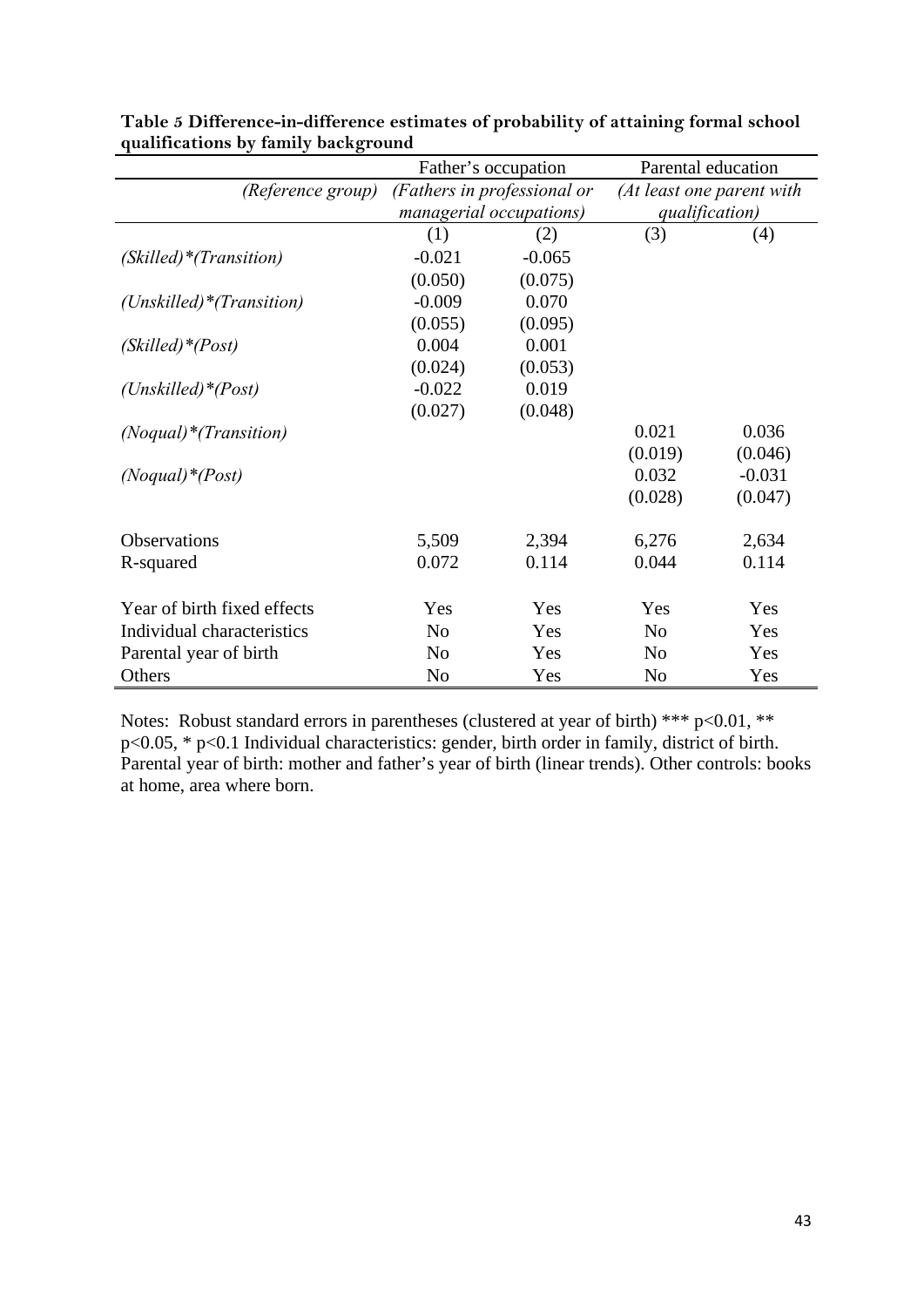**Table 5 Difference-in-difference estimates of probability of attaining formal school qualifications by family background**

| | Father's occupation | | Parental education | |
|---|---|---|---|---|
| *(Reference group)* | *(Fathers in professional or managerial occupations)* | | *(At least one parent with qualification)* | |
| | (1) | (2) | (3) | (4) |
| *(Skilled)*(Transition)* | -0.021 | -0.065 | | |
| | (0.050) | (0.075) | | |
| *(Unskilled)*(Transition)* | -0.009 | 0.070 | | |
| | (0.055) | (0.095) | | |
| *(Skilled)*(Post)* | 0.004 | 0.001 | | |
| | (0.024) | (0.053) | | |
| *(Unskilled)*(Post)* | -0.022 | 0.019 | | |
| | (0.027) | (0.048) | | |
| *(Noqual)*(Transition)* | | | 0.021 | 0.036 |
| | | | (0.019) | (0.046) |
| *(Noqual)*(Post)* | | | 0.032 | -0.031 |
| | | | (0.028) | (0.047) |
| Observations | 5,509 | 2,394 | 6,276 | 2,634 |
| R-squared | 0.072 | 0.114 | 0.044 | 0.114 |
| Year of birth fixed effects | Yes | Yes | Yes | Yes |
| Individual characteristics | No | Yes | No | Yes |
| Parental year of birth | No | Yes | No | Yes |
| Others | No | Yes | No | Yes |

Notes: Robust standard errors in parentheses (clustered at year of birth) *** p<0.01, ** p<0.05, * p<0.1 Individual characteristics: gender, birth order in family, district of birth. Parental year of birth: mother and father's year of birth (linear trends). Other controls: books at home, area where born.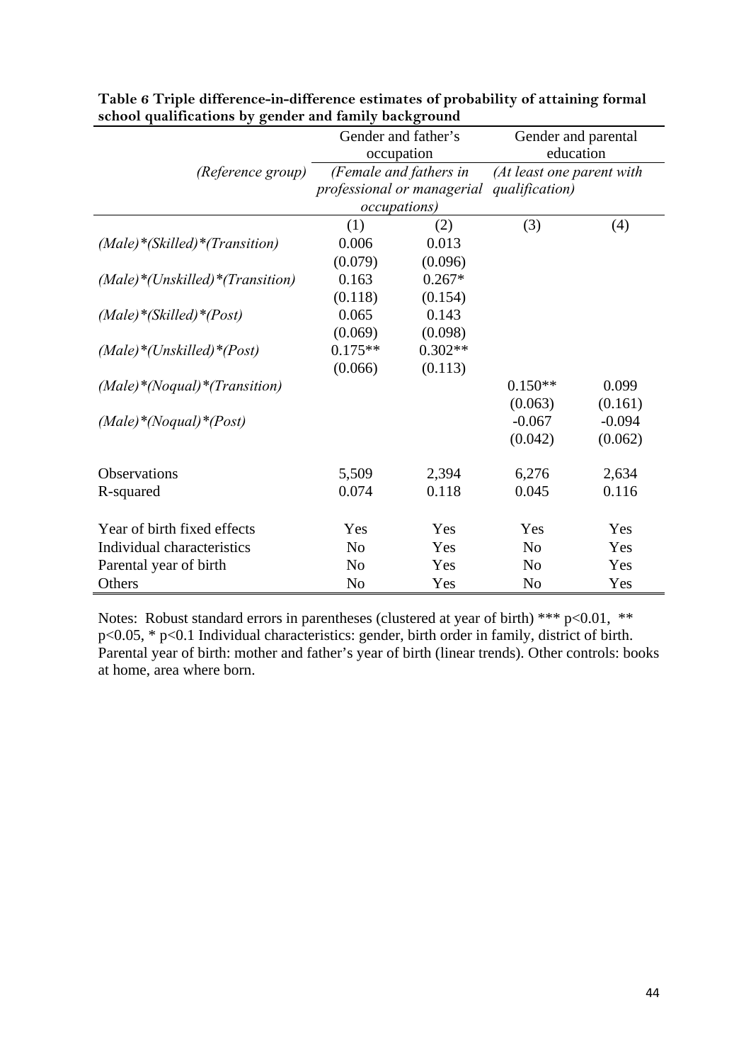**Table 6 Triple difference-in-difference estimates of probability of attaining formal school qualifications by gender and family background**

| | Gender and father's occupation | | Gender and parental education | |
|---|---|---|---|---|
| *(Reference group)* | *(Female and fathers in professional or managerial occupations)* | | *(At least one parent with qualification)* | |
| | (1) | (2) | (3) | (4) |
| *(Male)\*(Skilled)\*(Transition)* | 0.006 | 0.013 | | |
| | (0.079) | (0.096) | | |
| *(Male)\*(Unskilled)\*(Transition)* | 0.163 | 0.267* | | |
| | (0.118) | (0.154) | | |
| *(Male)\*(Skilled)\*(Post)* | 0.065 | 0.143 | | |
| | (0.069) | (0.098) | | |
| *(Male)\*(Unskilled)\*(Post)* | 0.175** | 0.302** | | |
| | (0.066) | (0.113) | | |
| *(Male)\*(Noqual)\*(Transition)* | | | 0.150** | 0.099 |
| | | | (0.063) | (0.161) |
| *(Male)\*(Noqual)\*(Post)* | | | -0.067 | -0.094 |
| | | | (0.042) | (0.062) |
| Observations | 5,509 | 2,394 | 6,276 | 2,634 |
| R-squared | 0.074 | 0.118 | 0.045 | 0.116 |
| Year of birth fixed effects | Yes | Yes | Yes | Yes |
| Individual characteristics | No | Yes | No | Yes |
| Parental year of birth | No | Yes | No | Yes |
| Others | No | Yes | No | Yes |

Notes: Robust standard errors in parentheses (clustered at year of birth) *** p<0.01, ** p<0.05, * p<0.1 Individual characteristics: gender, birth order in family, district of birth. Parental year of birth: mother and father's year of birth (linear trends). Other controls: books at home, area where born.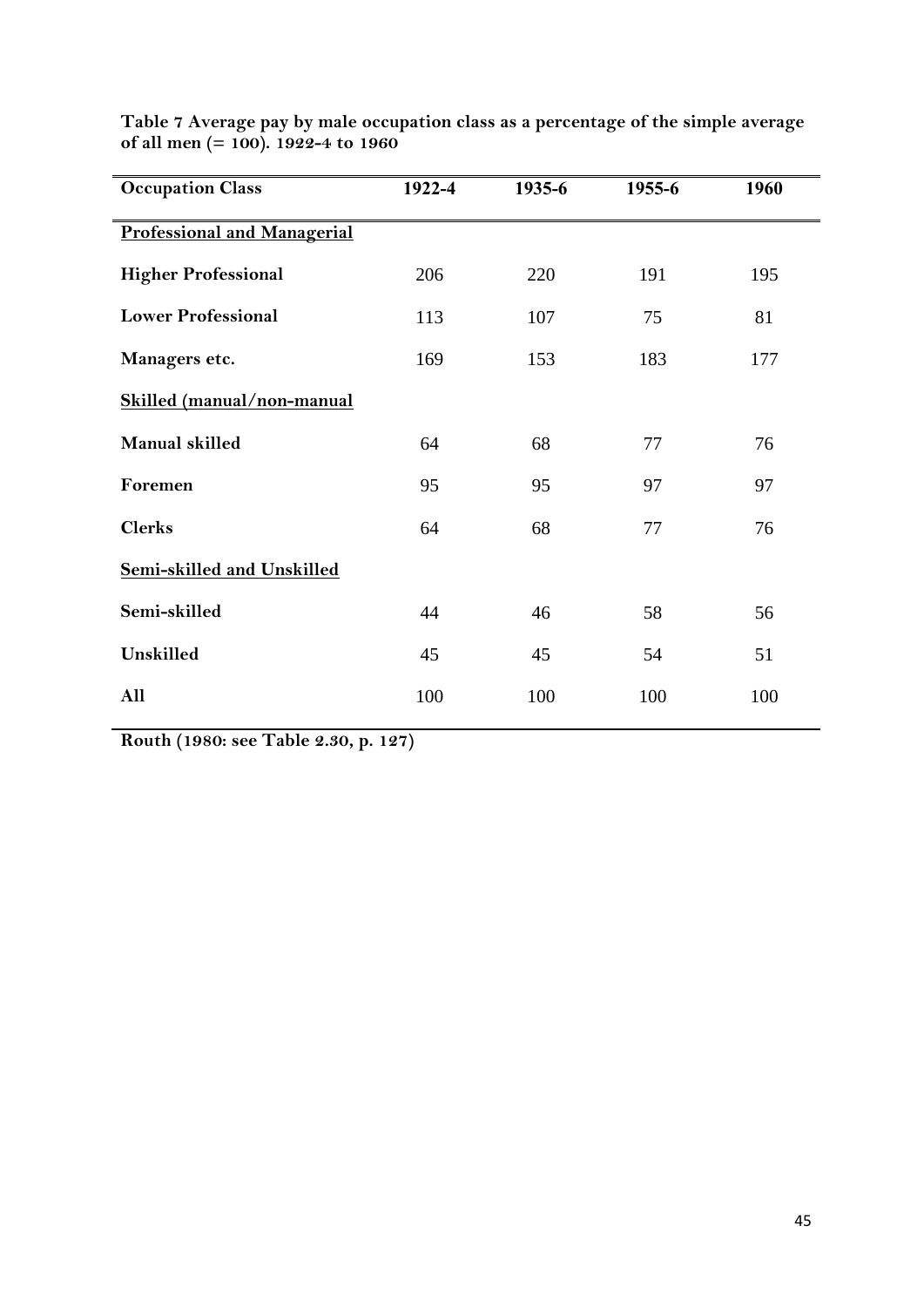**Table 7 Average pay by male occupation class as a percentage of the simple average of all men (= 100). 1922-4 to 1960**

| Occupation Class | 1922-4 | 1935-6 | 1955-6 | 1960 |
|---|---|---|---|---|
| <u>Professional and Managerial</u> | | | | |
| **Higher Professional** | 206 | 220 | 191 | 195 |
| **Lower Professional** | 113 | 107 | 75 | 81 |
| **Managers etc.** | 169 | 153 | 183 | 177 |
| <u>Skilled (manual/non-manual</u> | | | | |
| **Manual skilled** | 64 | 68 | 77 | 76 |
| **Foremen** | 95 | 95 | 97 | 97 |
| **Clerks** | 64 | 68 | 77 | 76 |
| <u>Semi-skilled and Unskilled</u> | | | | |
| **Semi-skilled** | 44 | 46 | 58 | 56 |
| **Unskilled** | 45 | 45 | 54 | 51 |
| **All** | 100 | 100 | 100 | 100 |

**Routh (1980: see Table 2.30, p. 127)**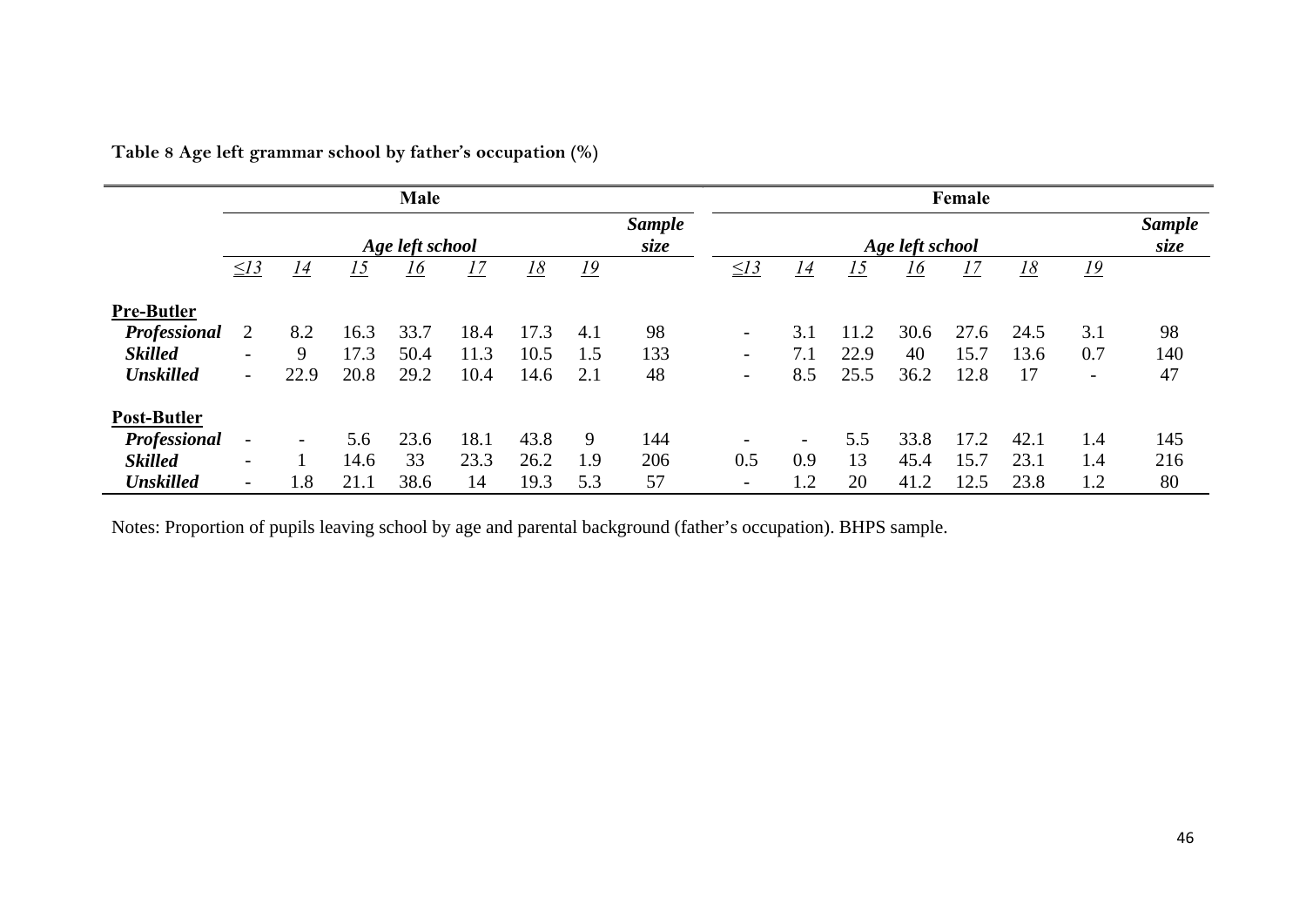**Table 8 Age left grammar school by father's occupation (%)**

| | Male | | | | | | | | Female | | | | | | | |
|---|---|---|---|---|---|---|---|---|---|---|---|---|---|---|---|---|
| | *Age left school* | | | | | | | *Sample size* | *Age left school* | | | | | | | *Sample size* |
| | *≤13* | *14* | *15* | *16* | *17* | *18* | *19* | | *≤13* | *14* | *15* | *16* | *17* | *18* | *19* | |
| **Pre-Butler** | | | | | | | | | | | | | | | | |
| ***Professional*** | 2 | 8.2 | 16.3 | 33.7 | 18.4 | 17.3 | 4.1 | 98 | - | 3.1 | 11.2 | 30.6 | 27.6 | 24.5 | 3.1 | 98 |
| ***Skilled*** | - | 9 | 17.3 | 50.4 | 11.3 | 10.5 | 1.5 | 133 | - | 7.1 | 22.9 | 40 | 15.7 | 13.6 | 0.7 | 140 |
| ***Unskilled*** | - | 22.9 | 20.8 | 29.2 | 10.4 | 14.6 | 2.1 | 48 | - | 8.5 | 25.5 | 36.2 | 12.8 | 17 | - | 47 |
| **Post-Butler** | | | | | | | | | | | | | | | | |
| ***Professional*** | - | - | 5.6 | 23.6 | 18.1 | 43.8 | 9 | 144 | - | - | 5.5 | 33.8 | 17.2 | 42.1 | 1.4 | 145 |
| ***Skilled*** | - | 1 | 14.6 | 33 | 23.3 | 26.2 | 1.9 | 206 | 0.5 | 0.9 | 13 | 45.4 | 15.7 | 23.1 | 1.4 | 216 |
| ***Unskilled*** | - | 1.8 | 21.1 | 38.6 | 14 | 19.3 | 5.3 | 57 | - | 1.2 | 20 | 41.2 | 12.5 | 23.8 | 1.2 | 80 |

Notes: Proportion of pupils leaving school by age and parental background (father's occupation). BHPS sample.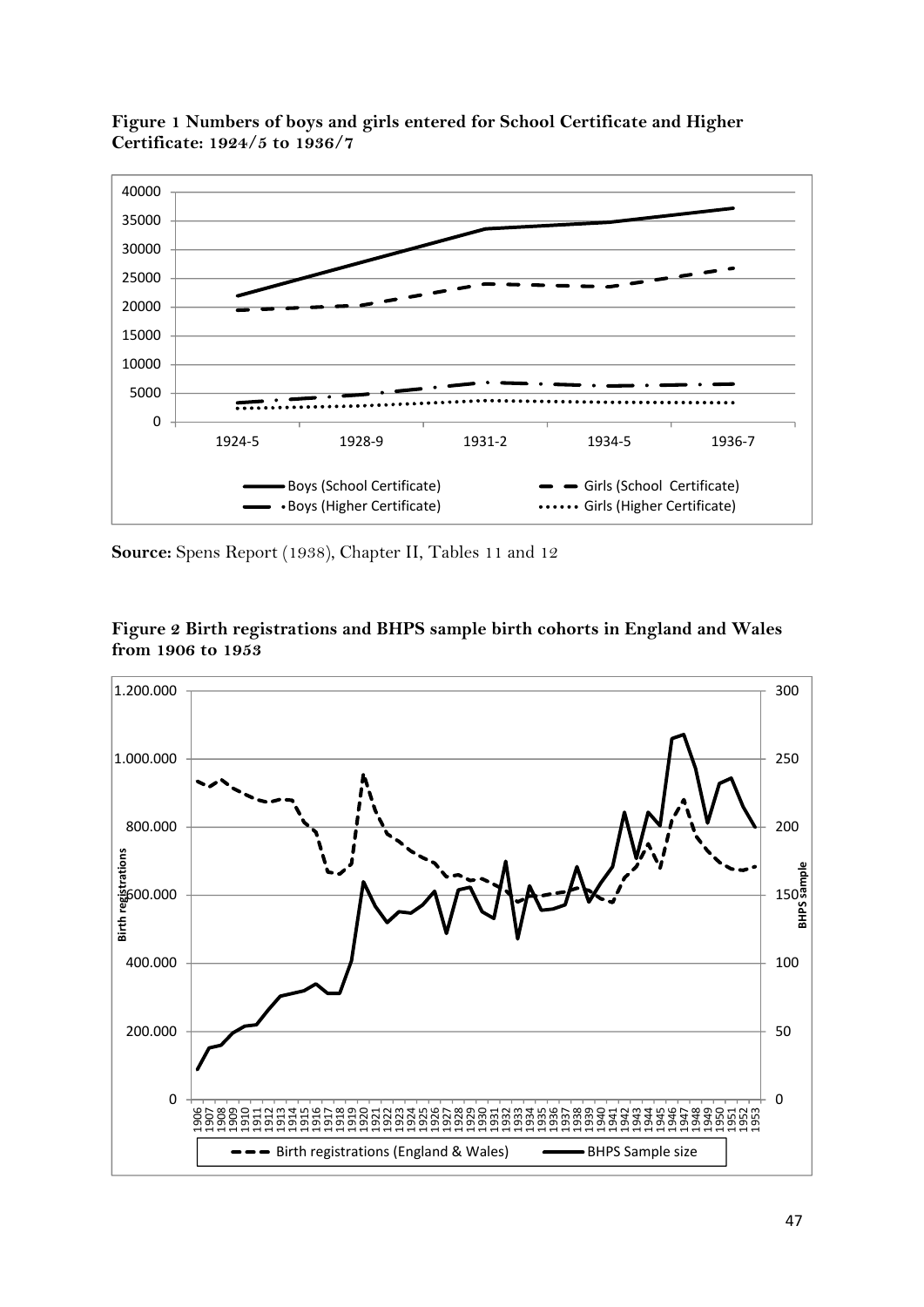**Figure 1 Numbers of boys and girls entered for School Certificate and Higher Certificate: 1924/5 to 1936/7**

**Source:** Spens Report (1938), Chapter II, Tables 11 and 12

**Figure 2 Birth registrations and BHPS sample birth cohorts in England and Wales from 1906 to 1953**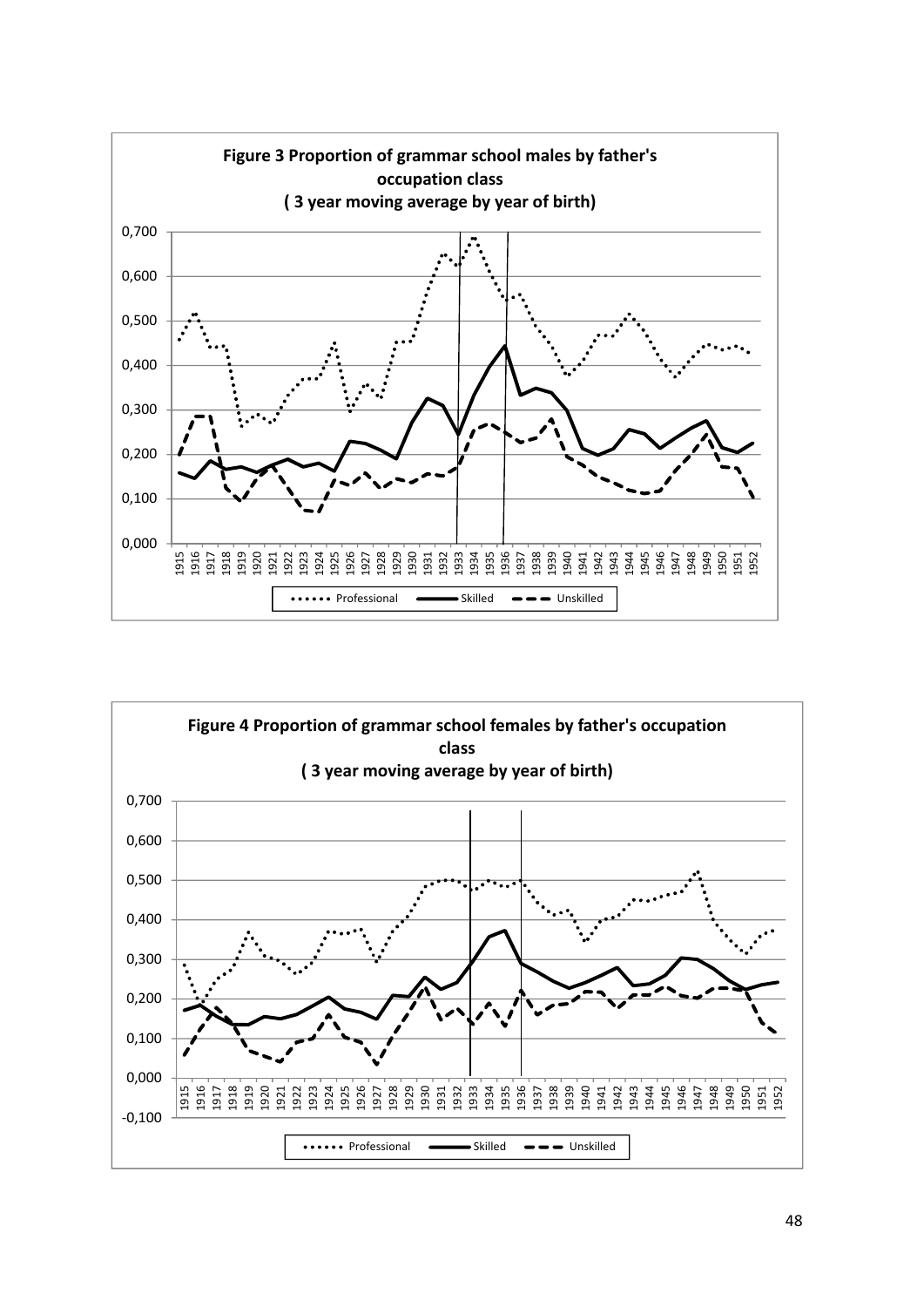**Figure 3 Proportion of grammar school males by father's occupation class ( 3 year moving average by year of birth)**

0,700
0,600
0,500
0,400
0,300
0,200
0,100
0,000

1915 1916 1917 1918 1919 1920 1921 1922 1923 1924 1925 1926 1927 1928 1929 1930 1931 1932 1933 1934 1935 1936 1937 1938 1939 1940 1941 1942 1943 1944 1945 1946 1947 1948 1949 1950 1951 1952

Professional — Skilled — Unskilled

**Figure 4 Proportion of grammar school females by father's occupation class ( 3 year moving average by year of birth)**

0,700
0,600
0,500
0,400
0,300
0,200
0,100
0,000
-0,100

1915 1916 1917 1918 1919 1920 1921 1922 1923 1924 1925 1926 1927 1928 1929 1930 1931 1932 1933 1934 1935 1936 1937 1938 1939 1940 1941 1942 1943 1944 1945 1946 1947 1948 1949 1950 1951 1952

Professional — Skilled — Unskilled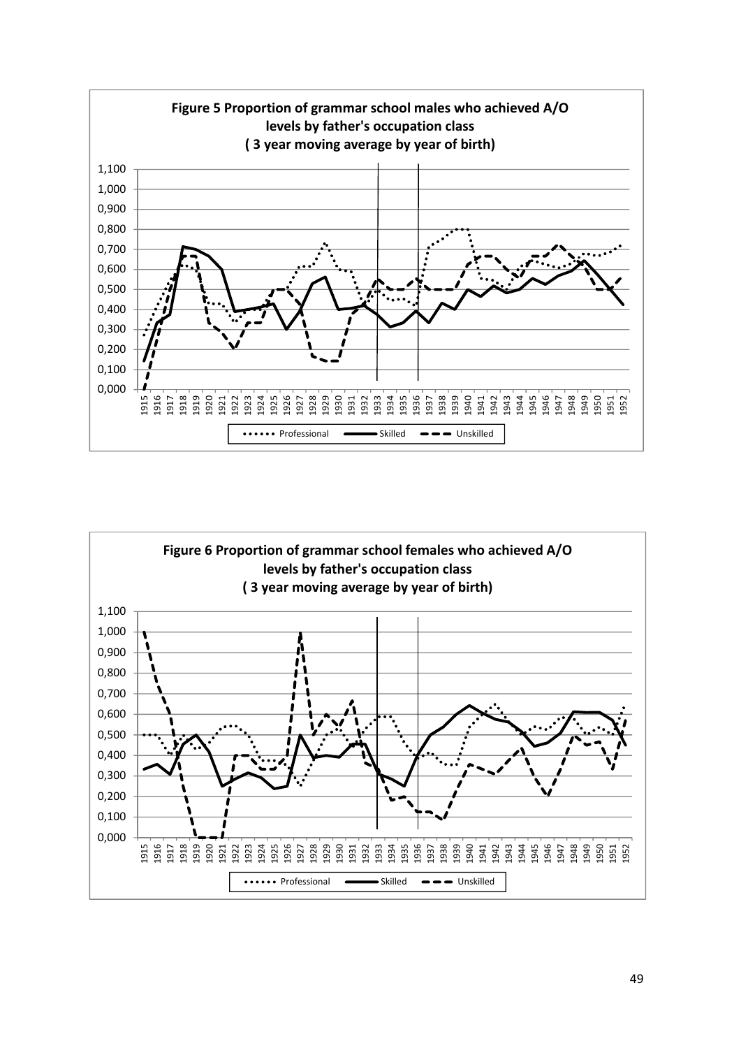**Figure 5 Proportion of grammar school males who achieved A/O levels by father's occupation class ( 3 year moving average by year of birth)**

**Figure 6 Proportion of grammar school females who achieved A/O levels by father's occupation class ( 3 year moving average by year of birth)**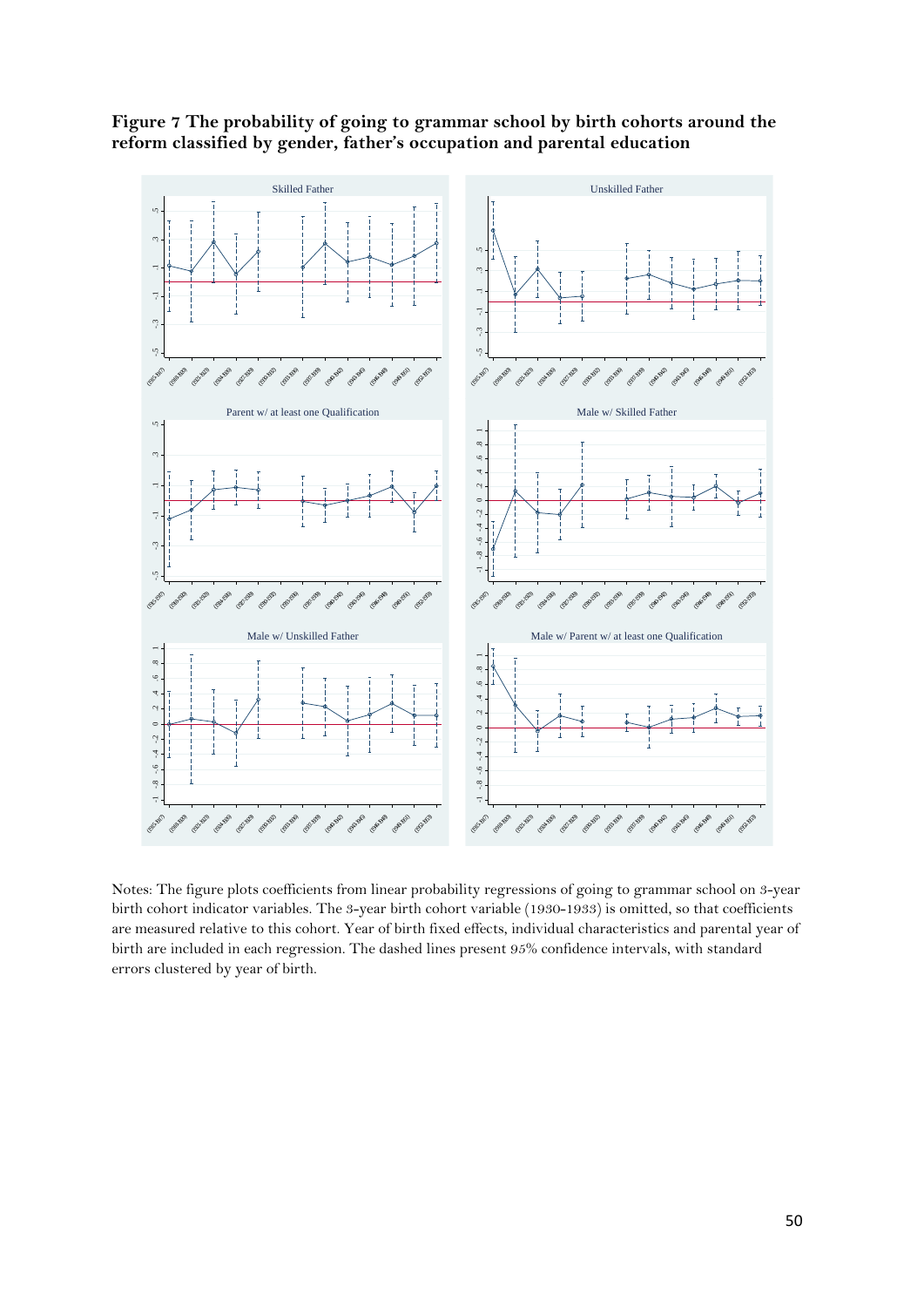**Figure 7 The probability of going to grammar school by birth cohorts around the reform classified by gender, father's occupation and parental education**

Notes: The figure plots coefficients from linear probability regressions of going to grammar school on 3-year birth cohort indicator variables. The 3-year birth cohort variable (1930-1933) is omitted, so that coefficients are measured relative to this cohort. Year of birth fixed effects, individual characteristics and parental year of birth are included in each regression. The dashed lines present 95% confidence intervals, with standard errors clustered by year of birth.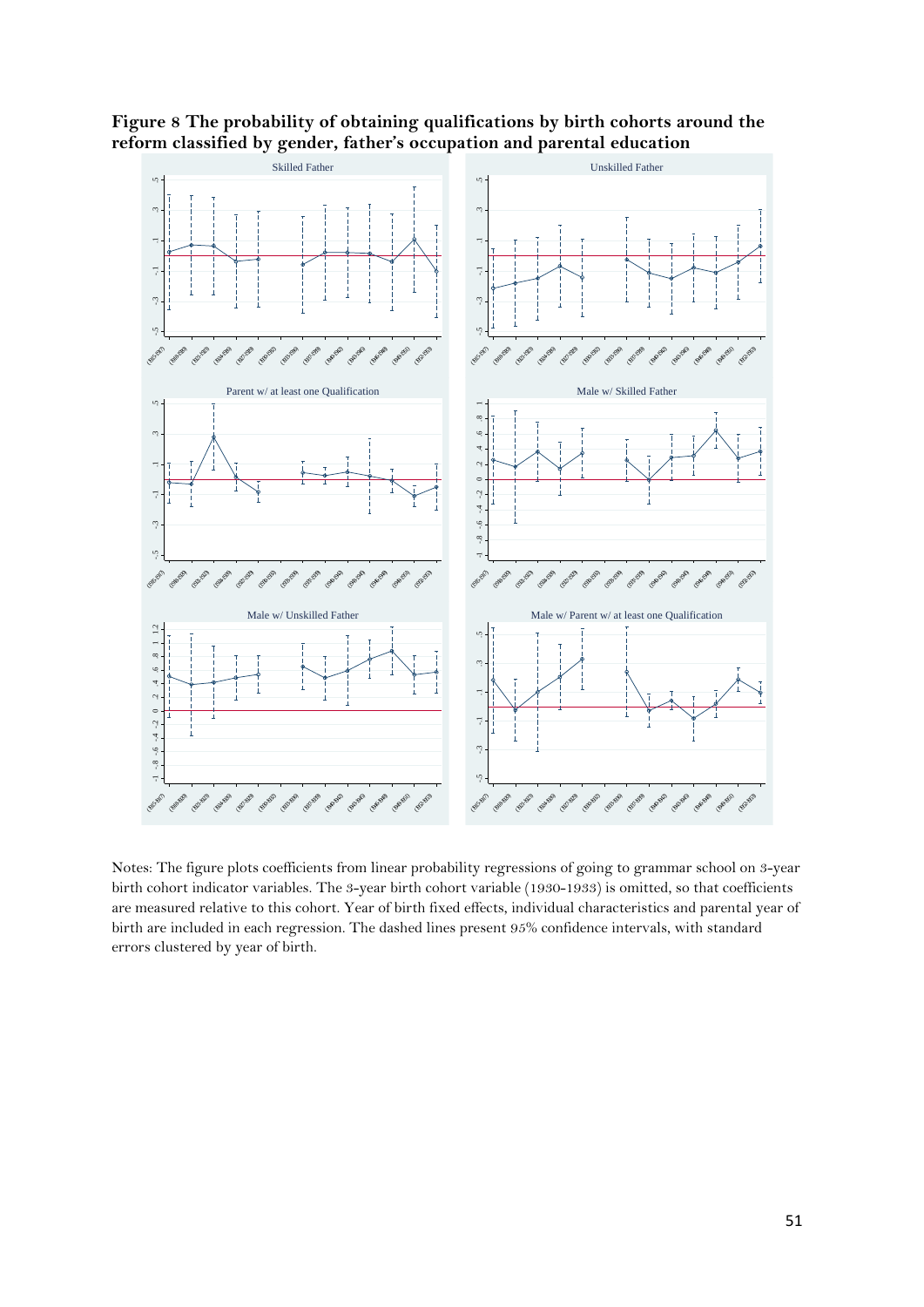**Figure 8 The probability of obtaining qualifications by birth cohorts around the reform classified by gender, father's occupation and parental education**

Notes: The figure plots coefficients from linear probability regressions of going to grammar school on 3-year birth cohort indicator variables. The 3-year birth cohort variable (1930-1933) is omitted, so that coefficients are measured relative to this cohort. Year of birth fixed effects, individual characteristics and parental year of birth are included in each regression. The dashed lines present 95% confidence intervals, with standard errors clustered by year of birth.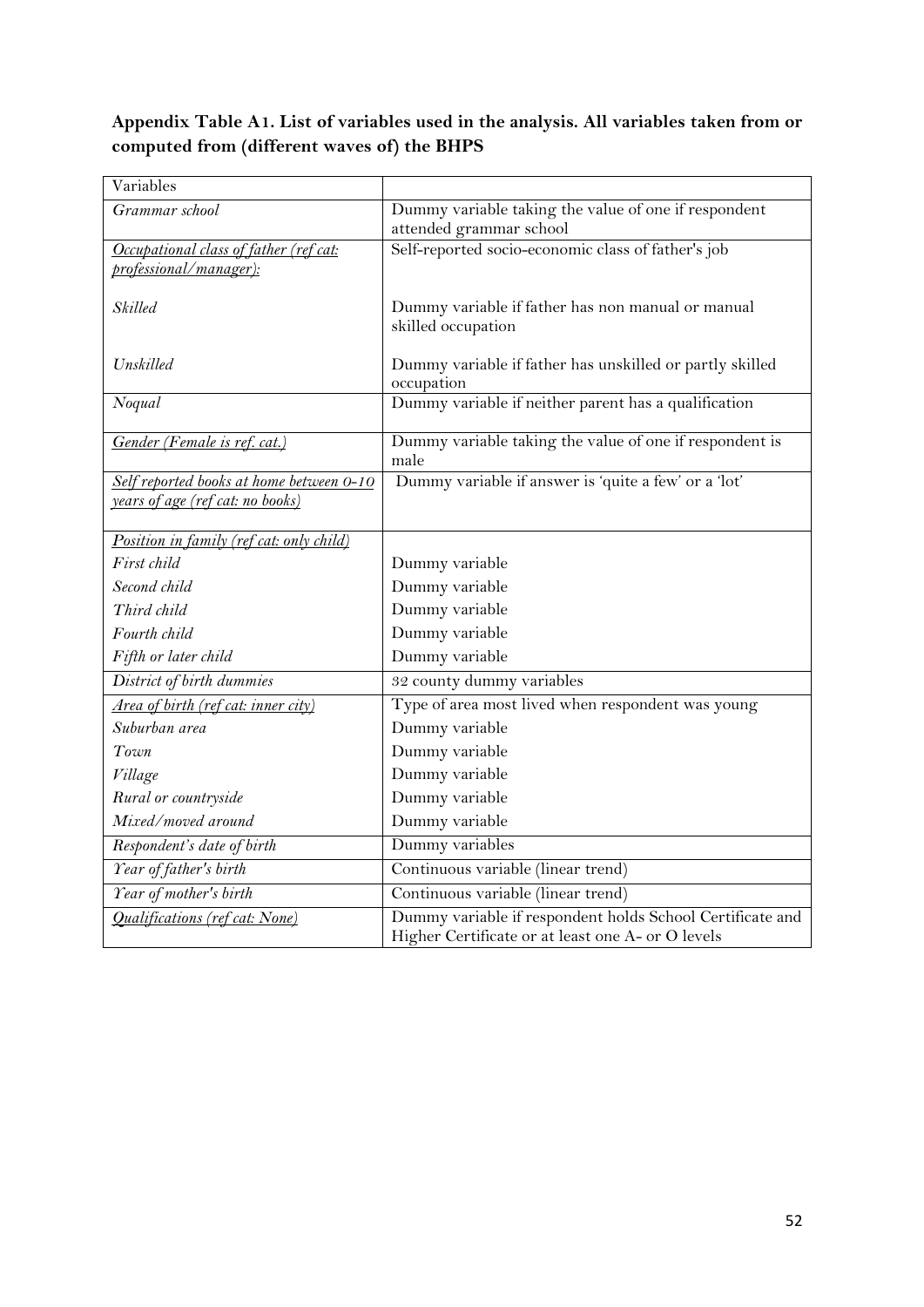**Appendix Table A1. List of variables used in the analysis. All variables taken from or computed from (different waves of) the BHPS**

| Variables | |
|---|---|
| *Grammar school* | Dummy variable taking the value of one if respondent attended grammar school |
| *Occupational class of father (ref cat: professional/manager):* | Self-reported socio-economic class of father's job |
| *Skilled* | Dummy variable if father has non manual or manual skilled occupation |
| *Unskilled* | Dummy variable if father has unskilled or partly skilled occupation |
| *Noqual* | Dummy variable if neither parent has a qualification |
| *Gender (Female is ref. cat.)* | Dummy variable taking the value of one if respondent is male |
| *Self reported books at home between 0-10 years of age (ref cat: no books)* | Dummy variable if answer is 'quite a few' or a 'lot' |
| *Position in family (ref cat: only child)* | |
| *First child* | Dummy variable |
| *Second child* | Dummy variable |
| *Third child* | Dummy variable |
| *Fourth child* | Dummy variable |
| *Fifth or later child* | Dummy variable |
| *District of birth dummies* | 32 county dummy variables |
| *Area of birth (ref cat: inner city)* | Type of area most lived when respondent was young |
| *Suburban area* | Dummy variable |
| *Town* | Dummy variable |
| *Village* | Dummy variable |
| *Rural or countryside* | Dummy variable |
| *Mixed/moved around* | Dummy variable |
| *Respondent's date of birth* | Dummy variables |
| *Year of father's birth* | Continuous variable (linear trend) |
| *Year of mother's birth* | Continuous variable (linear trend) |
| *Qualifications (ref cat: None)* | Dummy variable if respondent holds School Certificate and Higher Certificate or at least one A- or O levels |